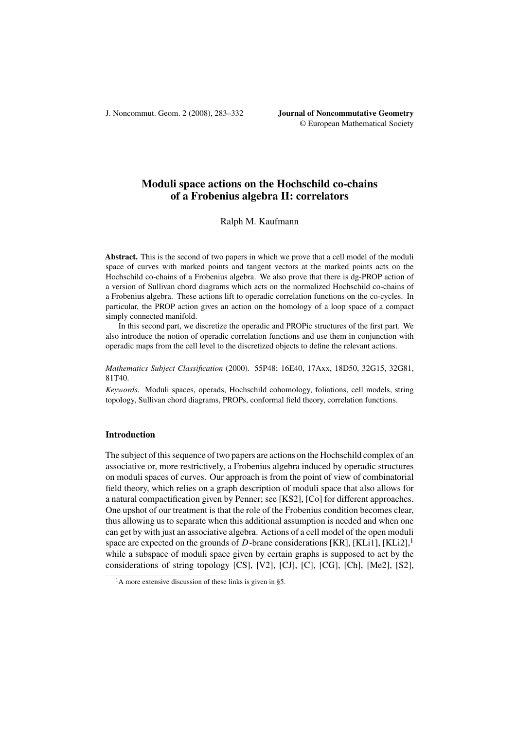# Moduli space actions on the Hochschild co-chains of a Frobenius algebra II: correlators

Ralph M. Kaufmann

**Abstract.** This is the second of two papers in which we prove that a cell model of the moduli space of curves with marked points and tangent vectors at the marked points acts on the Hochschild co-chains of a Frobenius algebra. We also prove that there is dg-PROP action of a version of Sullivan chord diagrams which acts on the normalized Hochschild co-chains of a Frobenius algebra. These actions lift to operadic correlation functions on the co-cycles. In particular, the PROP action gives an action on the homology of a loop space of a compact simply connected manifold.

In this second part, we discretize the operadic and PROPic structures of the first part. We also introduce the notion of operadic correlation functions and use them in conjunction with operadic maps from the cell level to the discretized objects to define the relevant actions.

*Mathematics Subject Classification* (2000). 55P48; 16E40, 17Axx, 18D50, 32G15, 32G81, 81T40.

*Keywords.* Moduli spaces, operads, Hochschild cohomology, foliations, cell models, string topology, Sullivan chord diagrams, PROPs, conformal field theory, correlation functions.

## Introduction

The subject of this sequence of two papers are actions on the Hochschild complex of an associative or, more restrictively, a Frobenius algebra induced by operadic structures on moduli spaces of curves. Our approach is from the point of view of combinatorial field theory, which relies on a graph description of moduli space that also allows for a natural compactification given by Penner; see [KS2], [Co] for different approaches. One upshot of our treatment is that the role of the Frobenius condition becomes clear, thus allowing us to separate when this additional assumption is needed and when one can get by with just an associative algebra. Actions of a cell model of the open moduli space are expected on the grounds of $D$-brane considerations [KR], [KLi1], [KLi2],[1] while a subspace of moduli space given by certain graphs is supposed to act by the considerations of string topology [CS], [V2], [CJ], [C], [CG], [Ch], [Me2], [S2],

[1]A more extensive discussion of these links is given in §5.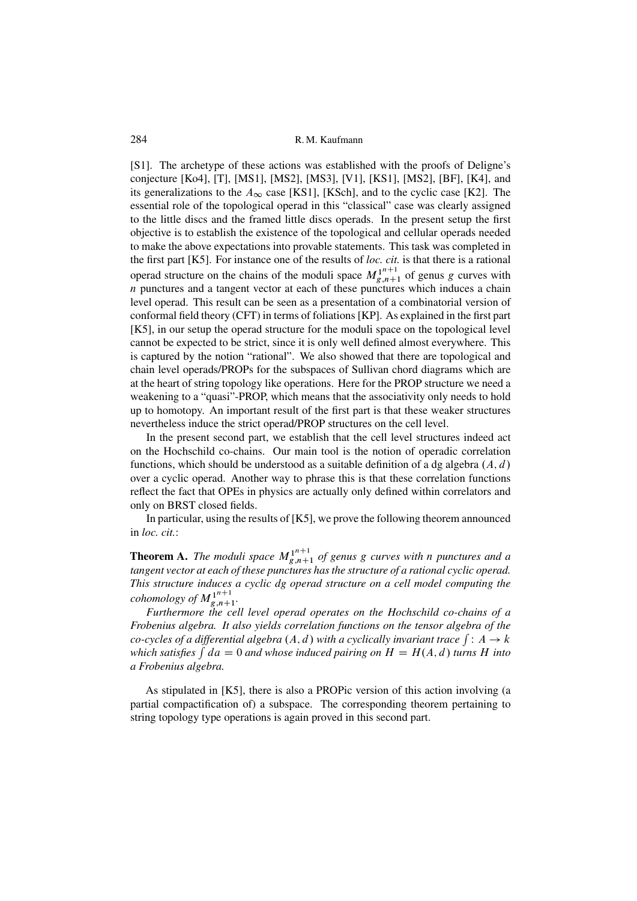[S1]. The archetype of these actions was established with the proofs of Deligne's conjecture [Ko4], [T], [MS1], [MS2], [MS3], [V1], [KS1], [MS2], [BF], [K4], and its generalizations to the $A_\infty$ case [KS1], [KSch], and to the cyclic case [K2]. The essential role of the topological operad in this "classical" case was clearly assigned to the little discs and the framed little discs operads. In the present setup the first objective is to establish the existence of the topological and cellular operads needed to make the above expectations into provable statements. This task was completed in the first part [K5]. For instance one of the results of *loc. cit.* is that there is a rational operad structure on the chains of the moduli space $M_{g,n+1}^{1^{n+1}}$ of genus $g$ curves with $n$ punctures and a tangent vector at each of these punctures which induces a chain level operad. This result can be seen as a presentation of a combinatorial version of conformal field theory (CFT) in terms of foliations [KP]. As explained in the first part [K5], in our setup the operad structure for the moduli space on the topological level cannot be expected to be strict, since it is only well defined almost everywhere. This is captured by the notion "rational". We also showed that there are topological and chain level operads/PROPs for the subspaces of Sullivan chord diagrams which are at the heart of string topology like operations. Here for the PROP structure we need a weakening to a "quasi"-PROP, which means that the associativity only needs to hold up to homotopy. An important result of the first part is that these weaker structures nevertheless induce the strict operad/PROP structures on the cell level.

In the present second part, we establish that the cell level structures indeed act on the Hochschild co-chains. Our main tool is the notion of operadic correlation functions, which should be understood as a suitable definition of a dg algebra $(A, d)$ over a cyclic operad. Another way to phrase this is that these correlation functions reflect the fact that OPEs in physics are actually only defined within correlators and only on BRST closed fields.

In particular, using the results of [K5], we prove the following theorem announced in *loc. cit.*:

**Theorem A.** *The moduli space $M_{g,n+1}^{1^{n+1}}$ of genus $g$ curves with $n$ punctures and a tangent vector at each of these punctures has the structure of a rational cyclic operad. This structure induces a cyclic dg operad structure on a cell model computing the cohomology of $M_{g,n+1}^{1^{n+1}}$.*

*Furthermore the cell level operad operates on the Hochschild co-chains of a Frobenius algebra. It also yields correlation functions on the tensor algebra of the co-cycles of a differential algebra $(A, d)$ with a cyclically invariant trace $\int : A \to k$ which satisfies $\int da = 0$ and whose induced pairing on $H = H(A, d)$ turns $H$ into a Frobenius algebra.*

As stipulated in [K5], there is also a PROPic version of this action involving (a partial compactification of) a subspace. The corresponding theorem pertaining to string topology type operations is again proved in this second part.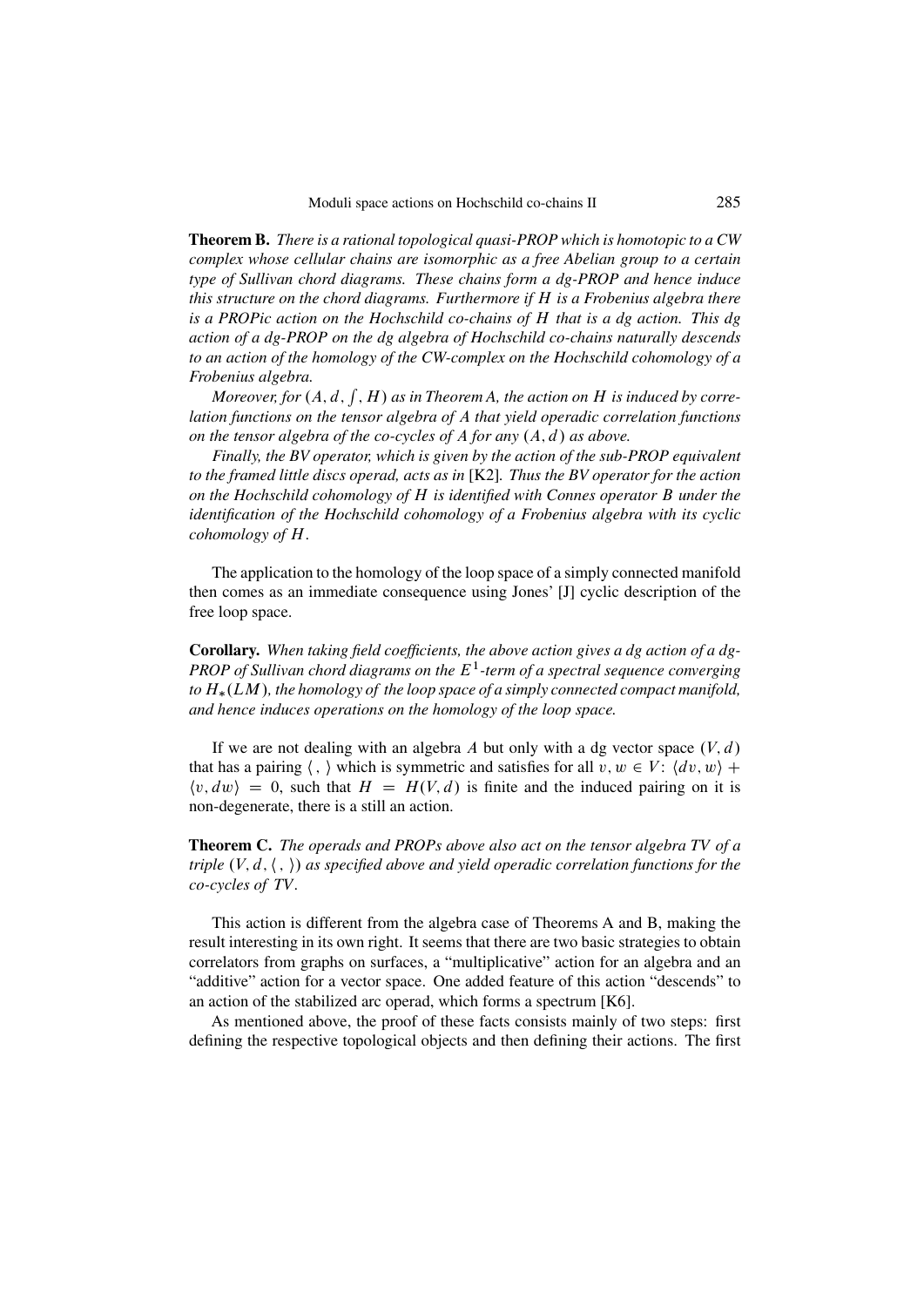**Theorem B.** *There is a rational topological quasi-PROP which is homotopic to a CW complex whose cellular chains are isomorphic as a free Abelian group to a certain type of Sullivan chord diagrams. These chains form a dg-PROP and hence induce this structure on the chord diagrams. Furthermore if $H$ is a Frobenius algebra there is a PROPic action on the Hochschild co-chains of $H$ that is a dg action. This dg action of a dg-PROP on the dg algebra of Hochschild co-chains naturally descends to an action of the homology of the CW-complex on the Hochschild cohomology of a Frobenius algebra.*

*Moreover, for $(A, d, \int, H)$ as in Theorem A, the action on $H$ is induced by correlation functions on the tensor algebra of $A$ that yield operadic correlation functions on the tensor algebra of the co-cycles of $A$ for any $(A, d)$ as above.*

*Finally, the BV operator, which is given by the action of the sub-PROP equivalent to the framed little discs operad, acts as in* [K2]*. Thus the BV operator for the action on the Hochschild cohomology of $H$ is identified with Connes operator $B$ under the identification of the Hochschild cohomology of a Frobenius algebra with its cyclic cohomology of $H$.*

The application to the homology of the loop space of a simply connected manifold then comes as an immediate consequence using Jones' [J] cyclic description of the free loop space.

**Corollary.** *When taking field coefficients, the above action gives a dg action of a dg-PROP of Sullivan chord diagrams on the $E^1$-term of a spectral sequence converging to $H_*(LM)$, the homology of the loop space of a simply connected compact manifold, and hence induces operations on the homology of the loop space.*

If we are not dealing with an algebra $A$ but only with a dg vector space $(V, d)$ that has a pairing $\langle\, , \,\rangle$ which is symmetric and satisfies for all $v, w \in V$: $\langle dv, w\rangle + \langle v, dw\rangle = 0$, such that $H = H(V, d)$ is finite and the induced pairing on it is non-degenerate, there is a still an action.

**Theorem C.** *The operads and PROPs above also act on the tensor algebra $TV$ of a triple $(V, d, \langle\, , \,\rangle)$ as specified above and yield operadic correlation functions for the co-cycles of $TV$.*

This action is different from the algebra case of Theorems A and B, making the result interesting in its own right. It seems that there are two basic strategies to obtain correlators from graphs on surfaces, a "multiplicative" action for an algebra and an "additive" action for a vector space. One added feature of this action "descends" to an action of the stabilized arc operad, which forms a spectrum [K6].

As mentioned above, the proof of these facts consists mainly of two steps: first defining the respective topological objects and then defining their actions. The first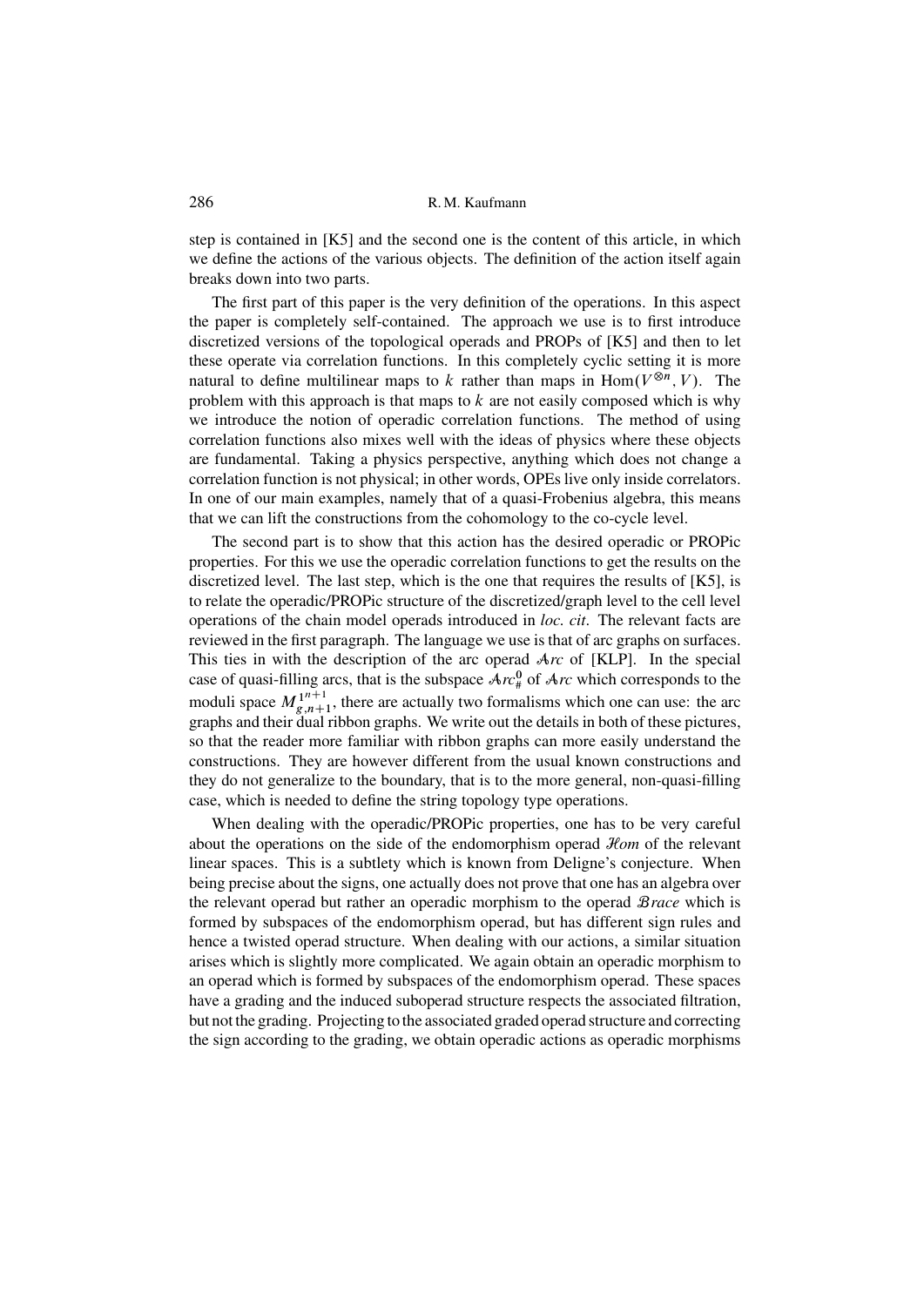step is contained in [K5] and the second one is the content of this article, in which we define the actions of the various objects. The definition of the action itself again breaks down into two parts.

The first part of this paper is the very definition of the operations. In this aspect the paper is completely self-contained. The approach we use is to first introduce discretized versions of the topological operads and PROPs of [K5] and then to let these operate via correlation functions. In this completely cyclic setting it is more natural to define multilinear maps to $k$ rather than maps in $\mathrm{Hom}(V^{\otimes n}, V)$. The problem with this approach is that maps to $k$ are not easily composed which is why we introduce the notion of operadic correlation functions. The method of using correlation functions also mixes well with the ideas of physics where these objects are fundamental. Taking a physics perspective, anything which does not change a correlation function is not physical; in other words, OPEs live only inside correlators. In one of our main examples, namely that of a quasi-Frobenius algebra, this means that we can lift the constructions from the cohomology to the co-cycle level.

The second part is to show that this action has the desired operadic or PROPic properties. For this we use the operadic correlation functions to get the results on the discretized level. The last step, which is the one that requires the results of [K5], is to relate the operadic/PROPic structure of the discretized/graph level to the cell level operations of the chain model operads introduced in *loc. cit*. The relevant facts are reviewed in the first paragraph. The language we use is that of arc graphs on surfaces. This ties in with the description of the arc operad $\mathcal{A}rc$ of [KLP]. In the special case of quasi-filling arcs, that is the subspace $\mathcal{A}rc^0_\#$ of $\mathcal{A}rc$ which corresponds to the moduli space $M^{1^{n+1}}_{g,n+1}$, there are actually two formalisms which one can use: the arc graphs and their dual ribbon graphs. We write out the details in both of these pictures, so that the reader more familiar with ribbon graphs can more easily understand the constructions. They are however different from the usual known constructions and they do not generalize to the boundary, that is to the more general, non-quasi-filling case, which is needed to define the string topology type operations.

When dealing with the operadic/PROPic properties, one has to be very careful about the operations on the side of the endomorphism operad $\mathcal{H}om$ of the relevant linear spaces. This is a subtlety which is known from Deligne's conjecture. When being precise about the signs, one actually does not prove that one has an algebra over the relevant operad but rather an operadic morphism to the operad $\mathcal{B}race$ which is formed by subspaces of the endomorphism operad, but has different sign rules and hence a twisted operad structure. When dealing with our actions, a similar situation arises which is slightly more complicated. We again obtain an operadic morphism to an operad which is formed by subspaces of the endomorphism operad. These spaces have a grading and the induced suboperad structure respects the associated filtration, but not the grading. Projecting to the associated graded operad structure and correcting the sign according to the grading, we obtain operadic actions as operadic morphisms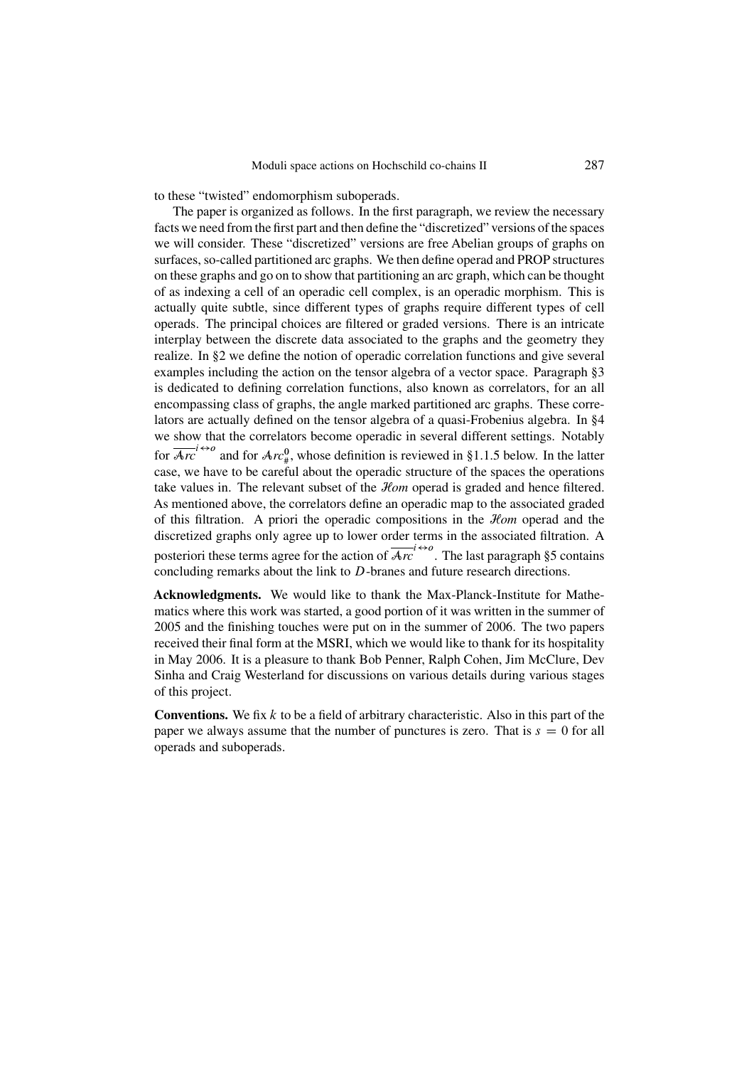to these “twisted” endomorphism suboperads.

The paper is organized as follows. In the first paragraph, we review the necessary facts we need from the first part and then define the “discretized” versions of the spaces we will consider. These “discretized” versions are free Abelian groups of graphs on surfaces, so-called partitioned arc graphs. We then define operad and PROP structures on these graphs and go on to show that partitioning an arc graph, which can be thought of as indexing a cell of an operadic cell complex, is an operadic morphism. This is actually quite subtle, since different types of graphs require different types of cell operads. The principal choices are filtered or graded versions. There is an intricate interplay between the discrete data associated to the graphs and the geometry they realize. In §2 we define the notion of operadic correlation functions and give several examples including the action on the tensor algebra of a vector space. Paragraph §3 is dedicated to defining correlation functions, also known as correlators, for an all encompassing class of graphs, the angle marked partitioned arc graphs. These correlators are actually defined on the tensor algebra of a quasi-Frobenius algebra. In §4 we show that the correlators become operadic in several different settings. Notably for $\overline{\mathcal{A}rc}^{i\leftrightarrow o}$ and for $\mathcal{A}rc^0_\#$, whose definition is reviewed in §1.1.5 below. In the latter case, we have to be careful about the operadic structure of the spaces the operations take values in. The relevant subset of the $\mathcal{H}om$ operad is graded and hence filtered. As mentioned above, the correlators define an operadic map to the associated graded of this filtration. A priori the operadic compositions in the $\mathcal{H}om$ operad and the discretized graphs only agree up to lower order terms in the associated filtration. A posteriori these terms agree for the action of $\overline{\mathcal{A}rc}^{i\leftrightarrow o}$. The last paragraph §5 contains concluding remarks about the link to $D$-branes and future research directions.

**Acknowledgments.** We would like to thank the Max-Planck-Institute for Mathematics where this work was started, a good portion of it was written in the summer of 2005 and the finishing touches were put on in the summer of 2006. The two papers received their final form at the MSRI, which we would like to thank for its hospitality in May 2006. It is a pleasure to thank Bob Penner, Ralph Cohen, Jim McClure, Dev Sinha and Craig Westerland for discussions on various details during various stages of this project.

**Conventions.** We fix $k$ to be a field of arbitrary characteristic. Also in this part of the paper we always assume that the number of punctures is zero. That is $s = 0$ for all operads and suboperads.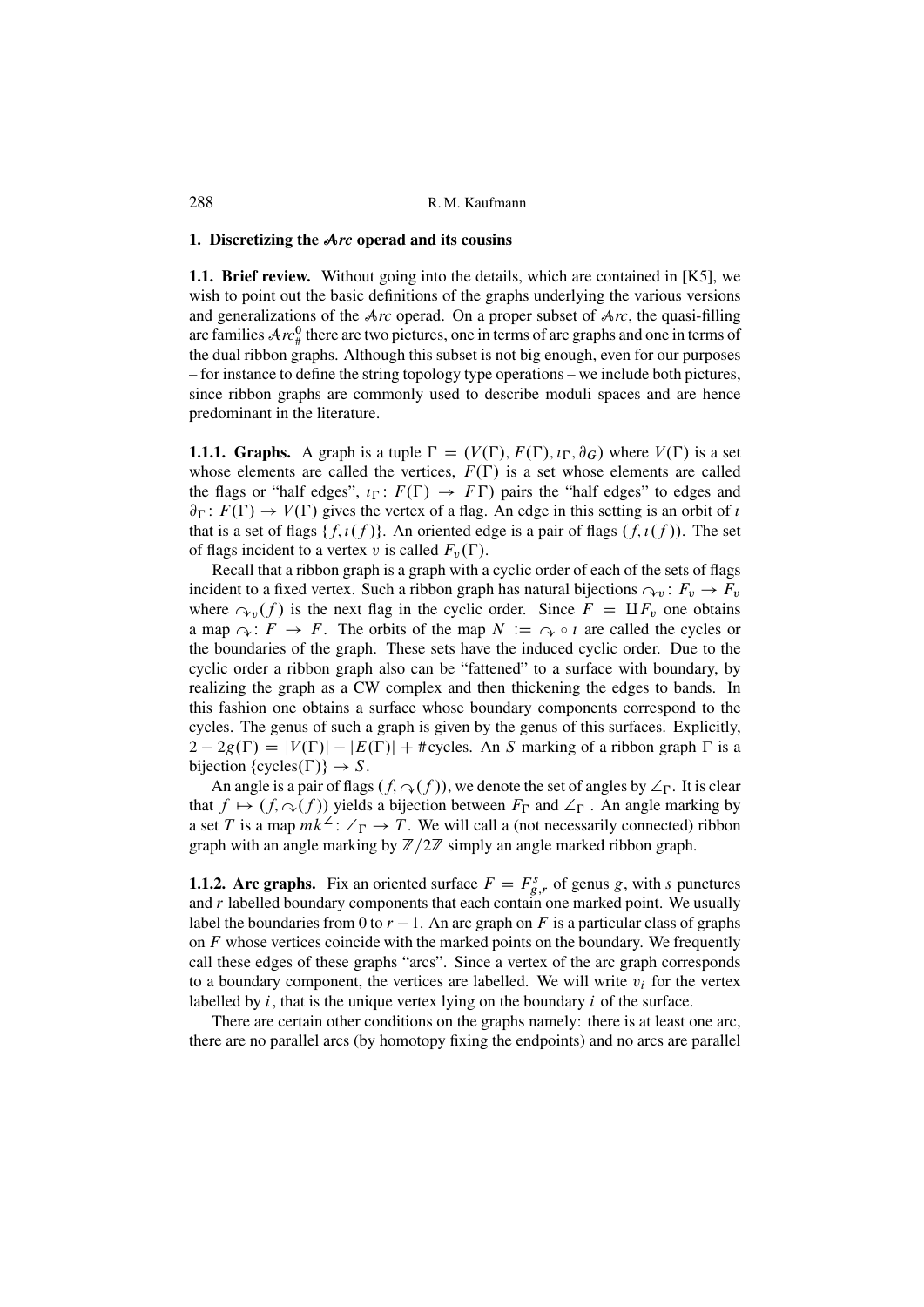## 1. Discretizing the $\mathcal{A}rc$ operad and its cousins

**1.1. Brief review.** Without going into the details, which are contained in [K5], we wish to point out the basic definitions of the graphs underlying the various versions and generalizations of the $\mathcal{A}rc$ operad. On a proper subset of $\mathcal{A}rc$, the quasi-filling arc families $\mathcal{A}rc^{\mathbf{0}}_{\#}$ there are two pictures, one in terms of arc graphs and one in terms of the dual ribbon graphs. Although this subset is not big enough, even for our purposes – for instance to define the string topology type operations – we include both pictures, since ribbon graphs are commonly used to describe moduli spaces and are hence predominant in the literature.

**1.1.1. Graphs.** A graph is a tuple $\Gamma = (V(\Gamma), F(\Gamma), \imath_\Gamma, \partial_G)$ where $V(\Gamma)$ is a set whose elements are called the vertices, $F(\Gamma)$ is a set whose elements are called the flags or "half edges", $\imath_\Gamma \colon F(\Gamma) \to F\Gamma)$ pairs the "half edges" to edges and $\partial_\Gamma \colon F(\Gamma) \to V(\Gamma)$ gives the vertex of a flag. An edge in this setting is an orbit of $\imath$ that is a set of flags $\{f, \imath(f)\}$. An oriented edge is a pair of flags $(f, \imath(f))$. The set of flags incident to a vertex $v$ is called $F_v(\Gamma)$.

Recall that a ribbon graph is a graph with a cyclic order of each of the sets of flags incident to a fixed vertex. Such a ribbon graph has natural bijections $\curvearrowright_v \colon F_v \to F_v$ where $\curvearrowright_v(f)$ is the next flag in the cyclic order. Since $F = \amalg F_v$ one obtains a map $\curvearrowright \colon F \to F$. The orbits of the map $N := \curvearrowright \circ \imath$ are called the cycles or the boundaries of the graph. These sets have the induced cyclic order. Due to the cyclic order a ribbon graph also can be "fattened" to a surface with boundary, by realizing the graph as a CW complex and then thickening the edges to bands. In this fashion one obtains a surface whose boundary components correspond to the cycles. The genus of such a graph is given by the genus of this surfaces. Explicitly, $2 - 2g(\Gamma) = |V(\Gamma)| - |E(\Gamma)| + \#\text{cycles}$. An $S$ marking of a ribbon graph $\Gamma$ is a bijection $\{\text{cycles}(\Gamma)\} \to S$.

An angle is a pair of flags $(f, \curvearrowright(f))$, we denote the set of angles by $\angle_\Gamma$. It is clear that $f \mapsto (f, \curvearrowright(f))$ yields a bijection between $F_\Gamma$ and $\angle_\Gamma$. An angle marking by a set $T$ is a map $mk^\angle \colon \angle_\Gamma \to T$. We will call a (not necessarily connected) ribbon graph with an angle marking by $\mathbb{Z}/2\mathbb{Z}$ simply an angle marked ribbon graph.

**1.1.2. Arc graphs.** Fix an oriented surface $F = F^s_{g,r}$ of genus $g$, with $s$ punctures and $r$ labelled boundary components that each contain one marked point. We usually label the boundaries from 0 to $r - 1$. An arc graph on $F$ is a particular class of graphs on $F$ whose vertices coincide with the marked points on the boundary. We frequently call these edges of these graphs "arcs". Since a vertex of the arc graph corresponds to a boundary component, the vertices are labelled. We will write $v_i$ for the vertex labelled by $i$, that is the unique vertex lying on the boundary $i$ of the surface.

There are certain other conditions on the graphs namely: there is at least one arc, there are no parallel arcs (by homotopy fixing the endpoints) and no arcs are parallel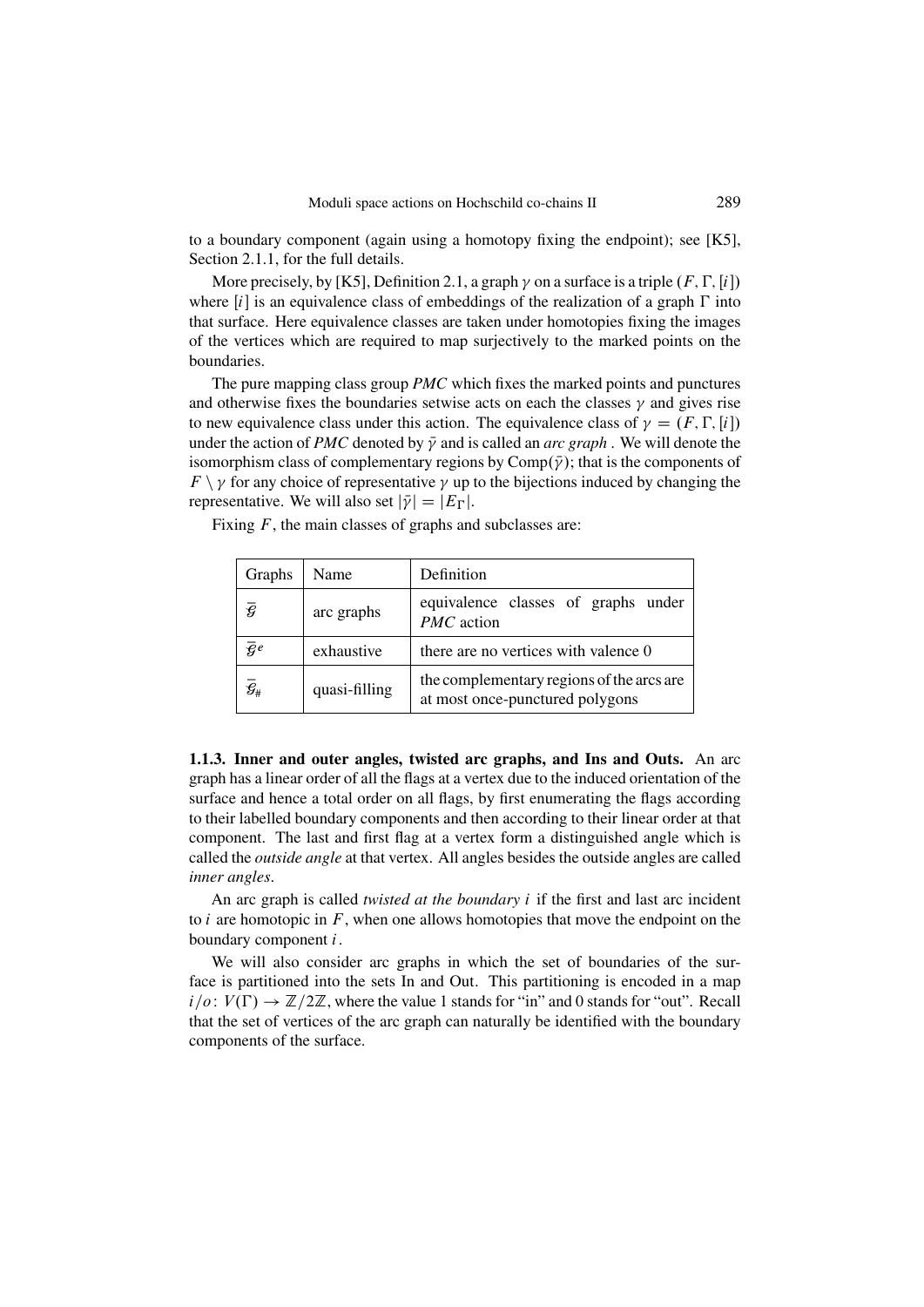to a boundary component (again using a homotopy fixing the endpoint); see [K5], Section 2.1.1, for the full details.

More precisely, by [K5], Definition 2.1, a graph $\gamma$ on a surface is a triple $(F, \Gamma, [i])$ where $[i]$ is an equivalence class of embeddings of the realization of a graph $\Gamma$ into that surface. Here equivalence classes are taken under homotopies fixing the images of the vertices which are required to map surjectively to the marked points on the boundaries.

The pure mapping class group *PMC* which fixes the marked points and punctures and otherwise fixes the boundaries setwise acts on each the classes $\gamma$ and gives rise to new equivalence class under this action. The equivalence class of $\gamma = (F, \Gamma, [i])$ under the action of *PMC* denoted by $\bar{\gamma}$ and is called an *arc graph* . We will denote the isomorphism class of complementary regions by $\mathrm{Comp}(\bar{\gamma})$; that is the components of $F \setminus \gamma$ for any choice of representative $\gamma$ up to the bijections induced by changing the representative. We will also set $|\bar{\gamma}| = |E_\Gamma|$.

Fixing $F$, the main classes of graphs and subclasses are:

| Graphs | Name | Definition |
|---|---|---|
| $\bar{\mathcal{G}}$ | arc graphs | equivalence classes of graphs under *PMC* action |
| $\bar{\mathcal{G}}^e$ | exhaustive | there are no vertices with valence 0 |
| $\bar{\mathcal{G}}_\#$ | quasi-filling | the complementary regions of the arcs are at most once-punctured polygons |

**1.1.3. Inner and outer angles, twisted arc graphs, and Ins and Outs.** An arc graph has a linear order of all the flags at a vertex due to the induced orientation of the surface and hence a total order on all flags, by first enumerating the flags according to their labelled boundary components and then according to their linear order at that component. The last and first flag at a vertex form a distinguished angle which is called the *outside angle* at that vertex. All angles besides the outside angles are called *inner angles*.

An arc graph is called *twisted at the boundary* $i$ if the first and last arc incident to $i$ are homotopic in $F$, when one allows homotopies that move the endpoint on the boundary component $i$.

We will also consider arc graphs in which the set of boundaries of the surface is partitioned into the sets In and Out. This partitioning is encoded in a map $i/o\colon V(\Gamma) \to \mathbb{Z}/2\mathbb{Z}$, where the value 1 stands for "in" and 0 stands for "out". Recall that the set of vertices of the arc graph can naturally be identified with the boundary components of the surface.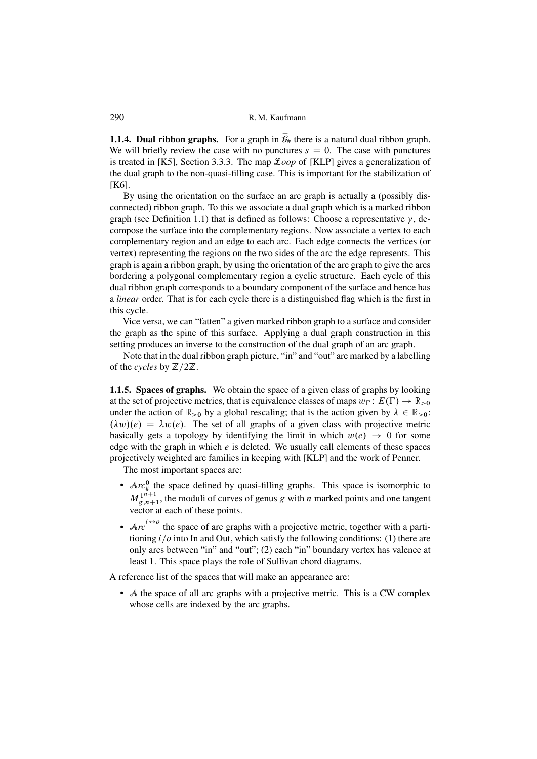**1.1.4. Dual ribbon graphs.** For a graph in $\bar{\mathcal{G}}_{\#}$ there is a natural dual ribbon graph. We will briefly review the case with no punctures $s = 0$. The case with punctures is treated in [K5], Section 3.3.3. The map $\mathcal{L}oop$ of [KLP] gives a generalization of the dual graph to the non-quasi-filling case. This is important for the stabilization of [K6].

By using the orientation on the surface an arc graph is actually a (possibly disconnected) ribbon graph. To this we associate a dual graph which is a marked ribbon graph (see Definition 1.1) that is defined as follows: Choose a representative $\gamma$, decompose the surface into the complementary regions. Now associate a vertex to each complementary region and an edge to each arc. Each edge connects the vertices (or vertex) representing the regions on the two sides of the arc the edge represents. This graph is again a ribbon graph, by using the orientation of the arc graph to give the arcs bordering a polygonal complementary region a cyclic structure. Each cycle of this dual ribbon graph corresponds to a boundary component of the surface and hence has a *linear* order. That is for each cycle there is a distinguished flag which is the first in this cycle.

Vice versa, we can "fatten" a given marked ribbon graph to a surface and consider the graph as the spine of this surface. Applying a dual graph construction in this setting produces an inverse to the construction of the dual graph of an arc graph.

Note that in the dual ribbon graph picture, "in" and "out" are marked by a labelling of the *cycles* by $\mathbb{Z}/2\mathbb{Z}$.

**1.1.5. Spaces of graphs.** We obtain the space of a given class of graphs by looking at the set of projective metrics, that is equivalence classes of maps $w_\Gamma \colon E(\Gamma) \to \mathbb{R}_{>0}$ under the action of $\mathbb{R}_{>0}$ by a global rescaling; that is the action given by $\lambda \in \mathbb{R}_{>0}$: $(\lambda w)(e) = \lambda w(e)$. The set of all graphs of a given class with projective metric basically gets a topology by identifying the limit in which $w(e) \to 0$ for some edge with the graph in which $e$ is deleted. We usually call elements of these spaces projectively weighted arc families in keeping with [KLP] and the work of Penner.

The most important spaces are:

- $\mathcal{A}rc^0_{\#}$ the space defined by quasi-filling graphs. This space is isomorphic to $M^{1^{n+1}}_{g,n+1}$, the moduli of curves of genus $g$ with $n$ marked points and one tangent vector at each of these points.
- $\overline{\mathcal{A}rc}^{i\leftrightarrow o}$ the space of arc graphs with a projective metric, together with a partitioning $i/o$ into In and Out, which satisfy the following conditions: (1) there are only arcs between "in" and "out"; (2) each "in" boundary vertex has valence at least 1. This space plays the role of Sullivan chord diagrams.

A reference list of the spaces that will make an appearance are:

- $\mathcal{A}$ the space of all arc graphs with a projective metric. This is a CW complex whose cells are indexed by the arc graphs.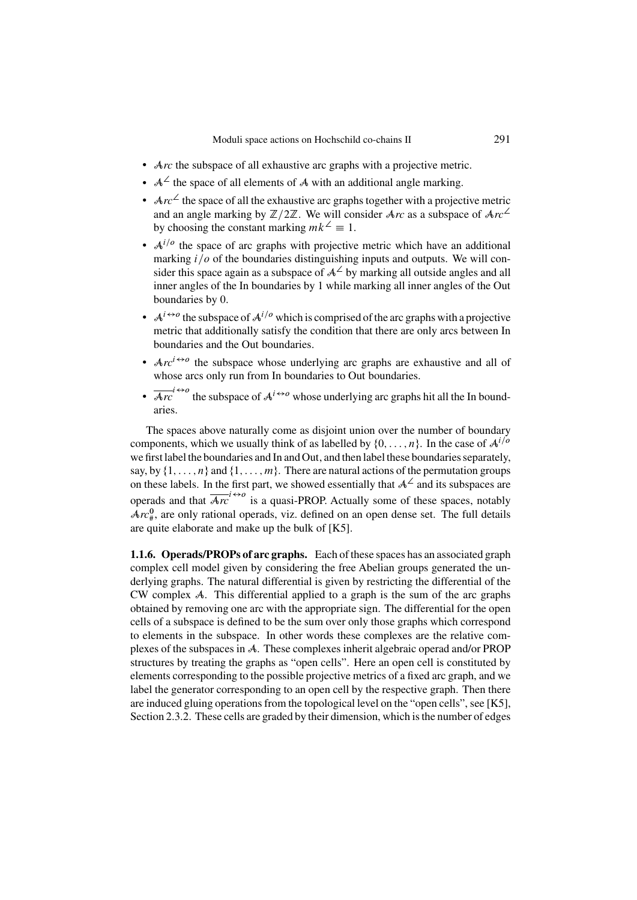- $\mathcal{A}rc$ the subspace of all exhaustive arc graphs with a projective metric.
- $\mathcal{A}^{\angle}$ the space of all elements of $\mathcal{A}$ with an additional angle marking.
- $\mathcal{A}rc^{\angle}$ the space of all the exhaustive arc graphs together with a projective metric and an angle marking by $\mathbb{Z}/2\mathbb{Z}$. We will consider $\mathcal{A}rc$ as a subspace of $\mathcal{A}rc^{\angle}$ by choosing the constant marking $mk^{\angle} \equiv 1$.
- $\mathcal{A}^{i/o}$ the space of arc graphs with projective metric which have an additional marking $i/o$ of the boundaries distinguishing inputs and outputs. We will consider this space again as a subspace of $\mathcal{A}^{\angle}$ by marking all outside angles and all inner angles of the In boundaries by 1 while marking all inner angles of the Out boundaries by 0.
- $\mathcal{A}^{i\leftrightarrow o}$ the subspace of $\mathcal{A}^{i/o}$ which is comprised of the arc graphs with a projective metric that additionally satisfy the condition that there are only arcs between In boundaries and the Out boundaries.
- $\mathcal{A}rc^{i\leftrightarrow o}$ the subspace whose underlying arc graphs are exhaustive and all of whose arcs only run from In boundaries to Out boundaries.
- $\overline{\mathcal{A}rc}^{i\leftrightarrow o}$ the subspace of $\mathcal{A}^{i\leftrightarrow o}$ whose underlying arc graphs hit all the In boundaries.

The spaces above naturally come as disjoint union over the number of boundary components, which we usually think of as labelled by $\{0,\dots,n\}$. In the case of $\mathcal{A}^{i/o}$ we first label the boundaries and In and Out, and then label these boundaries separately, say, by $\{1,\dots,n\}$ and $\{1,\dots,m\}$. There are natural actions of the permutation groups on these labels. In the first part, we showed essentially that $\mathcal{A}^{\angle}$ and its subspaces are operads and that $\overline{\mathcal{A}rc}^{i\leftrightarrow o}$ is a quasi-PROP. Actually some of these spaces, notably $\mathcal{A}rc^{0}_{\#}$, are only rational operads, viz. defined on an open dense set. The full details are quite elaborate and make up the bulk of [K5].

**1.1.6. Operads/PROPs of arc graphs.** Each of these spaces has an associated graph complex cell model given by considering the free Abelian groups generated the underlying graphs. The natural differential is given by restricting the differential of the CW complex $\mathcal{A}$. This differential applied to a graph is the sum of the arc graphs obtained by removing one arc with the appropriate sign. The differential for the open cells of a subspace is defined to be the sum over only those graphs which correspond to elements in the subspace. In other words these complexes are the relative complexes of the subspaces in $\mathcal{A}$. These complexes inherit algebraic operad and/or PROP structures by treating the graphs as "open cells". Here an open cell is constituted by elements corresponding to the possible projective metrics of a fixed arc graph, and we label the generator corresponding to an open cell by the respective graph. Then there are induced gluing operations from the topological level on the "open cells", see [K5], Section 2.3.2. These cells are graded by their dimension, which is the number of edges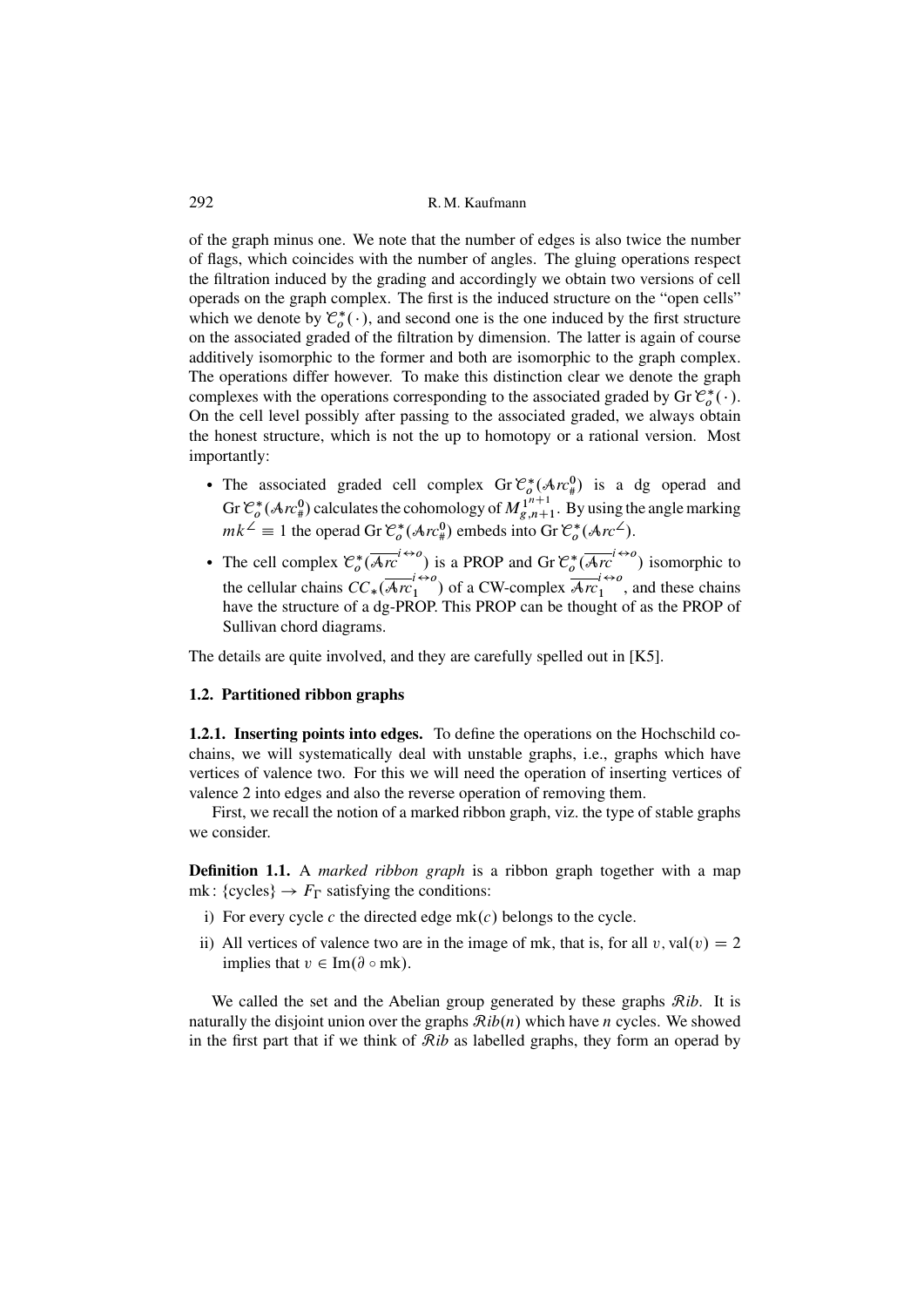of the graph minus one. We note that the number of edges is also twice the number of flags, which coincides with the number of angles. The gluing operations respect the filtration induced by the grading and accordingly we obtain two versions of cell operads on the graph complex. The first is the induced structure on the "open cells" which we denote by $\mathcal{C}_o^*(\cdot)$, and second one is the one induced by the first structure on the associated graded of the filtration by dimension. The latter is again of course additively isomorphic to the former and both are isomorphic to the graph complex. The operations differ however. To make this distinction clear we denote the graph complexes with the operations corresponding to the associated graded by $\operatorname{Gr}\mathcal{C}_o^*(\cdot)$. On the cell level possibly after passing to the associated graded, we always obtain the honest structure, which is not the up to homotopy or a rational version. Most importantly:

- The associated graded cell complex $\operatorname{Gr}\mathcal{C}_o^*(\mathcal{A}rc_\#^0)$ is a dg operad and $\operatorname{Gr}\mathcal{C}_o^*(\mathcal{A}rc_\#^0)$ calculates the cohomology of $M_{g,n+1}^{1^{n+1}}$. By using the angle marking $mk^\angle \equiv 1$ the operad $\operatorname{Gr}\mathcal{C}_o^*(\mathcal{A}rc_\#^0)$ embeds into $\operatorname{Gr}\mathcal{C}_o^*(\mathcal{A}rc^\angle)$.
- The cell complex $\mathcal{C}_o^*(\overline{\mathcal{A}rc}^{i\leftrightarrow o})$ is a PROP and $\operatorname{Gr}\mathcal{C}_o^*(\overline{\mathcal{A}rc}^{i\leftrightarrow o})$ isomorphic to the cellular chains $CC_*(\overline{\mathcal{A}rc}_1^{i\leftrightarrow o})$ of a CW-complex $\overline{\mathcal{A}rc}_1^{i\leftrightarrow o}$, and these chains have the structure of a dg-PROP. This PROP can be thought of as the PROP of Sullivan chord diagrams.

The details are quite involved, and they are carefully spelled out in [K5].

### 1.2. Partitioned ribbon graphs

**1.2.1. Inserting points into edges.** To define the operations on the Hochschild cochains, we will systematically deal with unstable graphs, i.e., graphs which have vertices of valence two. For this we will need the operation of inserting vertices of valence 2 into edges and also the reverse operation of removing them.

First, we recall the notion of a marked ribbon graph, viz. the type of stable graphs we consider.

**Definition 1.1.** A *marked ribbon graph* is a ribbon graph together with a map $\operatorname{mk}\colon \{\text{cycles}\} \to F_\Gamma$ satisfying the conditions:

i) For every cycle $c$ the directed edge $\operatorname{mk}(c)$ belongs to the cycle.

ii) All vertices of valence two are in the image of mk, that is, for all $v$, $\operatorname{val}(v) = 2$ implies that $v \in \operatorname{Im}(\partial \circ \operatorname{mk})$.

We called the set and the Abelian group generated by these graphs $\mathcal{R}ib$. It is naturally the disjoint union over the graphs $\mathcal{R}ib(n)$ which have $n$ cycles. We showed in the first part that if we think of $\mathcal{R}ib$ as labelled graphs, they form an operad by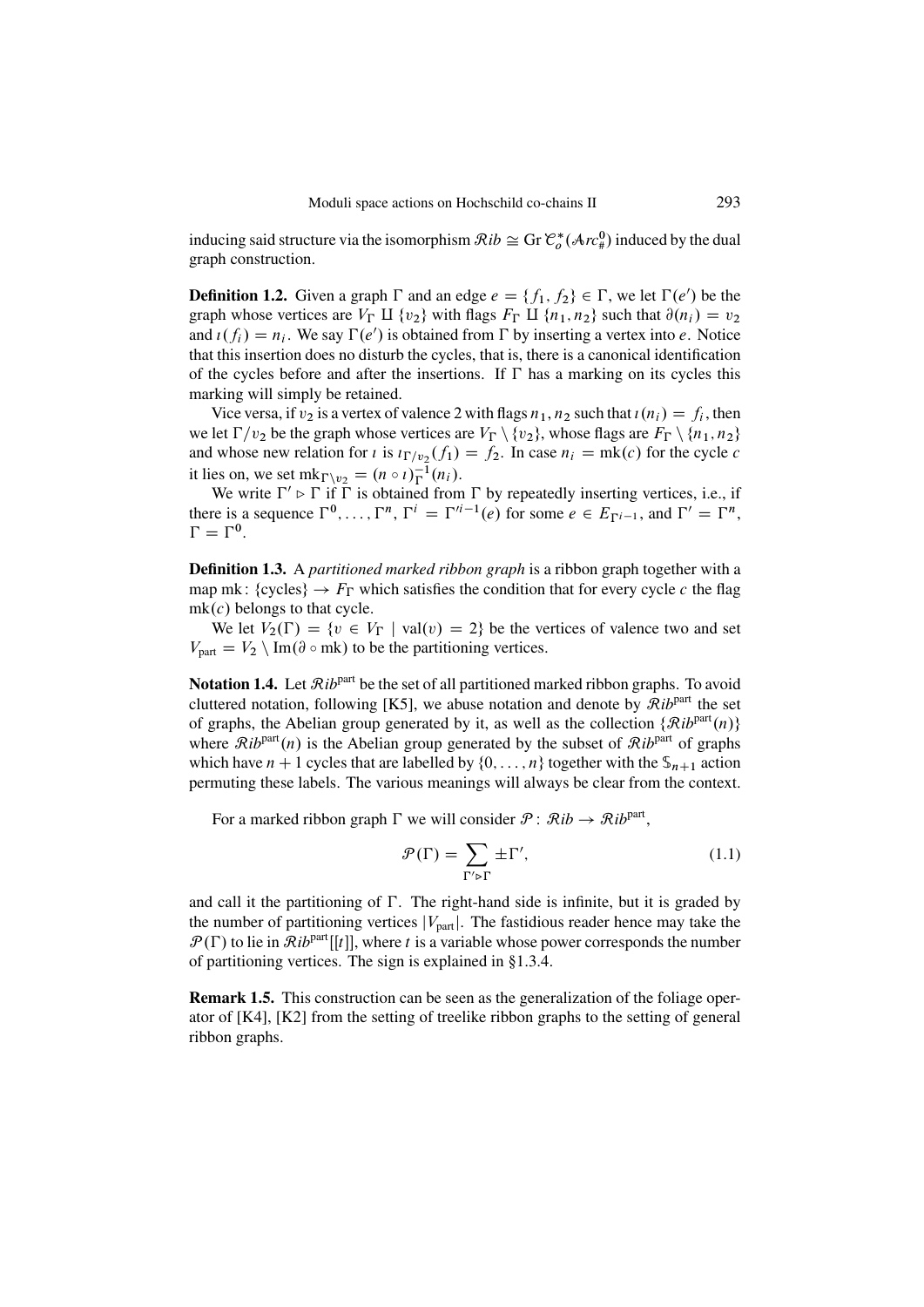inducing said structure via the isomorphism $\mathcal{R}ib \cong \mathrm{Gr}\,\mathcal{C}_o^*(\mathcal{A}rc_\#^0)$ induced by the dual graph construction.

**Definition 1.2.** Given a graph $\Gamma$ and an edge $e = \{f_1, f_2\} \in \Gamma$, we let $\Gamma(e')$ be the graph whose vertices are $V_\Gamma \amalg \{v_2\}$ with flags $F_\Gamma \amalg \{n_1, n_2\}$ such that $\partial(n_i) = v_2$ and $\imath(f_i) = n_i$. We say $\Gamma(e')$ is obtained from $\Gamma$ by inserting a vertex into $e$. Notice that this insertion does no disturb the cycles, that is, there is a canonical identification of the cycles before and after the insertions. If $\Gamma$ has a marking on its cycles this marking will simply be retained.

Vice versa, if $v_2$ is a vertex of valence 2 with flags $n_1, n_2$ such that $\imath(n_i) = f_i$, then we let $\Gamma/v_2$ be the graph whose vertices are $V_\Gamma \setminus \{v_2\}$, whose flags are $F_\Gamma \setminus \{n_1, n_2\}$ and whose new relation for $\imath$ is $\imath_{\Gamma/v_2}(f_1) = f_2$. In case $n_i = \mathrm{mk}(c)$ for the cycle $c$ it lies on, we set $\mathrm{mk}_{\Gamma\setminus v_2} = (n \circ \imath)_\Gamma^{-1}(n_i)$.

We write $\Gamma' \triangleright \Gamma$ if $\Gamma$ is obtained from $\Gamma$ by repeatedly inserting vertices, i.e., if there is a sequence $\Gamma^0, \dots, \Gamma^n$, $\Gamma^i = \Gamma'^{i-1}(e)$ for some $e \in E_{\Gamma^{i-1}}$, and $\Gamma' = \Gamma^n$, $\Gamma = \Gamma^0$.

**Definition 1.3.** A *partitioned marked ribbon graph* is a ribbon graph together with a map $\mathrm{mk}\colon \{\text{cycles}\} \to F_\Gamma$ which satisfies the condition that for every cycle $c$ the flag $\mathrm{mk}(c)$ belongs to that cycle.

We let $V_2(\Gamma) = \{v \in V_\Gamma \mid \mathrm{val}(v) = 2\}$ be the vertices of valence two and set $V_{\mathrm{part}} = V_2 \setminus \mathrm{Im}(\partial \circ \mathrm{mk})$ to be the partitioning vertices.

**Notation 1.4.** Let $\mathcal{R}ib^{\mathrm{part}}$ be the set of all partitioned marked ribbon graphs. To avoid cluttered notation, following [K5], we abuse notation and denote by $\mathcal{R}ib^{\mathrm{part}}$ the set of graphs, the Abelian group generated by it, as well as the collection $\{\mathcal{R}ib^{\mathrm{part}}(n)\}$ where $\mathcal{R}ib^{\mathrm{part}}(n)$ is the Abelian group generated by the subset of $\mathcal{R}ib^{\mathrm{part}}$ of graphs which have $n+1$ cycles that are labelled by $\{0, \dots, n\}$ together with the $\mathbb{S}_{n+1}$ action permuting these labels. The various meanings will always be clear from the context.

For a marked ribbon graph $\Gamma$ we will consider $\mathcal{P}\colon \mathcal{R}ib \to \mathcal{R}ib^{\mathrm{part}}$,

$$\mathcal{P}(\Gamma) = \sum_{\Gamma' \triangleright \Gamma} \pm \Gamma', \tag{1.1}$$

and call it the partitioning of $\Gamma$. The right-hand side is infinite, but it is graded by the number of partitioning vertices $|V_{\mathrm{part}}|$. The fastidious reader hence may take the $\mathcal{P}(\Gamma)$ to lie in $\mathcal{R}ib^{\mathrm{part}}[[t]]$, where $t$ is a variable whose power corresponds the number of partitioning vertices. The sign is explained in §1.3.4.

**Remark 1.5.** This construction can be seen as the generalization of the foliage operator of [K4], [K2] from the setting of treelike ribbon graphs to the setting of general ribbon graphs.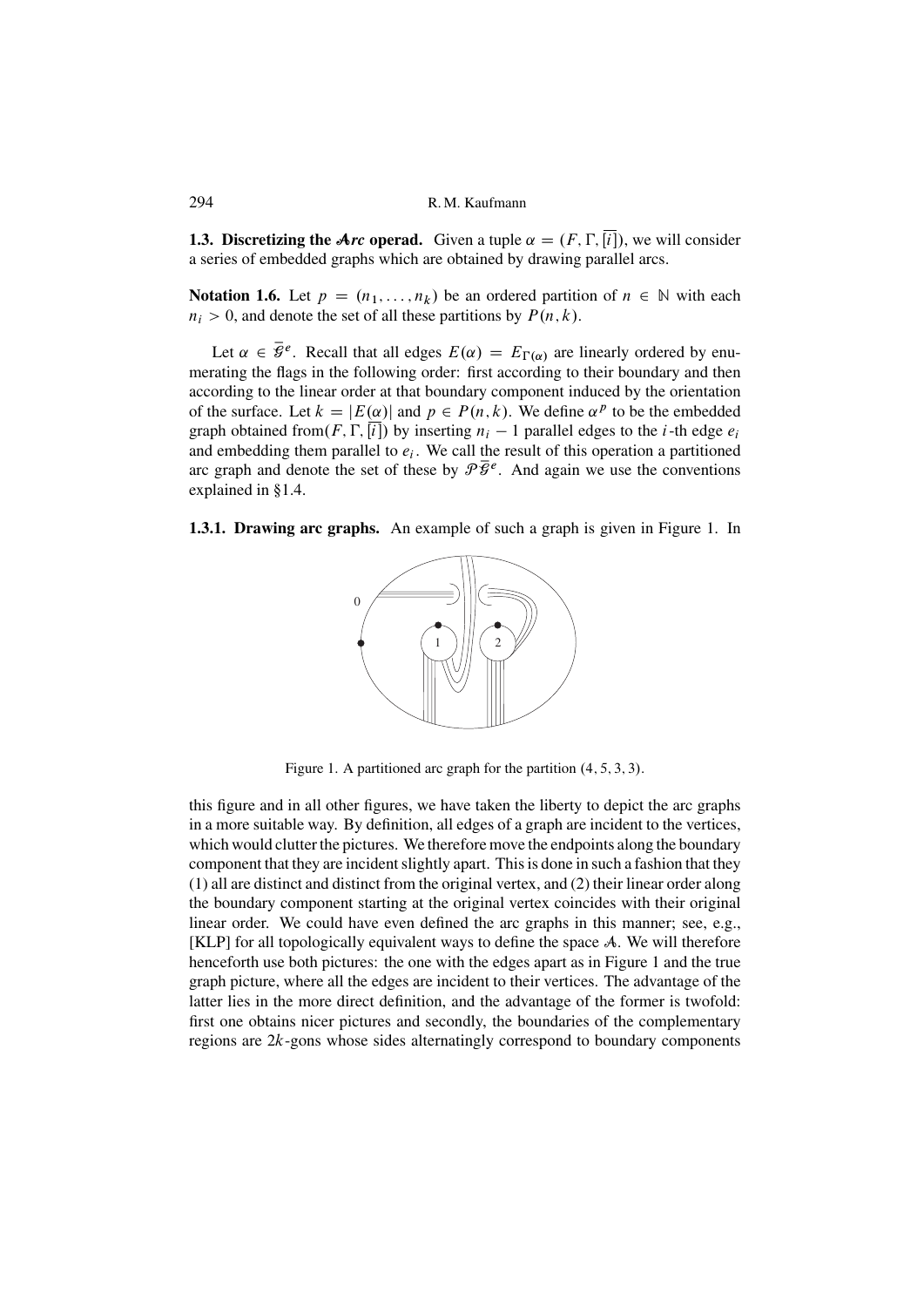**1.3. Discretizing the $\mathcal{A}rc$ operad.** Given a tuple $\alpha = (F, \Gamma, \overline{[i]})$, we will consider a series of embedded graphs which are obtained by drawing parallel arcs.

**Notation 1.6.** Let $p = (n_1, \dots, n_k)$ be an ordered partition of $n \in \mathbb{N}$ with each $n_i > 0$, and denote the set of all these partitions by $P(n, k)$.

Let $\alpha \in \overline{\mathcal{G}}^e$. Recall that all edges $E(\alpha) = E_{\Gamma(\alpha)}$ are linearly ordered by enumerating the flags in the following order: first according to their boundary and then according to the linear order at that boundary component induced by the orientation of the surface. Let $k = |E(\alpha)|$ and $p \in P(n, k)$. We define $\alpha^p$ to be the embedded graph obtained from$(F, \Gamma, \overline{[i]})$ by inserting $n_i - 1$ parallel edges to the $i$-th edge $e_i$ and embedding them parallel to $e_i$. We call the result of this operation a partitioned arc graph and denote the set of these by $\mathcal{P}\overline{\mathcal{G}}^e$. And again we use the conventions explained in §1.4.

**1.3.1. Drawing arc graphs.** An example of such a graph is given in Figure 1. In

Figure 1. A partitioned arc graph for the partition $(4, 5, 3, 3)$.

this figure and in all other figures, we have taken the liberty to depict the arc graphs in a more suitable way. By definition, all edges of a graph are incident to the vertices, which would clutter the pictures. We therefore move the endpoints along the boundary component that they are incident slightly apart. This is done in such a fashion that they (1) all are distinct and distinct from the original vertex, and (2) their linear order along the boundary component starting at the original vertex coincides with their original linear order. We could have even defined the arc graphs in this manner; see, e.g., [KLP] for all topologically equivalent ways to define the space $\mathcal{A}$. We will therefore henceforth use both pictures: the one with the edges apart as in Figure 1 and the true graph picture, where all the edges are incident to their vertices. The advantage of the latter lies in the more direct definition, and the advantage of the former is twofold: first one obtains nicer pictures and secondly, the boundaries of the complementary regions are $2k$-gons whose sides alternatingly correspond to boundary components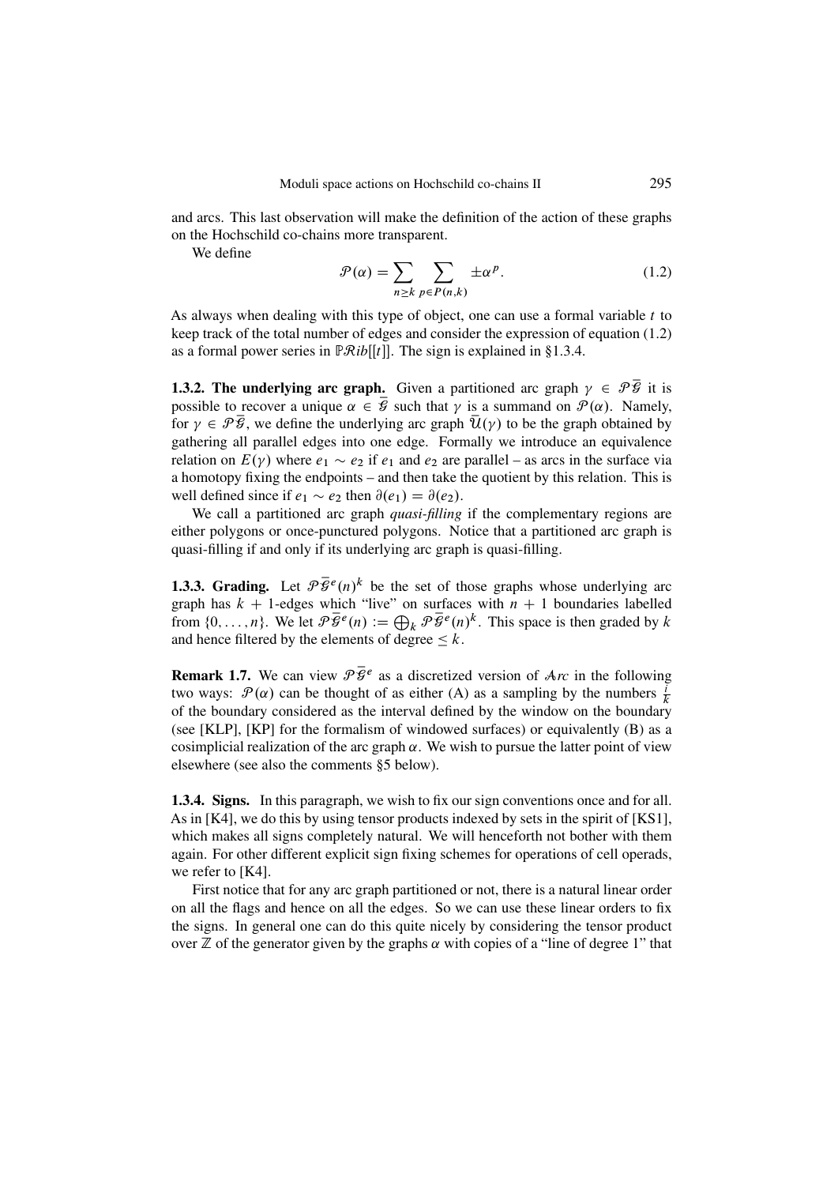and arcs. This last observation will make the definition of the action of these graphs on the Hochschild co-chains more transparent.

We define

$$\mathcal{P}(\alpha) = \sum_{n \geq k} \sum_{p \in P(n,k)} \pm \alpha^p. \tag{1.2}$$

As always when dealing with this type of object, one can use a formal variable $t$ to keep track of the total number of edges and consider the expression of equation (1.2) as a formal power series in $\mathbb{P}\mathcal{R}ib[[t]]$. The sign is explained in §1.3.4.

**1.3.2. The underlying arc graph.** Given a partitioned arc graph $\gamma \in \mathcal{P}\bar{\mathcal{G}}$ it is possible to recover a unique $\alpha \in \bar{\mathcal{G}}$ such that $\gamma$ is a summand on $\mathcal{P}(\alpha)$. Namely, for $\gamma \in \mathcal{P}\bar{\mathcal{G}}$, we define the underlying arc graph $\bar{\mathcal{U}}(\gamma)$ to be the graph obtained by gathering all parallel edges into one edge. Formally we introduce an equivalence relation on $E(\gamma)$ where $e_1 \sim e_2$ if $e_1$ and $e_2$ are parallel – as arcs in the surface via a homotopy fixing the endpoints – and then take the quotient by this relation. This is well defined since if $e_1 \sim e_2$ then $\partial(e_1) = \partial(e_2)$.

We call a partitioned arc graph *quasi-filling* if the complementary regions are either polygons or once-punctured polygons. Notice that a partitioned arc graph is quasi-filling if and only if its underlying arc graph is quasi-filling.

**1.3.3. Grading.** Let $\mathcal{P}\bar{\mathcal{G}}^e(n)^k$ be the set of those graphs whose underlying arc graph has $k+1$-edges which "live" on surfaces with $n+1$ boundaries labelled from $\{0, \dots, n\}$. We let $\mathcal{P}\bar{\mathcal{G}}^e(n) := \bigoplus_k \mathcal{P}\bar{\mathcal{G}}^e(n)^k$. This space is then graded by $k$ and hence filtered by the elements of degree $\leq k$.

**Remark 1.7.** We can view $\mathcal{P}\bar{\mathcal{G}}^e$ as a discretized version of $\mathcal{A}rc$ in the following two ways: $\mathcal{P}(\alpha)$ can be thought of as either (A) as a sampling by the numbers $\frac{i}{k}$ of the boundary considered as the interval defined by the window on the boundary (see [KLP], [KP] for the formalism of windowed surfaces) or equivalently (B) as a cosimplicial realization of the arc graph $\alpha$. We wish to pursue the latter point of view elsewhere (see also the comments §5 below).

**1.3.4. Signs.** In this paragraph, we wish to fix our sign conventions once and for all. As in [K4], we do this by using tensor products indexed by sets in the spirit of [KS1], which makes all signs completely natural. We will henceforth not bother with them again. For other different explicit sign fixing schemes for operations of cell operads, we refer to [K4].

First notice that for any arc graph partitioned or not, there is a natural linear order on all the flags and hence on all the edges. So we can use these linear orders to fix the signs. In general one can do this quite nicely by considering the tensor product over $\mathbb{Z}$ of the generator given by the graphs $\alpha$ with copies of a "line of degree 1" that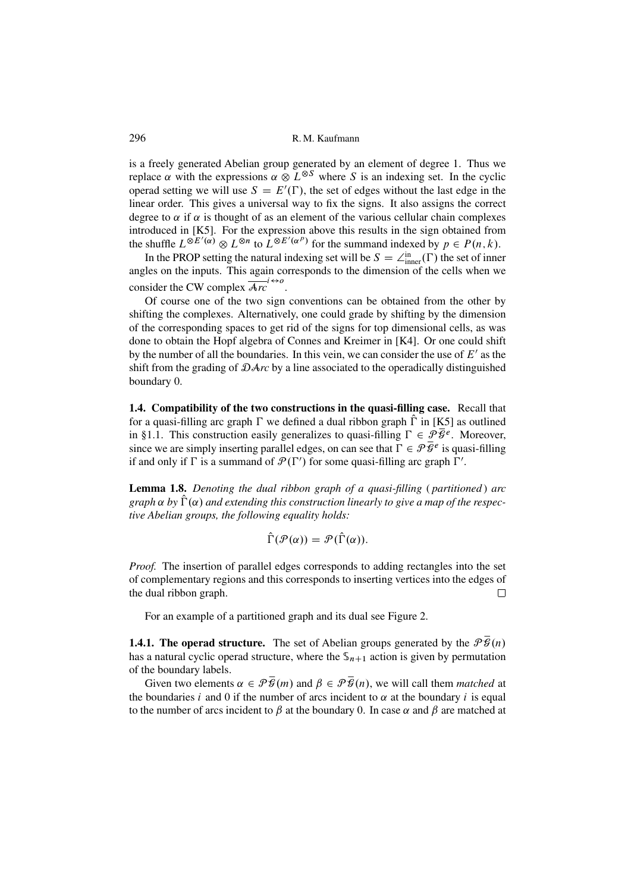is a freely generated Abelian group generated by an element of degree 1. Thus we replace $\alpha$ with the expressions $\alpha \otimes L^{\otimes S}$ where $S$ is an indexing set. In the cyclic operad setting we will use $S = E'(\Gamma)$, the set of edges without the last edge in the linear order. This gives a universal way to fix the signs. It also assigns the correct degree to $\alpha$ if $\alpha$ is thought of as an element of the various cellular chain complexes introduced in [K5]. For the expression above this results in the sign obtained from the shuffle $L^{\otimes E'(\alpha)} \otimes L^{\otimes n}$ to $L^{\otimes E'(\alpha^p)}$ for the summand indexed by $p \in P(n, k)$.

In the PROP setting the natural indexing set will be $S = \angle^{\text{in}}_{\text{inner}}(\Gamma)$ the set of inner angles on the inputs. This again corresponds to the dimension of the cells when we consider the CW complex $\overline{\mathcal{A}rc}^{i \leftrightarrow o}$.

Of course one of the two sign conventions can be obtained from the other by shifting the complexes. Alternatively, one could grade by shifting by the dimension of the corresponding spaces to get rid of the signs for top dimensional cells, as was done to obtain the Hopf algebra of Connes and Kreimer in [K4]. Or one could shift by the number of all the boundaries. In this vein, we can consider the use of $E'$ as the shift from the grading of $\mathcal{DA}rc$ by a line associated to the operadically distinguished boundary 0.

**1.4. Compatibility of the two constructions in the quasi-filling case.** Recall that for a quasi-filling arc graph $\Gamma$ we defined a dual ribbon graph $\hat{\Gamma}$ in [K5] as outlined in §1.1. This construction easily generalizes to quasi-filling $\Gamma \in \mathcal{P}\bar{\mathcal{G}}^e$. Moreover, since we are simply inserting parallel edges, on can see that $\Gamma \in \mathcal{P}\bar{\mathcal{G}}^e$ is quasi-filling if and only if $\Gamma$ is a summand of $\mathcal{P}(\Gamma')$ for some quasi-filling arc graph $\Gamma'$.

**Lemma 1.8.** *Denoting the dual ribbon graph of a quasi-filling (partitioned) arc graph $\alpha$ by $\hat{\Gamma}(\alpha)$ and extending this construction linearly to give a map of the respective Abelian groups, the following equality holds:*

$$\hat{\Gamma}(\mathcal{P}(\alpha)) = \mathcal{P}(\hat{\Gamma}(\alpha)).$$

*Proof.* The insertion of parallel edges corresponds to adding rectangles into the set of complementary regions and this corresponds to inserting vertices into the edges of the dual ribbon graph. □

For an example of a partitioned graph and its dual see Figure 2.

**1.4.1. The operad structure.** The set of Abelian groups generated by the $\mathcal{P}\bar{\mathcal{G}}(n)$ has a natural cyclic operad structure, where the $\mathbb{S}_{n+1}$ action is given by permutation of the boundary labels.

Given two elements $\alpha \in \mathcal{P}\bar{\mathcal{G}}(m)$ and $\beta \in \mathcal{P}\bar{\mathcal{G}}(n)$, we will call them *matched* at the boundaries $i$ and 0 if the number of arcs incident to $\alpha$ at the boundary $i$ is equal to the number of arcs incident to $\beta$ at the boundary 0. In case $\alpha$ and $\beta$ are matched at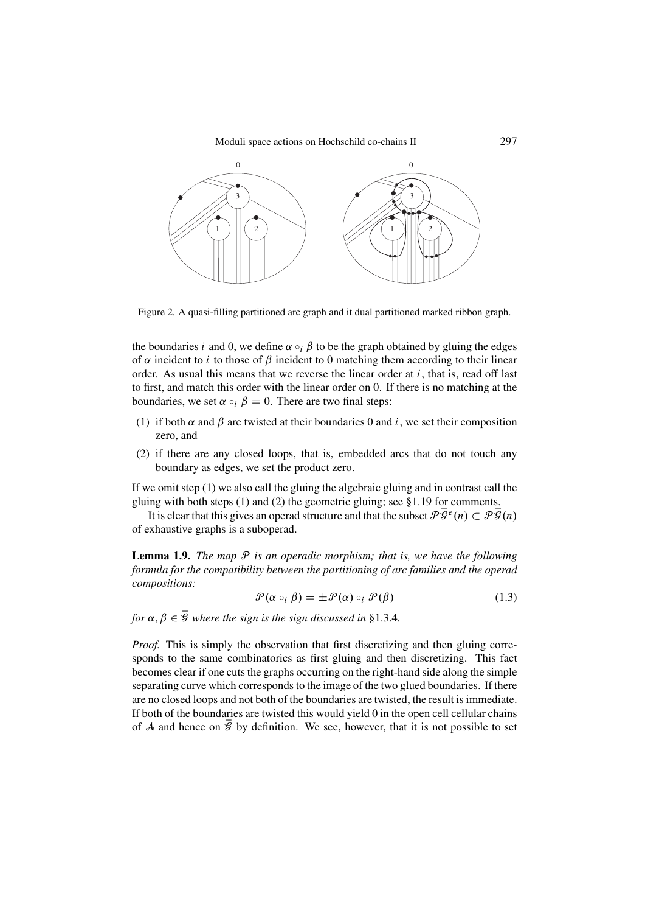Figure 2. A quasi-filling partitioned arc graph and it dual partitioned marked ribbon graph.

the boundaries $i$ and 0, we define $\alpha \circ_i \beta$ to be the graph obtained by gluing the edges of $\alpha$ incident to $i$ to those of $\beta$ incident to 0 matching them according to their linear order. As usual this means that we reverse the linear order at $i$, that is, read off last to first, and match this order with the linear order on 0. If there is no matching at the boundaries, we set $\alpha \circ_i \beta = 0$. There are two final steps:

(1) if both $\alpha$ and $\beta$ are twisted at their boundaries 0 and $i$, we set their composition zero, and

(2) if there are any closed loops, that is, embedded arcs that do not touch any boundary as edges, we set the product zero.

If we omit step (1) we also call the gluing the algebraic gluing and in contrast call the gluing with both steps (1) and (2) the geometric gluing; see §1.19 for comments.

It is clear that this gives an operad structure and that the subset $\mathcal{P}\bar{\mathcal{G}}^e(n) \subset \mathcal{P}\bar{\mathcal{G}}(n)$ of exhaustive graphs is a suboperad.

**Lemma 1.9.** *The map $\mathcal{P}$ is an operadic morphism; that is, we have the following formula for the compatibility between the partitioning of arc families and the operad compositions:*

$$\mathcal{P}(\alpha \circ_i \beta) = \pm \mathcal{P}(\alpha) \circ_i \mathcal{P}(\beta) \tag{1.3}$$

*for $\alpha, \beta \in \bar{\mathcal{G}}$ where the sign is the sign discussed in* §1.3.4*.*

*Proof.* This is simply the observation that first discretizing and then gluing corresponds to the same combinatorics as first gluing and then discretizing. This fact becomes clear if one cuts the graphs occurring on the right-hand side along the simple separating curve which corresponds to the image of the two glued boundaries. If there are no closed loops and not both of the boundaries are twisted, the result is immediate. If both of the boundaries are twisted this would yield 0 in the open cell cellular chains of $\mathcal{A}$ and hence on $\bar{\mathcal{G}}$ by definition. We see, however, that it is not possible to set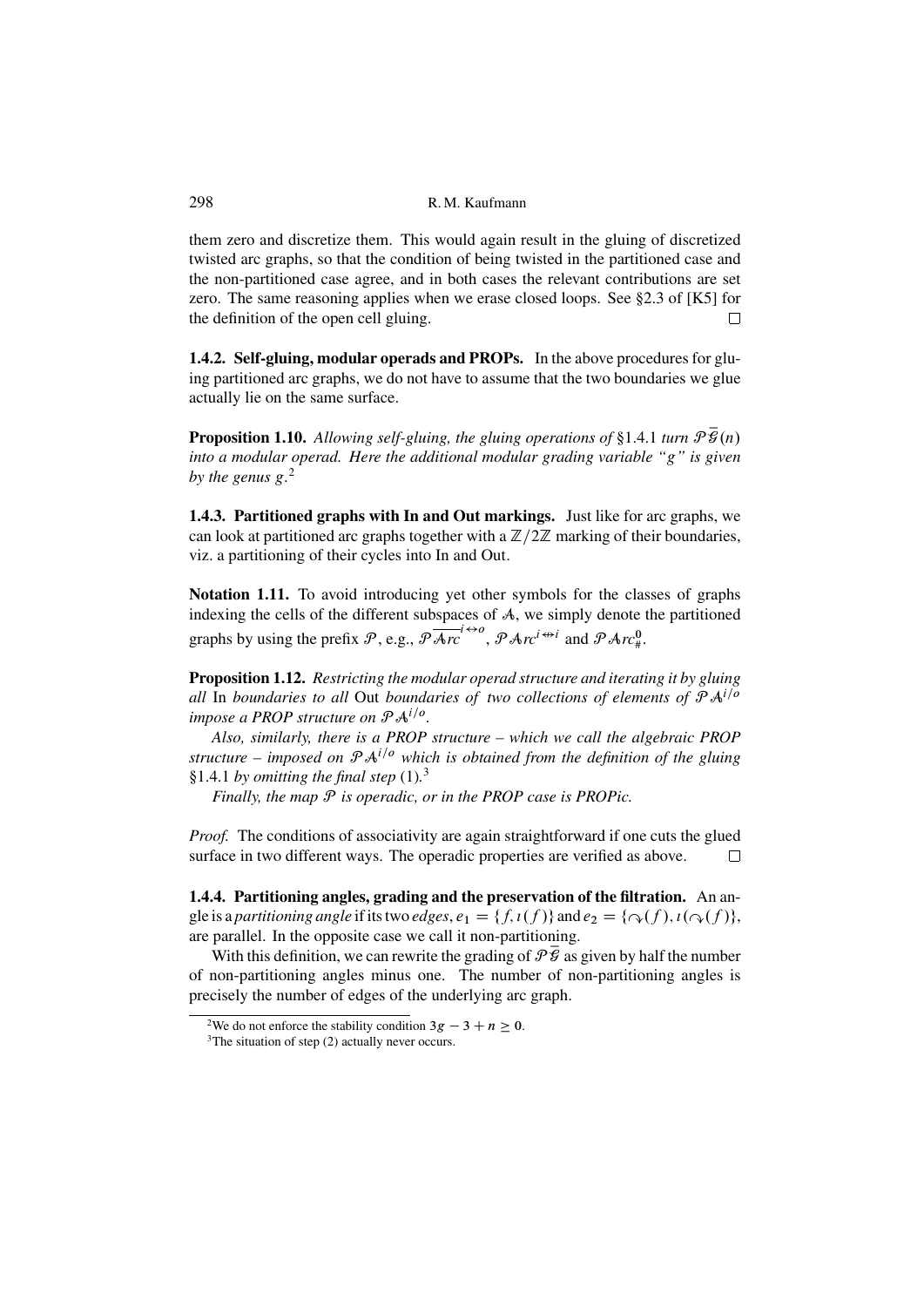them zero and discretize them. This would again result in the gluing of discretized twisted arc graphs, so that the condition of being twisted in the partitioned case and the non-partitioned case agree, and in both cases the relevant contributions are set zero. The same reasoning applies when we erase closed loops. See §2.3 of [K5] for the definition of the open cell gluing. □

**1.4.2. Self-gluing, modular operads and PROPs.** In the above procedures for gluing partitioned arc graphs, we do not have to assume that the two boundaries we glue actually lie on the same surface.

**Proposition 1.10.** *Allowing self-gluing, the gluing operations of* §1.4.1 *turn* $\mathcal{P}\bar{\mathcal{G}}(n)$ *into a modular operad. Here the additional modular grading variable "g" is given by the genus g.*[2]

**1.4.3. Partitioned graphs with In and Out markings.** Just like for arc graphs, we can look at partitioned arc graphs together with a $\mathbb{Z}/2\mathbb{Z}$ marking of their boundaries, viz. a partitioning of their cycles into In and Out.

**Notation 1.11.** To avoid introducing yet other symbols for the classes of graphs indexing the cells of the different subspaces of $\mathcal{A}$, we simply denote the partitioned graphs by using the prefix $\mathcal{P}$, e.g., $\mathcal{P}\overline{\mathcal{A}rc}^{i\leftrightarrow o}$, $\mathcal{P}\mathcal{A}rc^{i\nleftrightarrow i}$ and $\mathcal{P}\mathcal{A}rc^{0}_{\#}$.

**Proposition 1.12.** *Restricting the modular operad structure and iterating it by gluing all* In *boundaries to all* Out *boundaries of two collections of elements of* $\mathcal{P}\mathcal{A}^{i/o}$ *impose a PROP structure on* $\mathcal{P}\mathcal{A}^{i/o}$.

*Also, similarly, there is a PROP structure – which we call the algebraic PROP structure – imposed on* $\mathcal{P}\mathcal{A}^{i/o}$ *which is obtained from the definition of the gluing* §1.4.1 *by omitting the final step* (1).[3]

*Finally, the map* $\mathcal{P}$ *is operadic, or in the PROP case is PROPic.*

*Proof.* The conditions of associativity are again straightforward if one cuts the glued surface in two different ways. The operadic properties are verified as above. □

**1.4.4. Partitioning angles, grading and the preservation of the filtration.** An angle is a *partitioning angle* if its two *edges*, $e_1 = \{f, \imath(f)\}$ and $e_2 = \{\curvearrowright(f), \imath(\curvearrowright(f)\}$, are parallel. In the opposite case we call it non-partitioning.

With this definition, we can rewrite the grading of $\mathcal{P}\bar{\mathcal{G}}$ as given by half the number of non-partitioning angles minus one. The number of non-partitioning angles is precisely the number of edges of the underlying arc graph.

[2] We do not enforce the stability condition $3g - 3 + n \geq 0$.

[3] The situation of step (2) actually never occurs.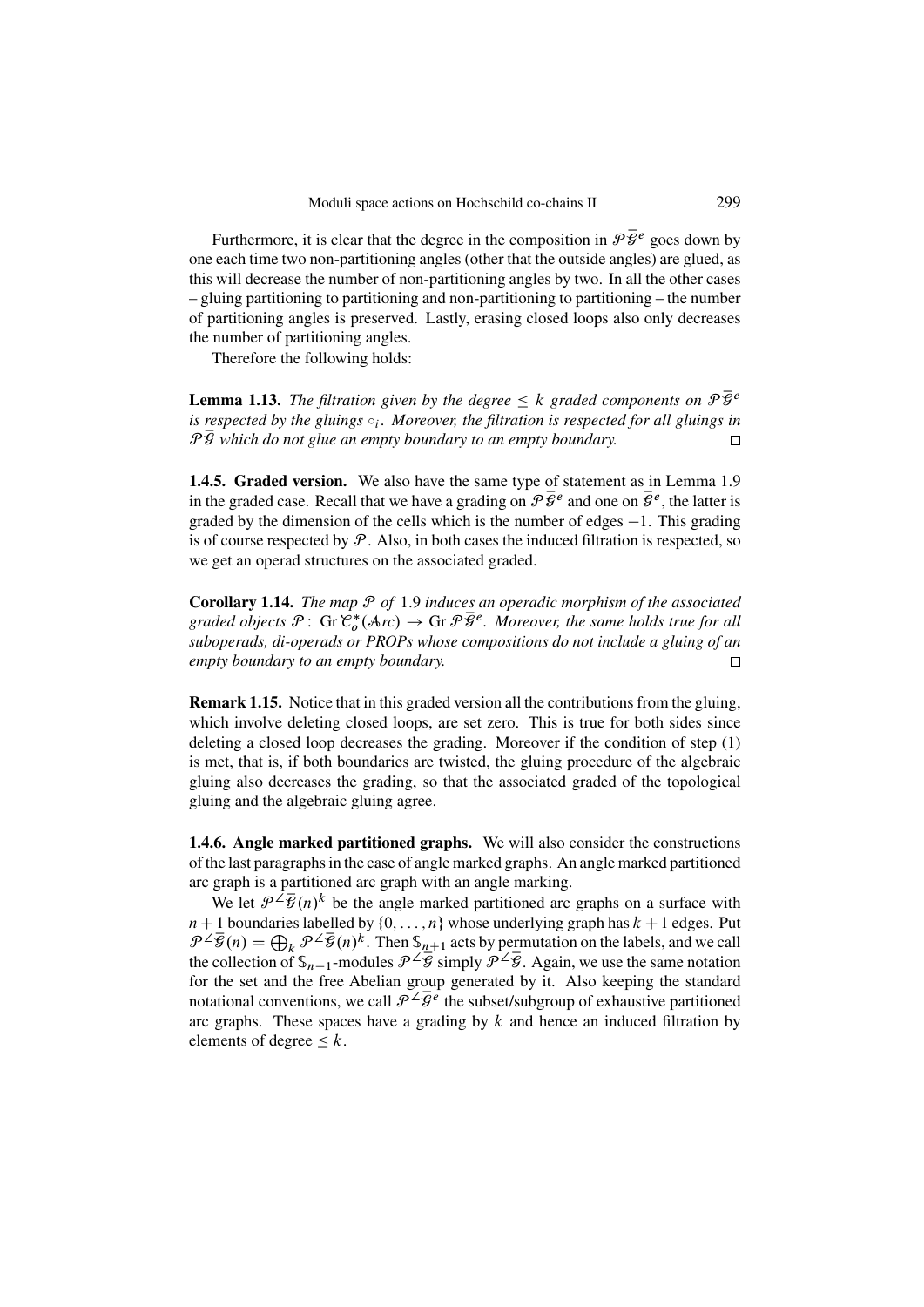Furthermore, it is clear that the degree in the composition in $\mathcal{P}\bar{\mathcal{G}}^e$ goes down by one each time two non-partitioning angles (other that the outside angles) are glued, as this will decrease the number of non-partitioning angles by two. In all the other cases – gluing partitioning to partitioning and non-partitioning to partitioning – the number of partitioning angles is preserved. Lastly, erasing closed loops also only decreases the number of partitioning angles.

Therefore the following holds:

**Lemma 1.13.** *The filtration given by the degree $\leq k$ graded components on $\mathcal{P}\bar{\mathcal{G}}^e$ is respected by the gluings $\circ_i$. Moreover, the filtration is respected for all gluings in $\mathcal{P}\bar{\mathcal{G}}$ which do not glue an empty boundary to an empty boundary.* □

**1.4.5. Graded version.** We also have the same type of statement as in Lemma 1.9 in the graded case. Recall that we have a grading on $\mathcal{P}\bar{\mathcal{G}}^e$ and one on $\bar{\mathcal{G}}^e$, the latter is graded by the dimension of the cells which is the number of edges $-1$. This grading is of course respected by $\mathcal{P}$. Also, in both cases the induced filtration is respected, so we get an operad structures on the associated graded.

**Corollary 1.14.** *The map $\mathcal{P}$ of* 1.9 *induces an operadic morphism of the associated graded objects $\mathcal{P}\colon \operatorname{Gr}\mathcal{C}_o^*(\mathcal{A}rc) \to \operatorname{Gr}\mathcal{P}\bar{\mathcal{G}}^e$. Moreover, the same holds true for all suboperads, di-operads or PROPs whose compositions do not include a gluing of an empty boundary to an empty boundary.* □

**Remark 1.15.** Notice that in this graded version all the contributions from the gluing, which involve deleting closed loops, are set zero. This is true for both sides since deleting a closed loop decreases the grading. Moreover if the condition of step (1) is met, that is, if both boundaries are twisted, the gluing procedure of the algebraic gluing also decreases the grading, so that the associated graded of the topological gluing and the algebraic gluing agree.

**1.4.6. Angle marked partitioned graphs.** We will also consider the constructions of the last paragraphs in the case of angle marked graphs. An angle marked partitioned arc graph is a partitioned arc graph with an angle marking.

We let $\mathcal{P}^{\angle}\bar{\mathcal{G}}(n)^k$ be the angle marked partitioned arc graphs on a surface with $n+1$ boundaries labelled by $\{0,\dots,n\}$ whose underlying graph has $k+1$ edges. Put $\mathcal{P}^{\angle}\bar{\mathcal{G}}(n) = \bigoplus_k \mathcal{P}^{\angle}\bar{\mathcal{G}}(n)^k$. Then $\mathbb{S}_{n+1}$ acts by permutation on the labels, and we call the collection of $\mathbb{S}_{n+1}$-modules $\mathcal{P}^{\angle}\bar{\mathcal{G}}$ simply $\mathcal{P}^{\angle}\bar{\mathcal{G}}$. Again, we use the same notation for the set and the free Abelian group generated by it. Also keeping the standard notational conventions, we call $\mathcal{P}^{\angle}\bar{\mathcal{G}}^e$ the subset/subgroup of exhaustive partitioned arc graphs. These spaces have a grading by $k$ and hence an induced filtration by elements of degree $\leq k$.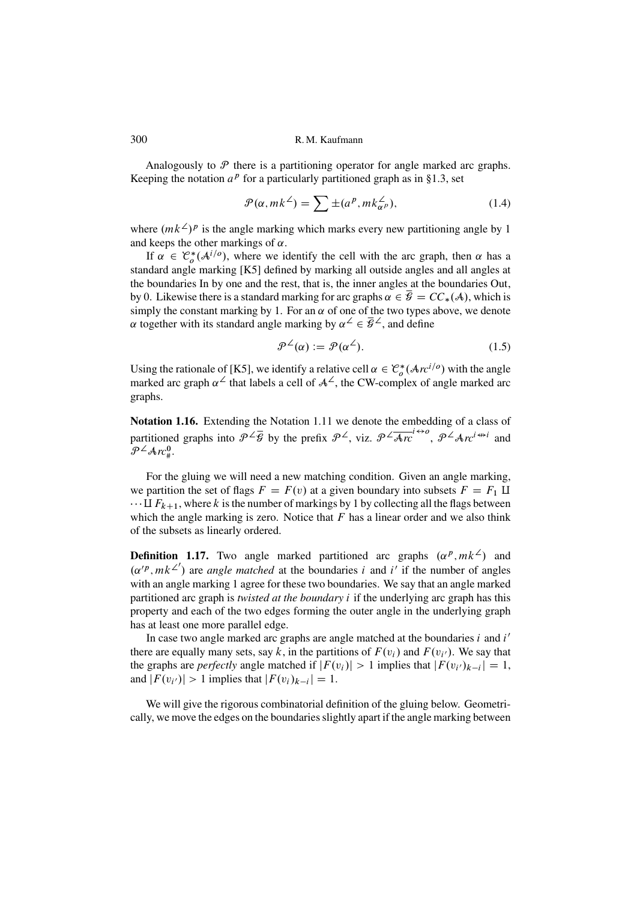Analogously to $\mathcal{P}$ there is a partitioning operator for angle marked arc graphs. Keeping the notation $a^p$ for a particularly partitioned graph as in §1.3, set

$$\mathcal{P}(\alpha, mk^{\angle}) = \sum \pm (a^p, mk^{\angle}_{\alpha^p}), \tag{1.4}$$

where $(mk^{\angle})^p$ is the angle marking which marks every new partitioning angle by 1 and keeps the other markings of $\alpha$.

If $\alpha \in \mathcal{C}_o^*(\mathcal{A}^{i/o})$, where we identify the cell with the arc graph, then $\alpha$ has a standard angle marking [K5] defined by marking all outside angles and all angles at the boundaries In by one and the rest, that is, the inner angles at the boundaries Out, by 0. Likewise there is a standard marking for arc graphs $\alpha \in \overline{\mathcal{G}} = CC_*(\mathcal{A})$, which is simply the constant marking by 1. For an $\alpha$ of one of the two types above, we denote $\alpha$ together with its standard angle marking by $\alpha^{\angle} \in \overline{\mathcal{G}}^{\angle}$, and define

$$\mathcal{P}^{\angle}(\alpha) := \mathcal{P}(\alpha^{\angle}). \tag{1.5}$$

Using the rationale of [K5], we identify a relative cell $\alpha \in \mathcal{C}_o^*(\mathcal{A}rc^{i/o})$ with the angle marked arc graph $\alpha^{\angle}$ that labels a cell of $\mathcal{A}^{\angle}$, the CW-complex of angle marked arc graphs.

**Notation 1.16.** Extending the Notation 1.11 we denote the embedding of a class of partitioned graphs into $\mathcal{P}^{\angle}\overline{\mathcal{G}}$ by the prefix $\mathcal{P}^{\angle}$, viz. $\mathcal{P}^{\angle}\overline{\mathcal{A}rc}^{i \leftrightarrow o}$, $\mathcal{P}^{\angle}\mathcal{A}rc^{i \nleftrightarrow i}$ and $\mathcal{P}^{\angle}\mathcal{A}rc^0_{\#}$.

For the gluing we will need a new matching condition. Given an angle marking, we partition the set of flags $F = F(v)$ at a given boundary into subsets $F = F_1 \amalg \cdots \amalg F_{k+1}$, where $k$ is the number of markings by 1 by collecting all the flags between which the angle marking is zero. Notice that $F$ has a linear order and we also think of the subsets as linearly ordered.

**Definition 1.17.** Two angle marked partitioned arc graphs $(\alpha^p, mk^{\angle})$ and $(\alpha'^p, mk^{\angle'})$ are *angle matched* at the boundaries $i$ and $i'$ if the number of angles with an angle marking 1 agree for these two boundaries. We say that an angle marked partitioned arc graph is *twisted at the boundary* $i$ if the underlying arc graph has this property and each of the two edges forming the outer angle in the underlying graph has at least one more parallel edge.

In case two angle marked arc graphs are angle matched at the boundaries $i$ and $i'$ there are equally many sets, say $k$, in the partitions of $F(v_i)$ and $F(v_{i'})$. We say that the graphs are *perfectly* angle matched if $|F(v_i)| > 1$ implies that $|F(v_{i'})_{k-i}| = 1$, and $|F(v_{i'})| > 1$ implies that $|F(v_i)_{k-i}| = 1$.

We will give the rigorous combinatorial definition of the gluing below. Geometrically, we move the edges on the boundaries slightly apart if the angle marking between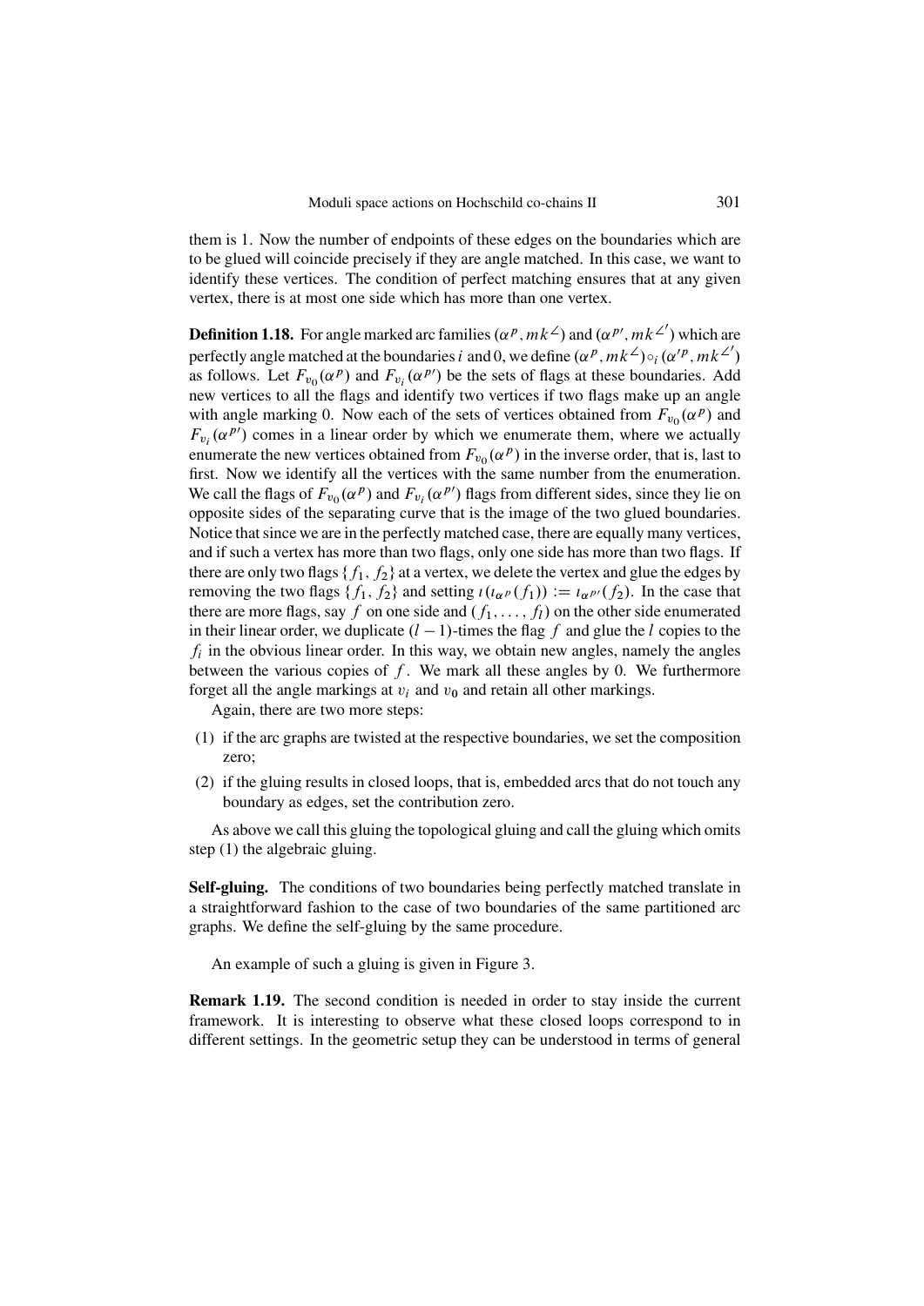them is 1. Now the number of endpoints of these edges on the boundaries which are to be glued will coincide precisely if they are angle matched. In this case, we want to identify these vertices. The condition of perfect matching ensures that at any given vertex, there is at most one side which has more than one vertex.

**Definition 1.18.** For angle marked arc families $(\alpha^p, mk^{\angle})$ and $(\alpha^{p\prime}, mk^{\angle\prime})$ which are perfectly angle matched at the boundaries $i$ and 0, we define $(\alpha^p, mk^{\angle}) \circ_i (\alpha'^p, mk^{\angle\prime})$ as follows. Let $F_{v_0}(\alpha^p)$ and $F_{v_i}(\alpha^{p\prime})$ be the sets of flags at these boundaries. Add new vertices to all the flags and identify two vertices if two flags make up an angle with angle marking 0. Now each of the sets of vertices obtained from $F_{v_0}(\alpha^p)$ and $F_{v_i}(\alpha^{p\prime})$ comes in a linear order by which we enumerate them, where we actually enumerate the new vertices obtained from $F_{v_0}(\alpha^p)$ in the inverse order, that is, last to first. Now we identify all the vertices with the same number from the enumeration. We call the flags of $F_{v_0}(\alpha^p)$ and $F_{v_i}(\alpha^{p\prime})$ flags from different sides, since they lie on opposite sides of the separating curve that is the image of the two glued boundaries. Notice that since we are in the perfectly matched case, there are equally many vertices, and if such a vertex has more than two flags, only one side has more than two flags. If there are only two flags $\{f_1, f_2\}$ at a vertex, we delete the vertex and glue the edges by removing the two flags $\{f_1, f_2\}$ and setting $\imath(\imath_{\alpha^p}(f_1)) := \imath_{\alpha^{p\prime}}(f_2)$. In the case that there are more flags, say $f$ on one side and $(f_1, \dots, f_l)$ on the other side enumerated in their linear order, we duplicate $(l-1)$-times the flag $f$ and glue the $l$ copies to the $f_i$ in the obvious linear order. In this way, we obtain new angles, namely the angles between the various copies of $f$. We mark all these angles by 0. We furthermore forget all the angle markings at $v_i$ and $v_0$ and retain all other markings.

Again, there are two more steps:

(1) if the arc graphs are twisted at the respective boundaries, we set the composition zero;

(2) if the gluing results in closed loops, that is, embedded arcs that do not touch any boundary as edges, set the contribution zero.

As above we call this gluing the topological gluing and call the gluing which omits step (1) the algebraic gluing.

**Self-gluing.** The conditions of two boundaries being perfectly matched translate in a straightforward fashion to the case of two boundaries of the same partitioned arc graphs. We define the self-gluing by the same procedure.

An example of such a gluing is given in Figure 3.

**Remark 1.19.** The second condition is needed in order to stay inside the current framework. It is interesting to observe what these closed loops correspond to in different settings. In the geometric setup they can be understood in terms of general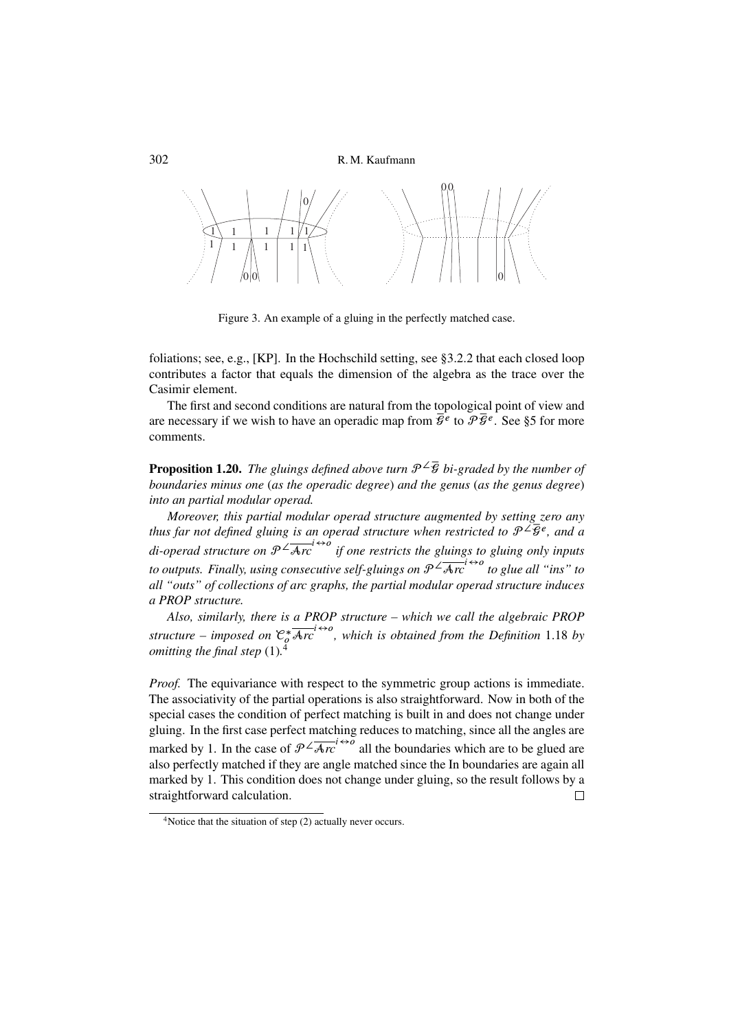Figure 3. An example of a gluing in the perfectly matched case.

foliations; see, e.g., [KP]. In the Hochschild setting, see §3.2.2 that each closed loop contributes a factor that equals the dimension of the algebra as the trace over the Casimir element.

The first and second conditions are natural from the topological point of view and are necessary if we wish to have an operadic map from $\overline{\mathcal{G}}^e$ to $\mathcal{P}\overline{\mathcal{G}}^e$. See §5 for more comments.

**Proposition 1.20.** *The gluings defined above turn $\mathcal{P}^{\angle}\overline{\mathcal{G}}$ bi-graded by the number of boundaries minus one (as the operadic degree) and the genus (as the genus degree) into an partial modular operad.*

*Moreover, this partial modular operad structure augmented by setting zero any thus far not defined gluing is an operad structure when restricted to $\mathcal{P}^{\angle}\overline{\mathcal{G}}^e$, and a di-operad structure on $\mathcal{P}^{\angle}\overline{\mathcal{A}rc}^{i\leftrightarrow o}$ if one restricts the gluings to gluing only inputs to outputs. Finally, using consecutive self-gluings on $\mathcal{P}^{\angle}\overline{\mathcal{A}rc}^{i\leftrightarrow o}$ to glue all "ins" to all "outs" of collections of arc graphs, the partial modular operad structure induces a PROP structure.*

*Also, similarly, there is a PROP structure – which we call the algebraic PROP structure – imposed on $\mathcal{C}_o^*\overline{\mathcal{A}rc}^{i\leftrightarrow o}$, which is obtained from the Definition 1.18 by omitting the final step (1).*[4]

*Proof.* The equivariance with respect to the symmetric group actions is immediate. The associativity of the partial operations is also straightforward. Now in both of the special cases the condition of perfect matching is built in and does not change under gluing. In the first case perfect matching reduces to matching, since all the angles are marked by 1. In the case of $\mathcal{P}^{\angle}\overline{\mathcal{A}rc}^{i\leftrightarrow o}$ all the boundaries which are to be glued are also perfectly matched if they are angle matched since the In boundaries are again all marked by 1. This condition does not change under gluing, so the result follows by a straightforward calculation. □

[4] Notice that the situation of step (2) actually never occurs.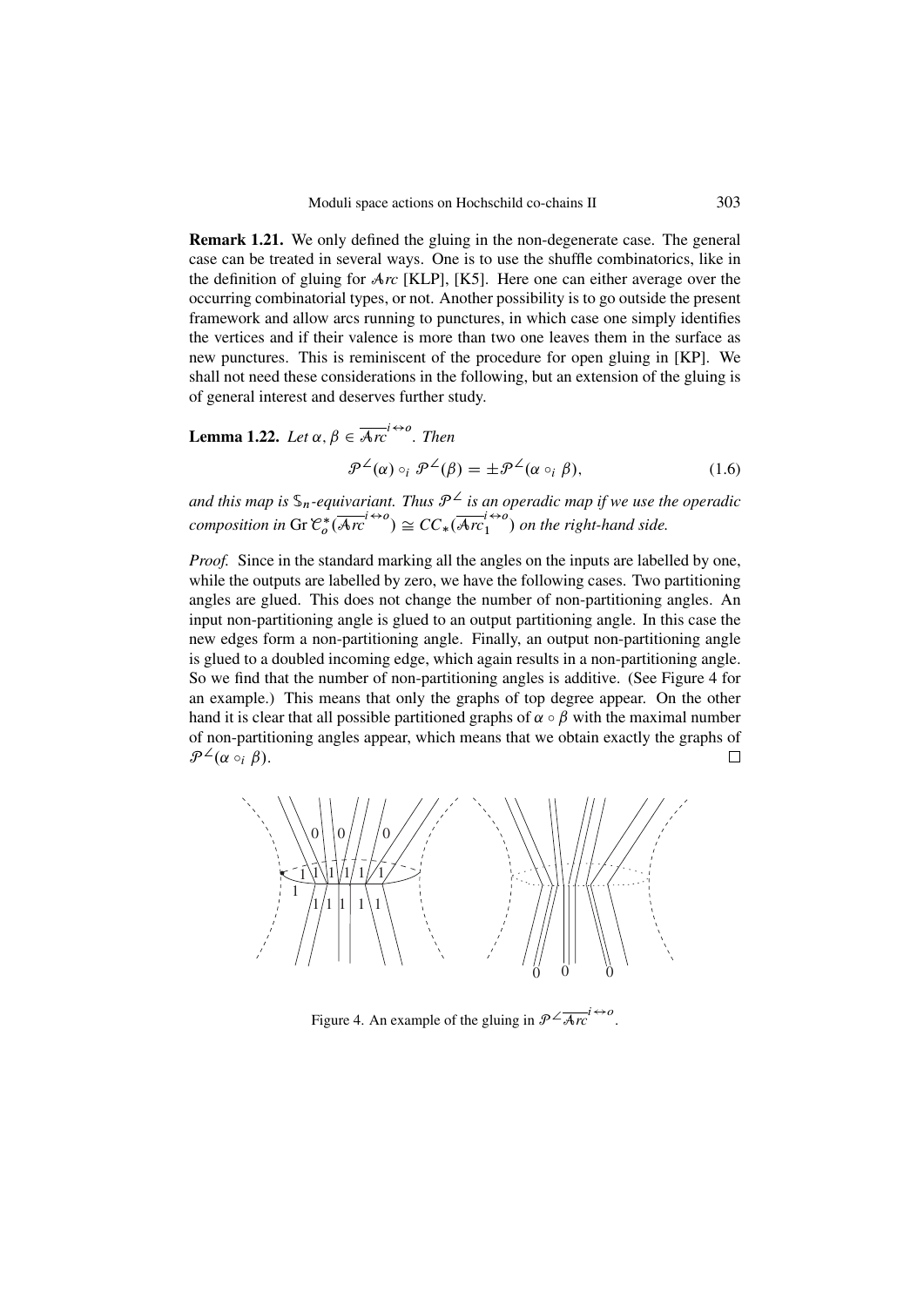**Remark 1.21.** We only defined the gluing in the non-degenerate case. The general case can be treated in several ways. One is to use the shuffle combinatorics, like in the definition of gluing for $\mathcal{A}rc$ [KLP], [K5]. Here one can either average over the occurring combinatorial types, or not. Another possibility is to go outside the present framework and allow arcs running to punctures, in which case one simply identifies the vertices and if their valence is more than two one leaves them in the surface as new punctures. This is reminiscent of the procedure for open gluing in [KP]. We shall not need these considerations in the following, but an extension of the gluing is of general interest and deserves further study.

**Lemma 1.22.** *Let* $\alpha, \beta \in \overline{\mathcal{A}rc}^{i\leftrightarrow o}$. *Then*

$$\mathcal{P}^{\angle}(\alpha) \circ_i \mathcal{P}^{\angle}(\beta) = \pm \mathcal{P}^{\angle}(\alpha \circ_i \beta), \tag{1.6}$$

*and this map is* $\mathbb{S}_n$*-equivariant. Thus* $\mathcal{P}^{\angle}$ *is an operadic map if we use the operadic composition in* $\operatorname{Gr}\mathcal{C}_o^*(\overline{\mathcal{A}rc}^{i\leftrightarrow o}) \cong CC_*(\overline{\mathcal{A}rc}_1^{i\leftrightarrow o})$ *on the right-hand side.*

*Proof.* Since in the standard marking all the angles on the inputs are labelled by one, while the outputs are labelled by zero, we have the following cases. Two partitioning angles are glued. This does not change the number of non-partitioning angles. An input non-partitioning angle is glued to an output partitioning angle. In this case the new edges form a non-partitioning angle. Finally, an output non-partitioning angle is glued to a doubled incoming edge, which again results in a non-partitioning angle. So we find that the number of non-partitioning angles is additive. (See Figure 4 for an example.) This means that only the graphs of top degree appear. On the other hand it is clear that all possible partitioned graphs of $\alpha \circ \beta$ with the maximal number of non-partitioning angles appear, which means that we obtain exactly the graphs of $\mathcal{P}^{\angle}(\alpha \circ_i \beta)$. $\square$

Figure 4. An example of the gluing in $\mathcal{P}^{\angle}\overline{\mathcal{A}rc}^{i\leftrightarrow o}$.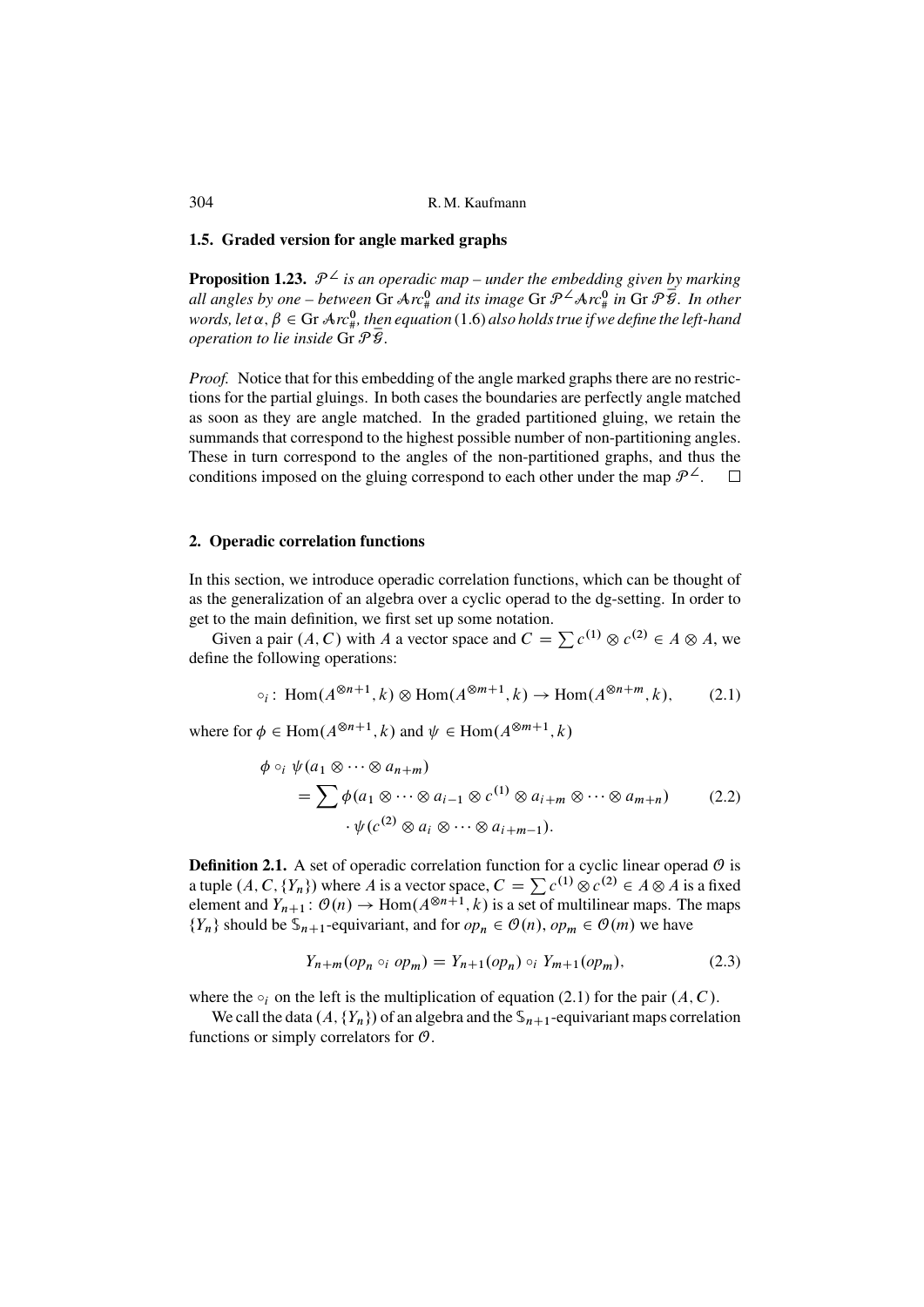### 1.5. Graded version for angle marked graphs

**Proposition 1.23.** *$\mathcal{P}^{\angle}$ is an operadic map – under the embedding given by marking all angles by one – between* $\mathrm{Gr}\,\mathcal{A}rc^0_{\#}$ *and its image* $\mathrm{Gr}\,\mathcal{P}^{\angle}\mathcal{A}rc^0_{\#}$ *in* $\mathrm{Gr}\,\mathcal{P}\bar{\mathcal{G}}$*. In other words, let* $\alpha, \beta \in \mathrm{Gr}\,\mathcal{A}rc^0_{\#}$*, then equation* (1.6) *also holds true if we define the left-hand operation to lie inside* $\mathrm{Gr}\,\mathcal{P}\bar{\mathcal{G}}$*.*

*Proof.* Notice that for this embedding of the angle marked graphs there are no restrictions for the partial gluings. In both cases the boundaries are perfectly angle matched as soon as they are angle matched. In the graded partitioned gluing, we retain the summands that correspond to the highest possible number of non-partitioning angles. These in turn correspond to the angles of the non-partitioned graphs, and thus the conditions imposed on the gluing correspond to each other under the map $\mathcal{P}^{\angle}$. $\square$

## 2. Operadic correlation functions

In this section, we introduce operadic correlation functions, which can be thought of as the generalization of an algebra over a cyclic operad to the dg-setting. In order to get to the main definition, we first set up some notation.

Given a pair $(A, C)$ with $A$ a vector space and $C = \sum c^{(1)} \otimes c^{(2)} \in A \otimes A$, we define the following operations:

$$\circ_i\colon \mathrm{Hom}(A^{\otimes n+1}, k) \otimes \mathrm{Hom}(A^{\otimes m+1}, k) \to \mathrm{Hom}(A^{\otimes n+m}, k), \tag{2.1}$$

where for $\phi \in \mathrm{Hom}(A^{\otimes n+1}, k)$ and $\psi \in \mathrm{Hom}(A^{\otimes m+1}, k)$

$$\begin{aligned} \phi \circ_i \psi(a_1 \otimes \cdots \otimes a_{n+m}) &= \sum \phi(a_1 \otimes \cdots \otimes a_{i-1} \otimes c^{(1)} \otimes a_{i+m} \otimes \cdots \otimes a_{m+n}) \\ &\quad\cdot \psi(c^{(2)} \otimes a_i \otimes \cdots \otimes a_{i+m-1}). \end{aligned} \tag{2.2}$$

**Definition 2.1.** A set of operadic correlation function for a cyclic linear operad $\mathcal{O}$ is a tuple $(A, C, \{Y_n\})$ where $A$ is a vector space, $C = \sum c^{(1)} \otimes c^{(2)} \in A \otimes A$ is a fixed element and $Y_{n+1}\colon \mathcal{O}(n) \to \mathrm{Hom}(A^{\otimes n+1}, k)$ is a set of multilinear maps. The maps $\{Y_n\}$ should be $\mathbb{S}_{n+1}$-equivariant, and for $op_n \in \mathcal{O}(n)$, $op_m \in \mathcal{O}(m)$ we have

$$Y_{n+m}(op_n \circ_i op_m) = Y_{n+1}(op_n) \circ_i Y_{m+1}(op_m), \tag{2.3}$$

where the $\circ_i$ on the left is the multiplication of equation (2.1) for the pair $(A, C)$.

We call the data $(A, \{Y_n\})$ of an algebra and the $\mathbb{S}_{n+1}$-equivariant maps correlation functions or simply correlators for $\mathcal{O}$.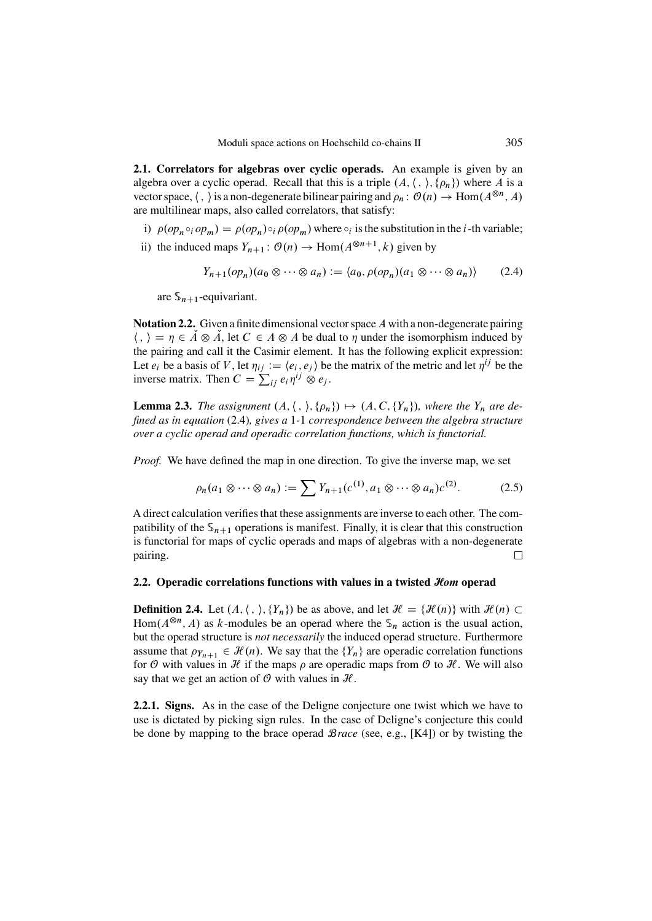**2.1. Correlators for algebras over cyclic operads.** An example is given by an algebra over a cyclic operad. Recall that this is a triple $(A, \langle\, ,\, \rangle, \{\rho_n\})$ where $A$ is a vector space, $\langle\, ,\, \rangle$ is a non-degenerate bilinear pairing and $\rho_n \colon \mathcal{O}(n) \to \mathrm{Hom}(A^{\otimes n}, A)$ are multilinear maps, also called correlators, that satisfy:

i) $\rho(op_n \circ_i op_m) = \rho(op_n) \circ_i \rho(op_m)$ where $\circ_i$ is the substitution in the $i$-th variable;

ii) the induced maps $Y_{n+1} \colon \mathcal{O}(n) \to \mathrm{Hom}(A^{\otimes n+1}, k)$ given by

$$Y_{n+1}(op_n)(a_0 \otimes \cdots \otimes a_n) := \langle a_0, \rho(op_n)(a_1 \otimes \cdots \otimes a_n) \rangle \tag{2.4}$$

are $\mathbb{S}_{n+1}$-equivariant.

**Notation 2.2.** Given a finite dimensional vector space $A$ with a non-degenerate pairing $\langle\, ,\, \rangle = \eta \in \check{A} \otimes \check{A}$, let $C \in A \otimes A$ be dual to $\eta$ under the isomorphism induced by the pairing and call it the Casimir element. It has the following explicit expression: Let $e_i$ be a basis of $V$, let $\eta_{ij} := \langle e_i, e_j \rangle$ be the matrix of the metric and let $\eta^{ij}$ be the inverse matrix. Then $C = \sum_{ij} e_i \eta^{ij} \otimes e_j$.

**Lemma 2.3.** *The assignment $(A, \langle\, ,\, \rangle, \{\rho_n\}) \mapsto (A, C, \{Y_n\})$, where the $Y_n$ are defined as in equation* (2.4)*, gives a* 1-1 *correspondence between the algebra structure over a cyclic operad and operadic correlation functions, which is functorial.*

*Proof.* We have defined the map in one direction. To give the inverse map, we set

$$\rho_n(a_1 \otimes \cdots \otimes a_n) := \sum Y_{n+1}(c^{(1)}, a_1 \otimes \cdots \otimes a_n) c^{(2)}. \tag{2.5}$$

A direct calculation verifies that these assignments are inverse to each other. The compatibility of the $\mathbb{S}_{n+1}$ operations is manifest. Finally, it is clear that this construction is functorial for maps of cyclic operads and maps of algebras with a non-degenerate pairing. $\square$

### 2.2. Operadic correlations functions with values in a twisted $\mathcal{H}om$ operad

**Definition 2.4.** Let $(A, \langle\, ,\, \rangle, \{Y_n\})$ be as above, and let $\mathcal{H} = \{\mathcal{H}(n)\}$ with $\mathcal{H}(n) \subset \mathrm{Hom}(A^{\otimes n}, A)$ as $k$-modules be an operad where the $\mathbb{S}_n$ action is the usual action, but the operad structure is *not necessarily* the induced operad structure. Furthermore assume that $\rho_{Y_{n+1}} \in \mathcal{H}(n)$. We say that the $\{Y_n\}$ are operadic correlation functions for $\mathcal{O}$ with values in $\mathcal{H}$ if the maps $\rho$ are operadic maps from $\mathcal{O}$ to $\mathcal{H}$. We will also say that we get an action of $\mathcal{O}$ with values in $\mathcal{H}$.

**2.2.1. Signs.** As in the case of the Deligne conjecture one twist which we have to use is dictated by picking sign rules. In the case of Deligne's conjecture this could be done by mapping to the brace operad $\mathcal{B}race$ (see, e.g., [K4]) or by twisting the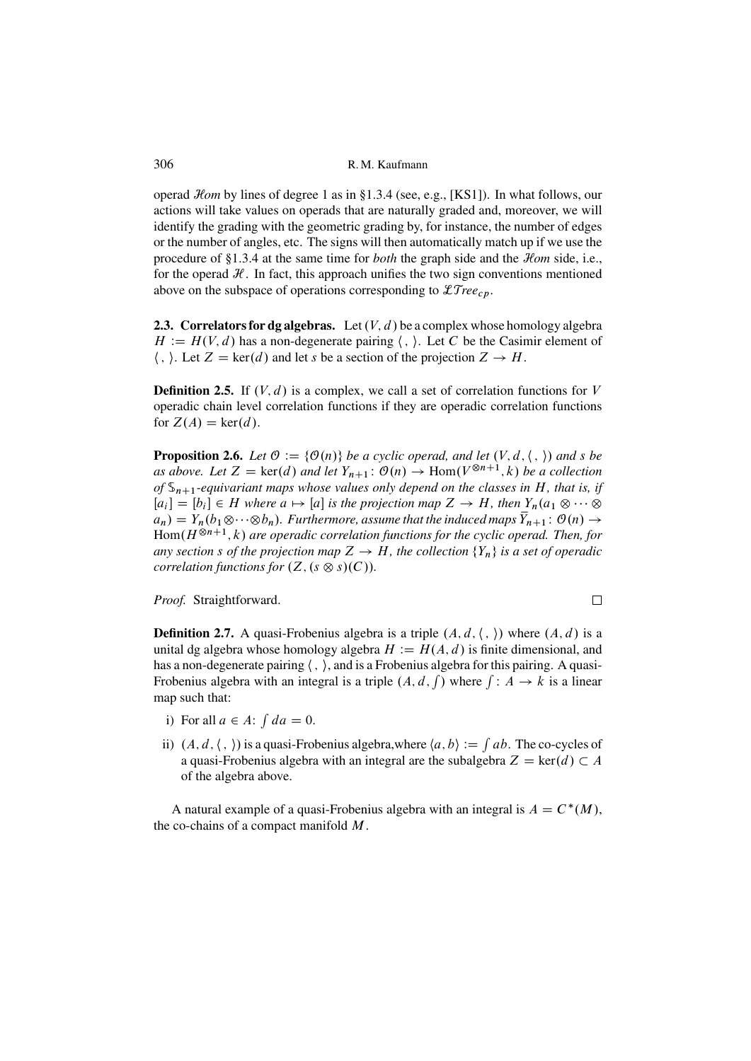operad $\mathcal{H}om$ by lines of degree 1 as in §1.3.4 (see, e.g., [KS1]). In what follows, our actions will take values on operads that are naturally graded and, moreover, we will identify the grading with the geometric grading by, for instance, the number of edges or the number of angles, etc. The signs will then automatically match up if we use the procedure of §1.3.4 at the same time for *both* the graph side and the $\mathcal{H}om$ side, i.e., for the operad $\mathcal{H}$. In fact, this approach unifies the two sign conventions mentioned above on the subspace of operations corresponding to $\mathcal{LT}ree_{cp}$.

**2.3. Correlators for dg algebras.** Let $(V, d)$ be a complex whose homology algebra $H := H(V, d)$ has a non-degenerate pairing $\langle\, , \,\rangle$. Let $C$ be the Casimir element of $\langle\, , \,\rangle$. Let $Z = \ker(d)$ and let $s$ be a section of the projection $Z \to H$.

**Definition 2.5.** If $(V, d)$ is a complex, we call a set of correlation functions for $V$ operadic chain level correlation functions if they are operadic correlation functions for $Z(A) = \ker(d)$.

**Proposition 2.6.** *Let $\mathcal{O} := \{\mathcal{O}(n)\}$ be a cyclic operad, and let $(V, d, \langle\, , \,\rangle)$ and $s$ be as above. Let $Z = \ker(d)$ and let $Y_{n+1} \colon \mathcal{O}(n) \to \mathrm{Hom}(V^{\otimes n+1}, k)$ be a collection of $\mathbb{S}_{n+1}$-equivariant maps whose values only depend on the classes in $H$, that is, if $[a_i] = [b_i] \in H$ where $a \mapsto [a]$ is the projection map $Z \to H$, then $Y_n(a_1 \otimes \cdots \otimes a_n) = Y_n(b_1 \otimes \cdots \otimes b_n)$. Furthermore, assume that the induced maps $\overline{Y}_{n+1} \colon \mathcal{O}(n) \to \mathrm{Hom}(H^{\otimes n+1}, k)$ are operadic correlation functions for the cyclic operad. Then, for any section $s$ of the projection map $Z \to H$, the collection $\{Y_n\}$ is a set of operadic correlation functions for $(Z, (s \otimes s)(C))$.*

*Proof.* Straightforward. □

**Definition 2.7.** A quasi-Frobenius algebra is a triple $(A, d, \langle\, , \,\rangle)$ where $(A, d)$ is a unital dg algebra whose homology algebra $H := H(A, d)$ is finite dimensional, and has a non-degenerate pairing $\langle\, , \,\rangle$, and is a Frobenius algebra for this pairing. A quasi-Frobenius algebra with an integral is a triple $(A, d, \int)$ where $\int \colon A \to k$ is a linear map such that:

i) For all $a \in A$: $\int da = 0$.

ii) $(A, d, \langle\, , \,\rangle)$ is a quasi-Frobenius algebra,where $\langle a, b\rangle := \int ab$. The co-cycles of a quasi-Frobenius algebra with an integral are the subalgebra $Z = \ker(d) \subset A$ of the algebra above.

A natural example of a quasi-Frobenius algebra with an integral is $A = C^*(M)$, the co-chains of a compact manifold $M$.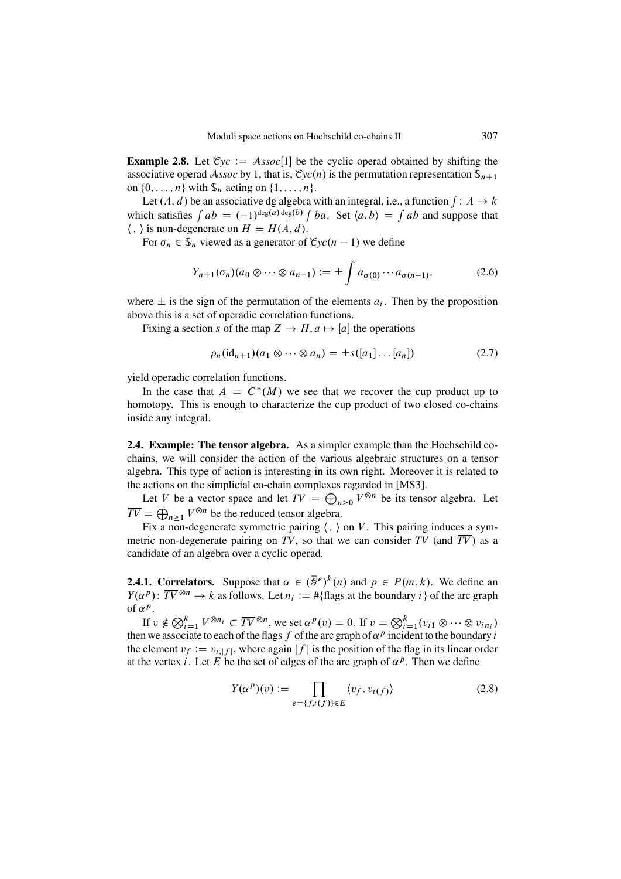**Example 2.8.** Let $\mathcal{C}yc := \mathcal{A}ssoc[1]$ be the cyclic operad obtained by shifting the associative operad $\mathcal{A}ssoc$ by 1, that is, $\mathcal{C}yc(n)$ is the permutation representation $\mathbb{S}_{n+1}$ on $\{0, \dots, n\}$ with $\mathbb{S}_n$ acting on $\{1, \dots, n\}$.

Let $(A, d)$ be an associative dg algebra with an integral, i.e., a function $\int : A \to k$ which satisfies $\int ab = (-1)^{\deg(a)\deg(b)} \int ba$. Set $\langle a, b\rangle = \int ab$ and suppose that $\langle\, ,\, \rangle$ is non-degenerate on $H = H(A, d)$.

For $\sigma_n \in \mathbb{S}_n$ viewed as a generator of $\mathcal{C}yc(n-1)$ we define

$$Y_{n+1}(\sigma_n)(a_0 \otimes \cdots \otimes a_{n-1}) := \pm \int a_{\sigma(0)} \cdots a_{\sigma(n-1)}, \tag{2.6}$$

where $\pm$ is the sign of the permutation of the elements $a_i$. Then by the proposition above this is a set of operadic correlation functions.

Fixing a section $s$ of the map $Z \to H, a \mapsto [a]$ the operations

$$\rho_n(\mathrm{id}_{n+1})(a_1 \otimes \cdots \otimes a_n) = \pm s([a_1] \dots [a_n]) \tag{2.7}$$

yield operadic correlation functions.

In the case that $A = C^*(M)$ we see that we recover the cup product up to homotopy. This is enough to characterize the cup product of two closed co-chains inside any integral.

**2.4. Example: The tensor algebra.** As a simpler example than the Hochschild co-chains, we will consider the action of the various algebraic structures on a tensor algebra. This type of action is interesting in its own right. Moreover it is related to the actions on the simplicial co-chain complexes regarded in [MS3].

Let $V$ be a vector space and let $TV = \bigoplus_{n \geq 0} V^{\otimes n}$ be its tensor algebra. Let $\overline{TV} = \bigoplus_{n \geq 1} V^{\otimes n}$ be the reduced tensor algebra.

Fix a non-degenerate symmetric pairing $\langle\, ,\, \rangle$ on $V$. This pairing induces a symmetric non-degenerate pairing on $TV$, so that we can consider $TV$ (and $\overline{TV}$) as a candidate of an algebra over a cyclic operad.

**2.4.1. Correlators.** Suppose that $\alpha \in (\bar{\mathcal{G}}^e)^k(n)$ and $p \in P(m, k)$. We define an $Y(\alpha^p) : \overline{TV}^{\otimes n} \to k$ as follows. Let $n_i := \#\{\text{flags at the boundary } i\}$ of the arc graph of $\alpha^p$.

If $v \notin \bigotimes_{i=1}^k V^{\otimes n_i} \subset \overline{TV}^{\otimes n}$, we set $\alpha^p(v) = 0$. If $v = \bigotimes_{i=1}^k (v_{i1} \otimes \cdots \otimes v_{in_i})$ then we associate to each of the flags $f$ of the arc graph of $\alpha^p$ incident to the boundary $i$ the element $v_f := v_{i,|f|}$, where again $|f|$ is the position of the flag in its linear order at the vertex $i$. Let $E$ be the set of edges of the arc graph of $\alpha^p$. Then we define

$$Y(\alpha^p)(v) := \prod_{e = \{f, \imath(f)\} \in E} \langle v_f, v_{\imath(f)} \rangle \tag{2.8}$$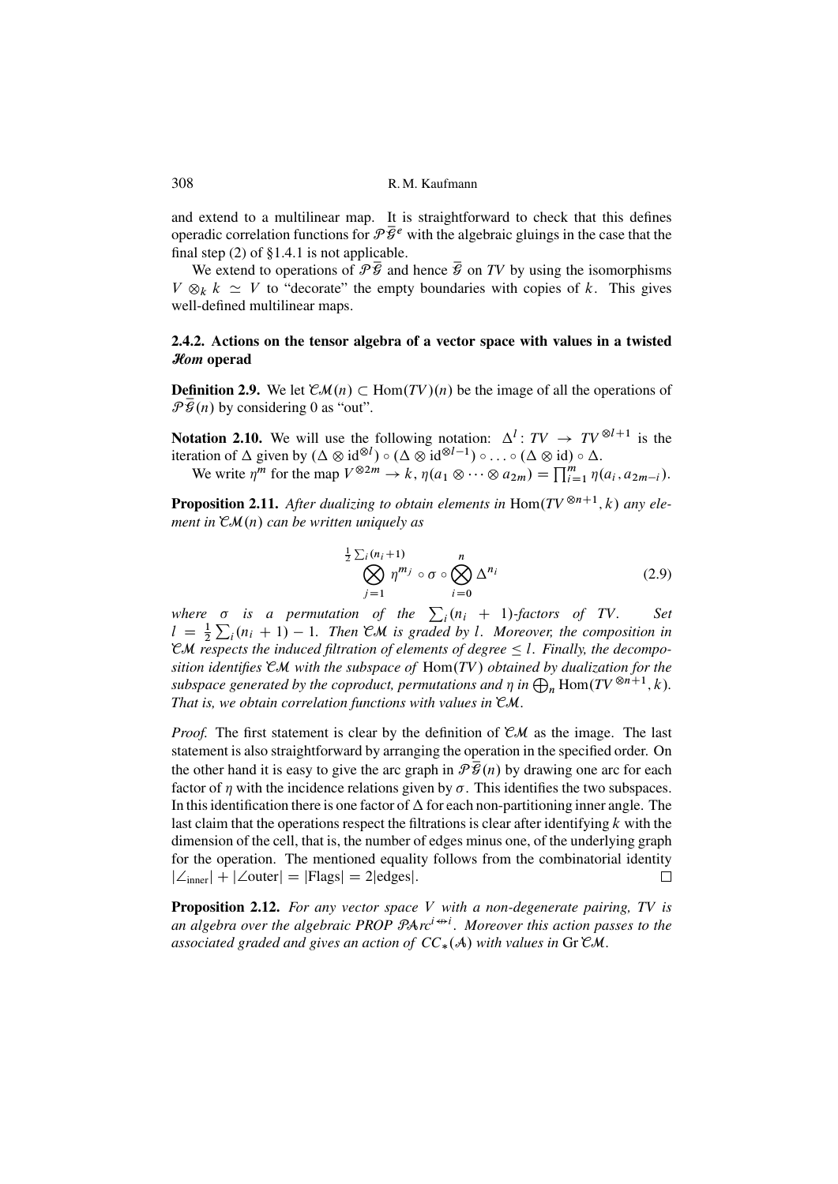and extend to a multilinear map. It is straightforward to check that this defines operadic correlation functions for $\mathcal{P}\bar{\mathcal{G}}^e$ with the algebraic gluings in the case that the final step (2) of §1.4.1 is not applicable.

We extend to operations of $\mathcal{P}\bar{\mathcal{G}}$ and hence $\bar{\mathcal{G}}$ on $TV$ by using the isomorphisms $V \otimes_k k \simeq V$ to "decorate" the empty boundaries with copies of $k$. This gives well-defined multilinear maps.

### 2.4.2. Actions on the tensor algebra of a vector space with values in a twisted $\mathcal{H}om$ operad

**Definition 2.9.** We let $\mathcal{CM}(n) \subset \mathrm{Hom}(TV)(n)$ be the image of all the operations of $\mathcal{P}\bar{\mathcal{G}}(n)$ by considering 0 as "out".

**Notation 2.10.** We will use the following notation: $\Delta^l : TV \to TV^{\otimes l+1}$ is the iteration of $\Delta$ given by $(\Delta \otimes \mathrm{id}^{\otimes l}) \circ (\Delta \otimes \mathrm{id}^{\otimes l-1}) \circ \dots \circ (\Delta \otimes \mathrm{id}) \circ \Delta$.

We write $\eta^m$ for the map $V^{\otimes 2m} \to k$, $\eta(a_1 \otimes \dots \otimes a_{2m}) = \prod_{i=1}^{m} \eta(a_i, a_{2m-i})$.

**Proposition 2.11.** *After dualizing to obtain elements in $\mathrm{Hom}(TV^{\otimes n+1}, k)$ any element in $\mathcal{CM}(n)$ can be written uniquely as*

$$\bigotimes_{j=1}^{\frac{1}{2}\sum_i (n_i+1)} \eta^{m_j} \circ \sigma \circ \bigotimes_{i=0}^{n} \Delta^{n_i} \tag{2.9}$$

*where $\sigma$ is a permutation of the $\sum_i (n_i + 1)$-factors of $TV$. Set $l = \frac{1}{2}\sum_i (n_i + 1) - 1$. Then $\mathcal{CM}$ is graded by $l$. Moreover, the composition in $\mathcal{CM}$ respects the induced filtration of elements of degree $\leq l$. Finally, the decomposition identifies $\mathcal{CM}$ with the subspace of $\mathrm{Hom}(TV)$ obtained by dualization for the subspace generated by the coproduct, permutations and $\eta$ in $\bigoplus_n \mathrm{Hom}(TV^{\otimes n+1}, k)$. That is, we obtain correlation functions with values in $\mathcal{CM}$.*

*Proof.* The first statement is clear by the definition of $\mathcal{CM}$ as the image. The last statement is also straightforward by arranging the operation in the specified order. On the other hand it is easy to give the arc graph in $\mathcal{P}\bar{\mathcal{G}}(n)$ by drawing one arc for each factor of $\eta$ with the incidence relations given by $\sigma$. This identifies the two subspaces. In this identification there is one factor of $\Delta$ for each non-partitioning inner angle. The last claim that the operations respect the filtrations is clear after identifying $k$ with the dimension of the cell, that is, the number of edges minus one, of the underlying graph for the operation. The mentioned equality follows from the combinatorial identity $|\angle_{\mathrm{inner}}| + |\angle\mathrm{outer}| = |\mathrm{Flags}| = 2|\mathrm{edges}|$. $\square$

**Proposition 2.12.** *For any vector space $V$ with a non-degenerate pairing, $TV$ is an algebra over the algebraic PROP $\mathcal{PA}rc^{i \not\leftrightarrow i}$. Moreover this action passes to the associated graded and gives an action of $CC_*(\mathcal{A})$ with values in $\mathrm{Gr}\,\mathcal{CM}$.*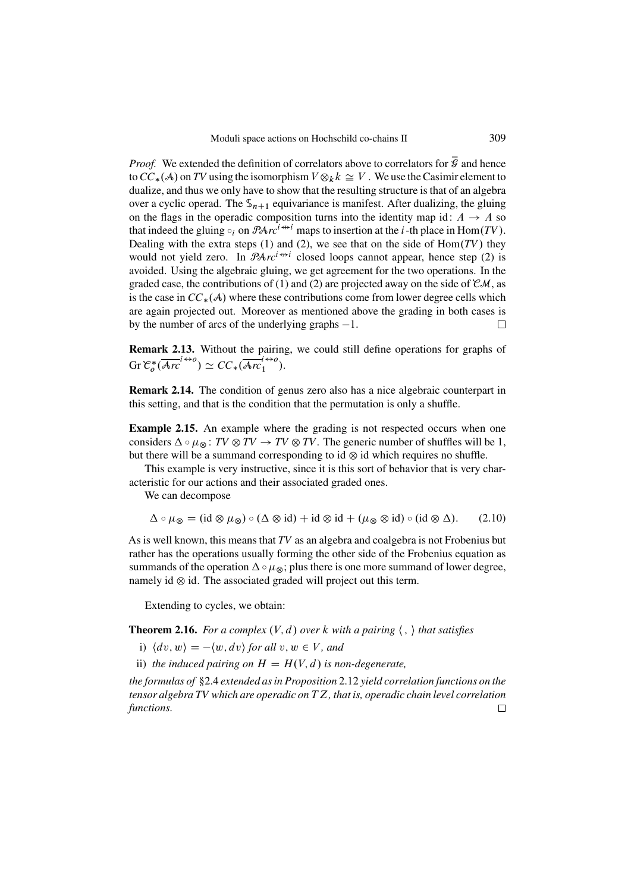*Proof.* We extended the definition of correlators above to correlators for $\overline{\mathcal{G}}$ and hence to $CC_*(\mathcal{A})$ on $TV$ using the isomorphism $V \otimes_k k \cong V$. We use the Casimir element to dualize, and thus we only have to show that the resulting structure is that of an algebra over a cyclic operad. The $\mathbb{S}_{n+1}$ equivariance is manifest. After dualizing, the gluing on the flags in the operadic composition turns into the identity map $\mathrm{id}\colon A \to A$ so that indeed the gluing $\circ_i$ on $\mathcal{PA}rc^{i \leftrightarrow i}$ maps to insertion at the $i$-th place in $\mathrm{Hom}(TV)$. Dealing with the extra steps (1) and (2), we see that on the side of $\mathrm{Hom}(TV)$ they would not yield zero. In $\mathcal{PA}rc^{i \leftrightarrow i}$ closed loops cannot appear, hence step (2) is avoided. Using the algebraic gluing, we get agreement for the two operations. In the graded case, the contributions of (1) and (2) are projected away on the side of $\mathcal{CM}$, as is the case in $CC_*(\mathcal{A})$ where these contributions come from lower degree cells which are again projected out. Moreover as mentioned above the grading in both cases is by the number of arcs of the underlying graphs $-1$. □

**Remark 2.13.** Without the pairing, we could still define operations for graphs of $\mathrm{Gr}\,\mathcal{C}_o^*(\overline{\mathcal{A}rc}^{i \leftrightarrow o}) \simeq CC_*(\overline{\mathcal{A}rc}_1^{i \leftrightarrow o})$.

**Remark 2.14.** The condition of genus zero also has a nice algebraic counterpart in this setting, and that is the condition that the permutation is only a shuffle.

**Example 2.15.** An example where the grading is not respected occurs when one considers $\Delta \circ \mu_\otimes \colon TV \otimes TV \to TV \otimes TV$. The generic number of shuffles will be 1, but there will be a summand corresponding to $\mathrm{id} \otimes \mathrm{id}$ which requires no shuffle.

This example is very instructive, since it is this sort of behavior that is very characteristic for our actions and their associated graded ones.

We can decompose

$$\Delta \circ \mu_\otimes = (\mathrm{id} \otimes \mu_\otimes) \circ (\Delta \otimes \mathrm{id}) + \mathrm{id} \otimes \mathrm{id} + (\mu_\otimes \otimes \mathrm{id}) \circ (\mathrm{id} \otimes \Delta). \qquad (2.10)$$

As is well known, this means that $TV$ as an algebra and coalgebra is not Frobenius but rather has the operations usually forming the other side of the Frobenius equation as summands of the operation $\Delta \circ \mu_\otimes$; plus there is one more summand of lower degree, namely $\mathrm{id} \otimes \mathrm{id}$. The associated graded will project out this term.

Extending to cycles, we obtain:

**Theorem 2.16.** *For a complex $(V, d)$ over $k$ with a pairing $\langle\, ,\, \rangle$ that satisfies*

i) $\langle dv, w \rangle = -\langle w, dv \rangle$ *for all $v, w \in V$, and*

ii) *the induced pairing on $H = H(V, d)$ is non-degenerate,*

*the formulas of §2.4 extended as in Proposition 2.12 yield correlation functions on the tensor algebra $TV$ which are operadic on $TZ$, that is, operadic chain level correlation functions.* □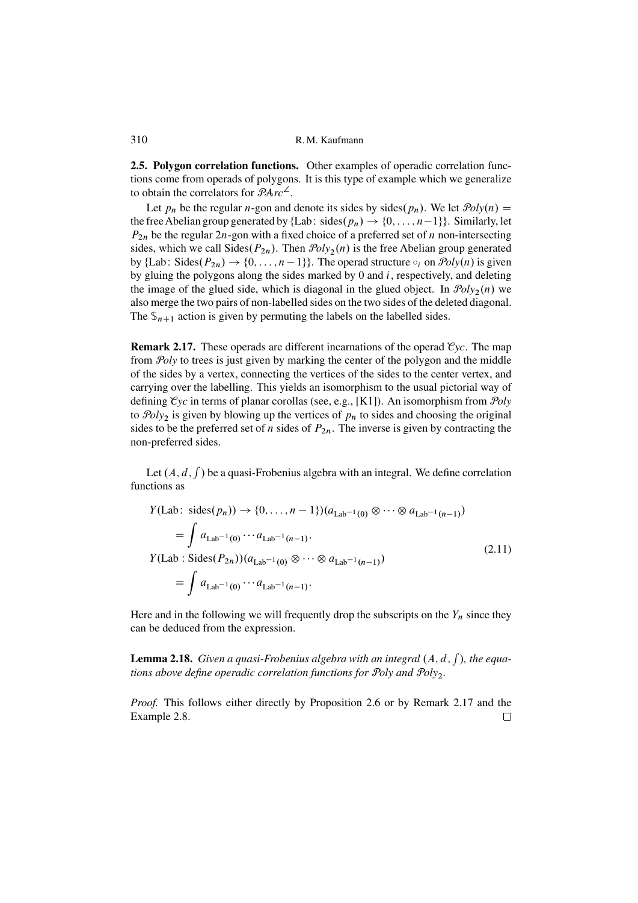**2.5. Polygon correlation functions.** Other examples of operadic correlation functions come from operads of polygons. It is this type of example which we generalize to obtain the correlators for $\mathcal{PA}rc^{\angle}$.

Let $p_n$ be the regular $n$-gon and denote its sides by sides$(p_n)$. We let $\mathcal{P}oly(n) =$ the free Abelian group generated by $\{\text{Lab}\colon \text{sides}(p_n) \to \{0,\dots,n-1\}\}$. Similarly, let $P_{2n}$ be the regular $2n$-gon with a fixed choice of a preferred set of $n$ non-intersecting sides, which we call Sides$(P_{2n})$. Then $\mathcal{P}oly_2(n)$ is the free Abelian group generated by $\{\text{Lab}\colon \text{Sides}(P_{2n}) \to \{0,\dots,n-1\}\}$. The operad structure $\circ_i$ on $\mathcal{P}oly(n)$ is given by gluing the polygons along the sides marked by 0 and $i$, respectively, and deleting the image of the glued side, which is diagonal in the glued object. In $\mathcal{P}oly_2(n)$ we also merge the two pairs of non-labelled sides on the two sides of the deleted diagonal. The $\mathbb{S}_{n+1}$ action is given by permuting the labels on the labelled sides.

**Remark 2.17.** These operads are different incarnations of the operad $\mathcal{C}yc$. The map from $\mathcal{P}oly$ to trees is just given by marking the center of the polygon and the middle of the sides by a vertex, connecting the vertices of the sides to the center vertex, and carrying over the labelling. This yields an isomorphism to the usual pictorial way of defining $\mathcal{C}yc$ in terms of planar corollas (see, e.g., [K1]). An isomorphism from $\mathcal{P}oly$ to $\mathcal{P}oly_2$ is given by blowing up the vertices of $p_n$ to sides and choosing the original sides to be the preferred set of $n$ sides of $P_{2n}$. The inverse is given by contracting the non-preferred sides.

Let $(A, d, \int)$ be a quasi-Frobenius algebra with an integral. We define correlation functions as

$$
\begin{aligned}
Y(\text{Lab}\colon \text{sides}(p_n)) &\to \{0,\dots,n-1\})(a_{\text{Lab}^{-1}(0)} \otimes \cdots \otimes a_{\text{Lab}^{-1}(n-1)}) \\
&= \int a_{\text{Lab}^{-1}(0)} \cdots a_{\text{Lab}^{-1}(n-1)}, \\
Y(\text{Lab} : \text{Sides}(P_{2n}))&(a_{\text{Lab}^{-1}(0)} \otimes \cdots \otimes a_{\text{Lab}^{-1}(n-1)}) \\
&= \int a_{\text{Lab}^{-1}(0)} \cdots a_{\text{Lab}^{-1}(n-1)}.
\end{aligned}
\tag{2.11}
$$

Here and in the following we will frequently drop the subscripts on the $Y_n$ since they can be deduced from the expression.

**Lemma 2.18.** *Given a quasi-Frobenius algebra with an integral $(A, d, \int)$, the equations above define operadic correlation functions for $\mathcal{P}oly$ and $\mathcal{P}oly_2$.*

*Proof.* This follows either directly by Proposition 2.6 or by Remark 2.17 and the Example 2.8. □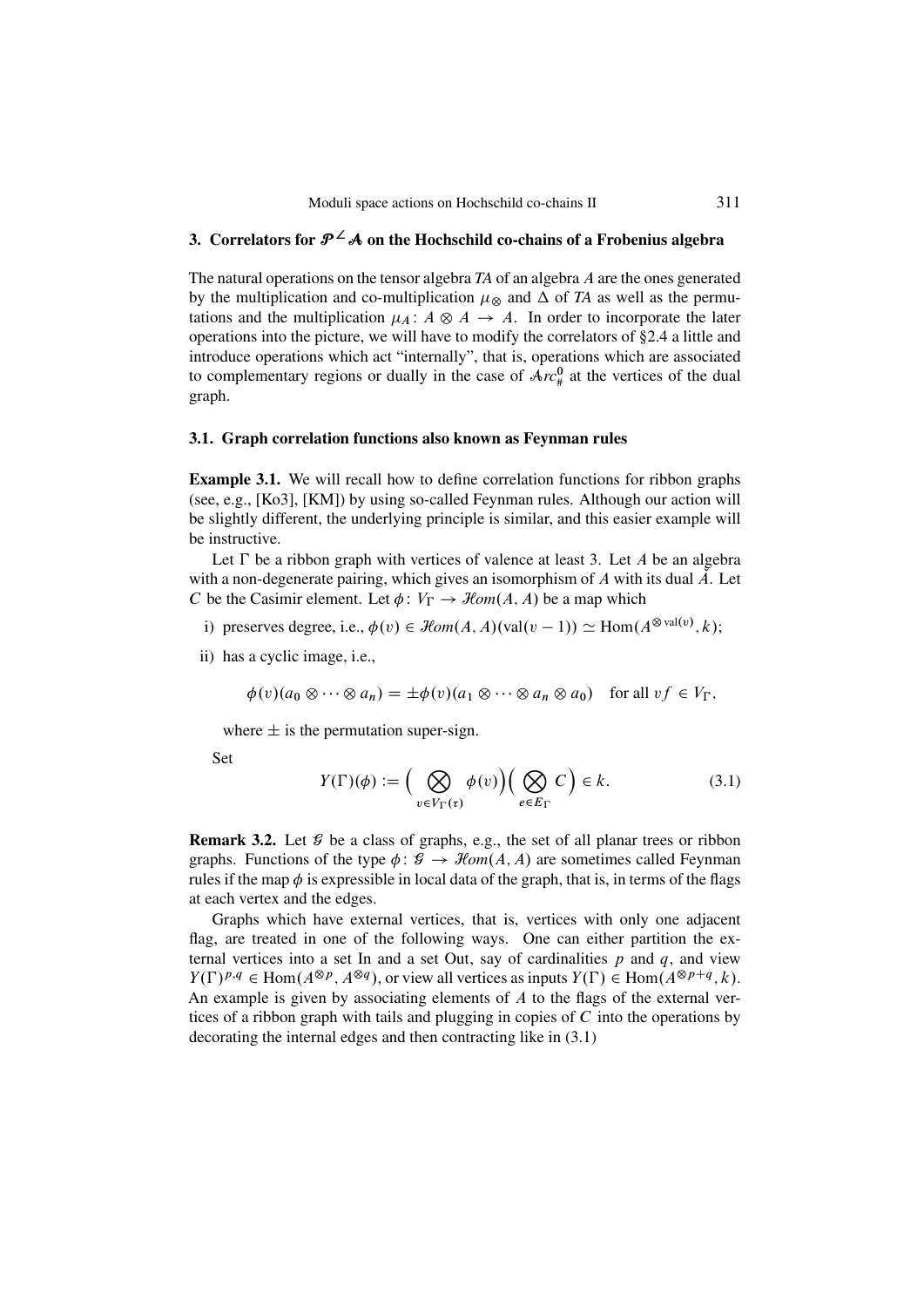## 3. Correlators for $\mathcal{P}^{\angle}\mathcal{A}$ on the Hochschild co-chains of a Frobenius algebra

The natural operations on the tensor algebra *TA* of an algebra *A* are the ones generated by the multiplication and co-multiplication $\mu_{\otimes}$ and $\Delta$ of *TA* as well as the permutations and the multiplication $\mu_A\colon A \otimes A \to A$. In order to incorporate the later operations into the picture, we will have to modify the correlators of §2.4 a little and introduce operations which act "internally", that is, operations which are associated to complementary regions or dually in the case of $\mathcal{A}rc^0_{\#}$ at the vertices of the dual graph.

### 3.1. Graph correlation functions also known as Feynman rules

**Example 3.1.** We will recall how to define correlation functions for ribbon graphs (see, e.g., [Ko3], [KM]) by using so-called Feynman rules. Although our action will be slightly different, the underlying principle is similar, and this easier example will be instructive.

Let $\Gamma$ be a ribbon graph with vertices of valence at least 3. Let $A$ be an algebra with a non-degenerate pairing, which gives an isomorphism of $A$ with its dual $\check{A}$. Let $C$ be the Casimir element. Let $\phi\colon V_\Gamma \to \mathcal{H}om(A, A)$ be a map which

i) preserves degree, i.e., $\phi(v) \in \mathcal{H}om(A, A)(\mathrm{val}(v-1)) \simeq \mathrm{Hom}(A^{\otimes \mathrm{val}(v)}, k)$;

ii) has a cyclic image, i.e.,

$$\phi(v)(a_0 \otimes \cdots \otimes a_n) = \pm\phi(v)(a_1 \otimes \cdots \otimes a_n \otimes a_0) \quad \text{for all } vf \in V_\Gamma,$$

where $\pm$ is the permutation super-sign.

Set

$$Y(\Gamma)(\phi) := \Big(\bigotimes_{v \in V_\Gamma(\tau)} \phi(v)\Big)\Big(\bigotimes_{e \in E_\Gamma} C\Big) \in k. \tag{3.1}$$

**Remark 3.2.** Let $\mathcal{G}$ be a class of graphs, e.g., the set of all planar trees or ribbon graphs. Functions of the type $\phi\colon \mathcal{G} \to \mathcal{H}om(A, A)$ are sometimes called Feynman rules if the map $\phi$ is expressible in local data of the graph, that is, in terms of the flags at each vertex and the edges.

Graphs which have external vertices, that is, vertices with only one adjacent flag, are treated in one of the following ways. One can either partition the external vertices into a set In and a set Out, say of cardinalities $p$ and $q$, and view $Y(\Gamma)^{p,q} \in \mathrm{Hom}(A^{\otimes p}, A^{\otimes q})$, or view all vertices as inputs $Y(\Gamma) \in \mathrm{Hom}(A^{\otimes p+q}, k)$. An example is given by associating elements of $A$ to the flags of the external vertices of a ribbon graph with tails and plugging in copies of $C$ into the operations by decorating the internal edges and then contracting like in (3.1)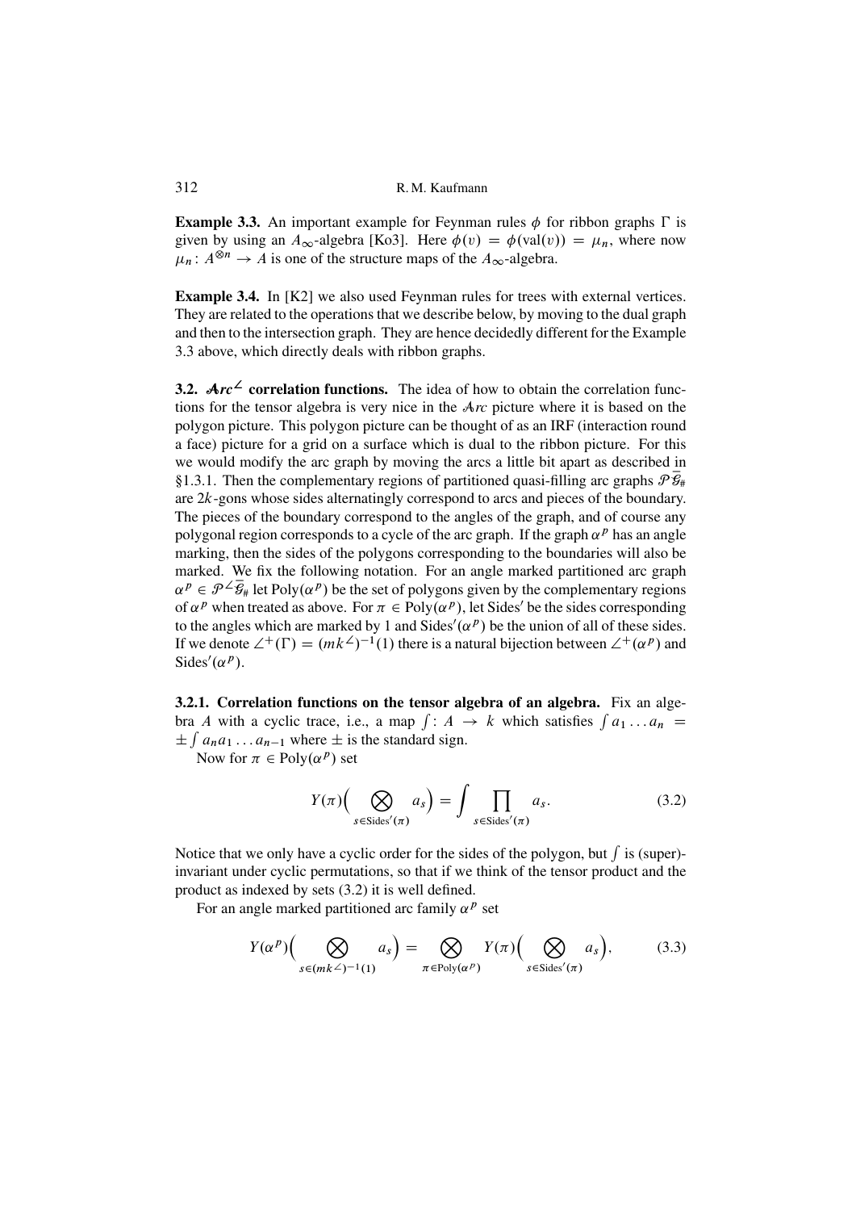**Example 3.3.** An important example for Feynman rules $\phi$ for ribbon graphs $\Gamma$ is given by using an $A_\infty$-algebra [Ko3]. Here $\phi(v) = \phi(\mathrm{val}(v)) = \mu_n$, where now $\mu_n \colon A^{\otimes n} \to A$ is one of the structure maps of the $A_\infty$-algebra.

**Example 3.4.** In [K2] we also used Feynman rules for trees with external vertices. They are related to the operations that we describe below, by moving to the dual graph and then to the intersection graph. They are hence decidedly different for the Example 3.3 above, which directly deals with ribbon graphs.

**3.2. $\mathcal{A}rc^{\angle}$ correlation functions.** The idea of how to obtain the correlation functions for the tensor algebra is very nice in the $\mathcal{A}rc$ picture where it is based on the polygon picture. This polygon picture can be thought of as an IRF (interaction round a face) picture for a grid on a surface which is dual to the ribbon picture. For this we would modify the arc graph by moving the arcs a little bit apart as described in §1.3.1. Then the complementary regions of partitioned quasi-filling arc graphs $\mathcal{P}\bar{\mathcal{G}}_{\#}$ are $2k$-gons whose sides alternatingly correspond to arcs and pieces of the boundary. The pieces of the boundary correspond to the angles of the graph, and of course any polygonal region corresponds to a cycle of the arc graph. If the graph $\alpha^p$ has an angle marking, then the sides of the polygons corresponding to the boundaries will also be marked. We fix the following notation. For an angle marked partitioned arc graph $\alpha^p \in \mathcal{P}^{\angle}\bar{\mathcal{G}}_{\#}$ let $\mathrm{Poly}(\alpha^p)$ be the set of polygons given by the complementary regions of $\alpha^p$ when treated as above. For $\pi \in \mathrm{Poly}(\alpha^p)$, let $\mathrm{Sides}'$ be the sides corresponding to the angles which are marked by 1 and $\mathrm{Sides}'(\alpha^p)$ be the union of all of these sides. If we denote $\angle^+(\Gamma) = (mk^{\angle})^{-1}(1)$ there is a natural bijection between $\angle^+(\alpha^p)$ and $\mathrm{Sides}'(\alpha^p)$.

**3.2.1. Correlation functions on the tensor algebra of an algebra.** Fix an algebra $A$ with a cyclic trace, i.e., a map $\int \colon A \to k$ which satisfies $\int a_1 \dots a_n = \pm \int a_n a_1 \dots a_{n-1}$ where $\pm$ is the standard sign.

Now for $\pi \in \mathrm{Poly}(\alpha^p)$ set

$$Y(\pi)\Big(\bigotimes_{s \in \mathrm{Sides}'(\pi)} a_s\Big) = \int \prod_{s \in \mathrm{Sides}'(\pi)} a_s. \tag{3.2}$$

Notice that we only have a cyclic order for the sides of the polygon, but $\int$ is (super)-invariant under cyclic permutations, so that if we think of the tensor product and the product as indexed by sets (3.2) it is well defined.

For an angle marked partitioned arc family $\alpha^p$ set

$$Y(\alpha^p)\Big(\bigotimes_{s \in (mk^{\angle})^{-1}(1)} a_s\Big) = \bigotimes_{\pi \in \mathrm{Poly}(\alpha^p)} Y(\pi)\Big(\bigotimes_{s \in \mathrm{Sides}'(\pi)} a_s\Big), \tag{3.3}$$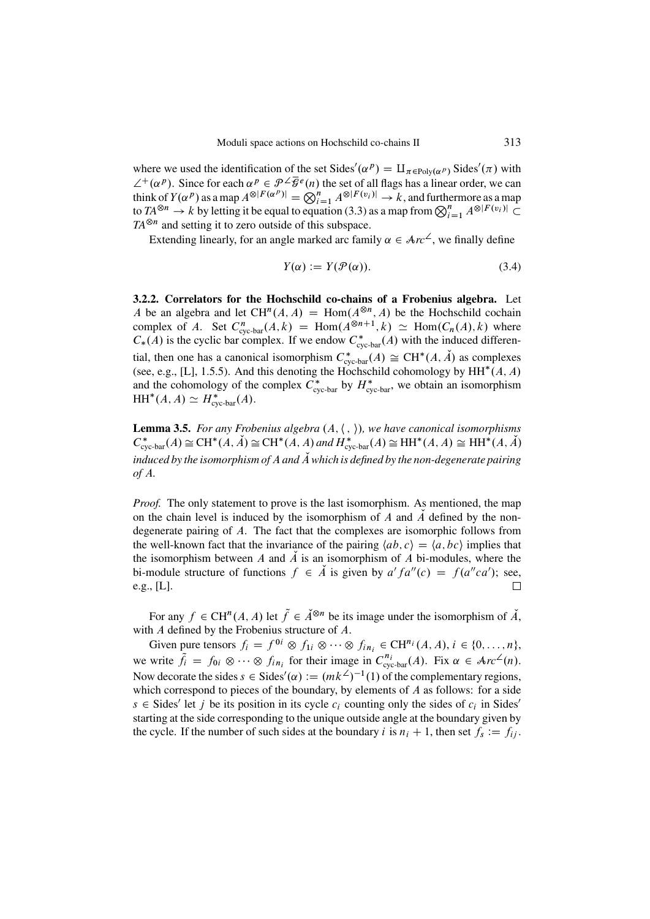where we used the identification of the set $\mathrm{Sides}'(\alpha^p) = \amalg_{\pi \in \mathrm{Poly}(\alpha^p)} \mathrm{Sides}'(\pi)$ with $\angle^+(\alpha^p)$. Since for each $\alpha^p \in \mathcal{P}^{\angle}\bar{\mathcal{G}}^e(n)$ the set of all flags has a linear order, we can think of $Y(\alpha^p)$ as a map $A^{\otimes|F(\alpha^p)|} = \bigotimes_{i=1}^n A^{\otimes|F(v_i)|} \to k$, and furthermore as a map to $TA^{\otimes n} \to k$ by letting it be equal to equation (3.3) as a map from $\bigotimes_{i=1}^n A^{\otimes|F(v_i)|} \subset TA^{\otimes n}$ and setting it to zero outside of this subspace.

Extending linearly, for an angle marked arc family $\alpha \in \mathcal{A}rc^{\angle}$, we finally define

$$Y(\alpha) := Y(\mathcal{P}(\alpha)). \tag{3.4}$$

**3.2.2. Correlators for the Hochschild co-chains of a Frobenius algebra.** Let $A$ be an algebra and let $\mathrm{CH}^n(A, A) = \mathrm{Hom}(A^{\otimes n}, A)$ be the Hochschild cochain complex of $A$. Set $C^n_{\text{cyc-bar}}(A, k) = \mathrm{Hom}(A^{\otimes n+1}, k) \simeq \mathrm{Hom}(C_n(A), k)$ where $C_*(A)$ is the cyclic bar complex. If we endow $C^*_{\text{cyc-bar}}(A)$ with the induced differential, then one has a canonical isomorphism $C^*_{\text{cyc-bar}}(A) \cong \mathrm{CH}^*(A, \check{A})$ as complexes (see, e.g., [L], 1.5.5). And this denoting the Hochschild cohomology by $\mathrm{HH}^*(A, A)$ and the cohomology of the complex $C^*_{\text{cyc-bar}}$ by $H^*_{\text{cyc-bar}}$, we obtain an isomorphism $\mathrm{HH}^*(A, A) \simeq H^*_{\text{cyc-bar}}(A)$.

**Lemma 3.5.** *For any Frobenius algebra $(A, \langle\ ,\ \rangle)$, we have canonical isomorphisms $C^*_{\text{cyc-bar}}(A) \cong \mathrm{CH}^*(A, \check{A}) \cong \mathrm{CH}^*(A, A)$ and $H^*_{\text{cyc-bar}}(A) \cong \mathrm{HH}^*(A, A) \cong \mathrm{HH}^*(A, \check{A})$ induced by the isomorphism of $A$ and $\check{A}$ which is defined by the non-degenerate pairing of $A$.*

*Proof.* The only statement to prove is the last isomorphism. As mentioned, the map on the chain level is induced by the isomorphism of $A$ and $\check{A}$ defined by the non-degenerate pairing of $A$. The fact that the complexes are isomorphic follows from the well-known fact that the invariance of the pairing $\langle ab, c\rangle = \langle a, bc\rangle$ implies that the isomorphism between $A$ and $\check{A}$ is an isomorphism of $A$ bi-modules, where the bi-module structure of functions $f \in \check{A}$ is given by $a' f a''(c) = f(a''ca')$; see, e.g., [L]. □

For any $f \in \mathrm{CH}^n(A, A)$ let $\tilde{f} \in \check{A}^{\otimes n}$ be its image under the isomorphism of $\check{A}$, with $A$ defined by the Frobenius structure of $A$.

Given pure tensors $f_i = f^{0i} \otimes f_{1i} \otimes \cdots \otimes f_{in_i} \in \mathrm{CH}^{n_i}(A, A)$, $i \in \{0, \ldots, n\}$, we write $\tilde{f}_i = f_{0i} \otimes \cdots \otimes f_{in_i}$ for their image in $C^{n_i}_{\text{cyc-bar}}(A)$. Fix $\alpha \in \mathcal{A}rc^{\angle}(n)$. Now decorate the sides $s \in \mathrm{Sides}'(\alpha) := (mk^{\angle})^{-1}(1)$ of the complementary regions, which correspond to pieces of the boundary, by elements of $A$ as follows: for a side $s \in \mathrm{Sides}'$ let $j$ be its position in its cycle $c_i$ counting only the sides of $c_i$ in $\mathrm{Sides}'$ starting at the side corresponding to the unique outside angle at the boundary given by the cycle. If the number of such sides at the boundary $i$ is $n_i + 1$, then set $f_s := f_{ij}$.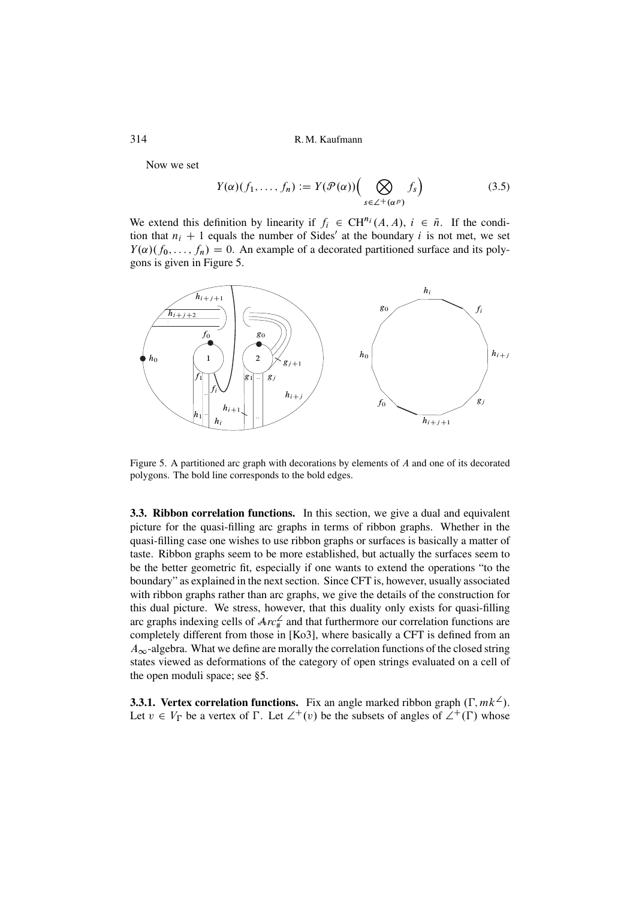Now we set

$$Y(\alpha)(f_1,\dots,f_n) := Y(\mathcal{P}(\alpha))\Big(\bigotimes_{s\in\angle^+(\alpha^p)} f_s\Big) \tag{3.5}$$

We extend this definition by linearity if $f_i \in \mathrm{CH}^{n_i}(A,A)$, $i \in \bar{n}$. If the condition that $n_i + 1$ equals the number of Sides$'$ at the boundary $i$ is not met, we set $Y(\alpha)(f_0,\dots,f_n) = 0$. An example of a decorated partitioned surface and its polygons is given in Figure 5.

Figure 5. A partitioned arc graph with decorations by elements of $A$ and one of its decorated polygons. The bold line corresponds to the bold edges.

**3.3. Ribbon correlation functions.** In this section, we give a dual and equivalent picture for the quasi-filling arc graphs in terms of ribbon graphs. Whether in the quasi-filling case one wishes to use ribbon graphs or surfaces is basically a matter of taste. Ribbon graphs seem to be more established, but actually the surfaces seem to be the better geometric fit, especially if one wants to extend the operations "to the boundary" as explained in the next section. Since CFT is, however, usually associated with ribbon graphs rather than arc graphs, we give the details of the construction for this dual picture. We stress, however, that this duality only exists for quasi-filling arc graphs indexing cells of $\mathcal{A}rc_{\#}^{\angle}$ and that furthermore our correlation functions are completely different from those in [Ko3], where basically a CFT is defined from an $A_\infty$-algebra. What we define are morally the correlation functions of the closed string states viewed as deformations of the category of open strings evaluated on a cell of the open moduli space; see §5.

**3.3.1. Vertex correlation functions.** Fix an angle marked ribbon graph $(\Gamma, mk^{\angle})$. Let $v \in V_\Gamma$ be a vertex of $\Gamma$. Let $\angle^+(v)$ be the subsets of angles of $\angle^+(\Gamma)$ whose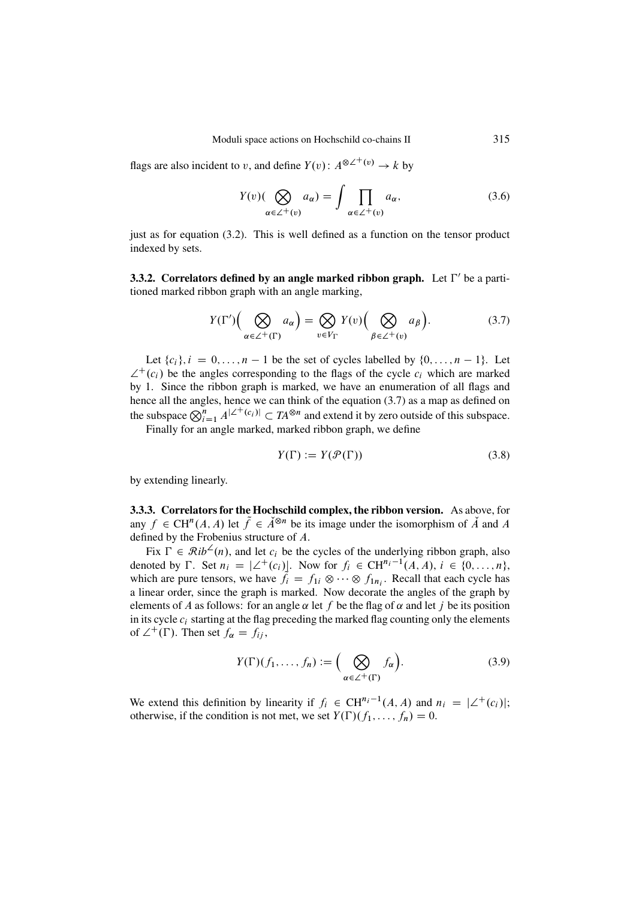flags are also incident to $v$, and define $Y(v)\colon A^{\otimes\angle^+(v)} \to k$ by

$$Y(v)(\bigotimes_{\alpha\in\angle^+(v)} a_\alpha) = \int \prod_{\alpha\in\angle^+(v)} a_\alpha, \tag{3.6}$$

just as for equation (3.2). This is well defined as a function on the tensor product indexed by sets.

**3.3.2. Correlators defined by an angle marked ribbon graph.** Let $\Gamma'$ be a partitioned marked ribbon graph with an angle marking,

$$Y(\Gamma')\Big(\bigotimes_{\alpha\in\angle^+(\Gamma)} a_\alpha\Big) = \bigotimes_{v\in V_\Gamma} Y(v)\Big(\bigotimes_{\beta\in\angle^+(v)} a_\beta\Big). \tag{3.7}$$

Let $\{c_i\}, i = 0,\dots,n-1$ be the set of cycles labelled by $\{0,\dots,n-1\}$. Let $\angle^+(c_i)$ be the angles corresponding to the flags of the cycle $c_i$ which are marked by 1. Since the ribbon graph is marked, we have an enumeration of all flags and hence all the angles, hence we can think of the equation (3.7) as a map as defined on the subspace $\bigotimes_{i=1}^n A^{|\angle^+(c_i)|} \subset TA^{\otimes n}$ and extend it by zero outside of this subspace.

Finally for an angle marked, marked ribbon graph, we define

$$Y(\Gamma) := Y(\mathcal{P}(\Gamma)) \tag{3.8}$$

by extending linearly.

**3.3.3. Correlators for the Hochschild complex, the ribbon version.** As above, for any $f \in \mathrm{CH}^n(A,A)$ let $\tilde{f} \in \check{A}^{\otimes n}$ be its image under the isomorphism of $\check{A}$ and $A$ defined by the Frobenius structure of $A$.

Fix $\Gamma \in \mathcal{R}ib^{\angle}(n)$, and let $c_i$ be the cycles of the underlying ribbon graph, also denoted by $\Gamma$. Set $n_i = |\angle^+(c_i)|$. Now for $f_i \in \mathrm{CH}^{n_i-1}(A,A)$, $i \in \{0,\dots,n\}$, which are pure tensors, we have $\tilde{f}_i = f_{1i}\otimes\cdots\otimes f_{1n_i}$. Recall that each cycle has a linear order, since the graph is marked. Now decorate the angles of the graph by elements of $A$ as follows: for an angle $\alpha$ let $f$ be the flag of $\alpha$ and let $j$ be its position in its cycle $c_i$ starting at the flag preceding the marked flag counting only the elements of $\angle^+(\Gamma)$. Then set $f_\alpha = f_{ij}$,

$$Y(\Gamma)(f_1,\dots,f_n) := \Big(\bigotimes_{\alpha\in\angle^+(\Gamma)} f_\alpha\Big). \tag{3.9}$$

We extend this definition by linearity if $f_i \in \mathrm{CH}^{n_i-1}(A,A)$ and $n_i = |\angle^+(c_i)|$; otherwise, if the condition is not met, we set $Y(\Gamma)(f_1,\dots,f_n) = 0$.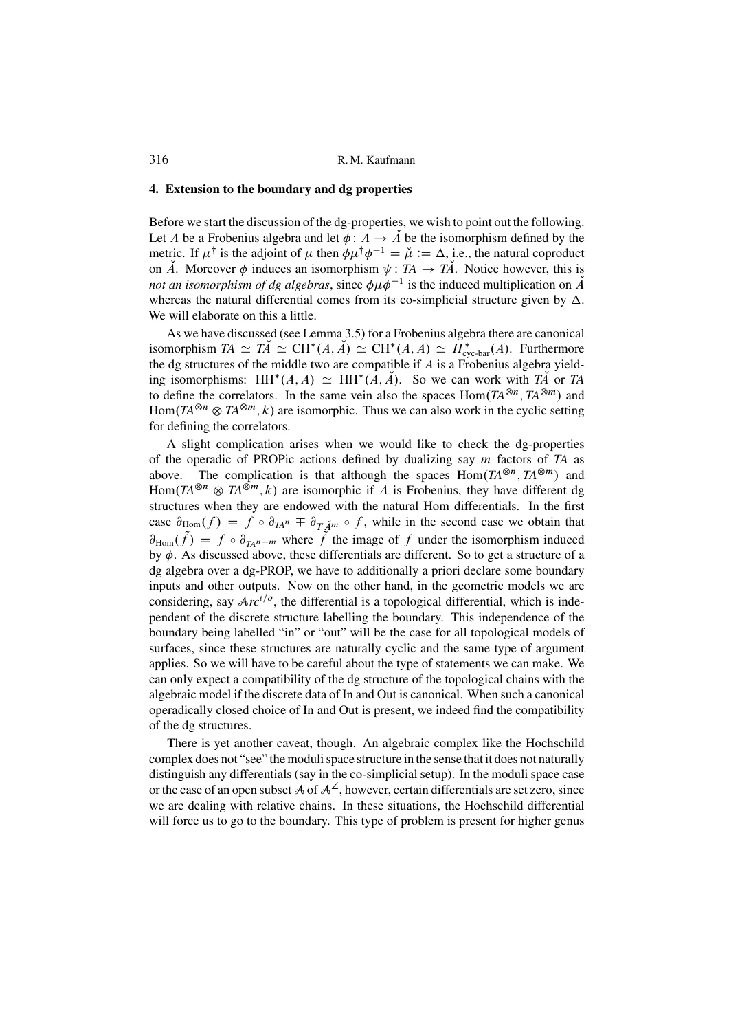## 4. Extension to the boundary and dg properties

Before we start the discussion of the dg-properties, we wish to point out the following. Let $A$ be a Frobenius algebra and let $\phi\colon A \to \check{A}$ be the isomorphism defined by the metric. If $\mu^\dagger$ is the adjoint of $\mu$ then $\phi\mu^\dagger\phi^{-1} = \check{\mu} := \Delta$, i.e., the natural coproduct on $\check{A}$. Moreover $\phi$ induces an isomorphism $\psi\colon TA \to T\check{A}$. Notice however, this is *not an isomorphism of dg algebras*, since $\phi\mu\phi^{-1}$ is the induced multiplication on $\check{A}$ whereas the natural differential comes from its co-simplicial structure given by $\Delta$. We will elaborate on this a little.

As we have discussed (see Lemma 3.5) for a Frobenius algebra there are canonical isomorphism $TA \simeq T\check{A} \simeq \mathrm{CH}^*(A, \check{A}) \simeq \mathrm{CH}^*(A, A) \simeq H^*_{\text{cyc-bar}}(A)$. Furthermore the dg structures of the middle two are compatible if $A$ is a Frobenius algebra yielding isomorphisms: $\mathrm{HH}^*(A, A) \simeq \mathrm{HH}^*(A, \check{A})$. So we can work with $T\check{A}$ or $TA$ to define the correlators. In the same vein also the spaces $\mathrm{Hom}(TA^{\otimes n}, TA^{\otimes m})$ and $\mathrm{Hom}(TA^{\otimes n} \otimes TA^{\otimes m}, k)$ are isomorphic. Thus we can also work in the cyclic setting for defining the correlators.

A slight complication arises when we would like to check the dg-properties of the operadic of PROPic actions defined by dualizing say $m$ factors of $TA$ as above. The complication is that although the spaces $\mathrm{Hom}(TA^{\otimes n}, TA^{\otimes m})$ and $\mathrm{Hom}(TA^{\otimes n} \otimes TA^{\otimes m}, k)$ are isomorphic if $A$ is Frobenius, they have different dg structures when they are endowed with the natural Hom differentials. In the first case $\partial_{\mathrm{Hom}}(f) = f \circ \partial_{TA^n} \mp \partial_{T\check{A}^m} \circ f$, while in the second case we obtain that $\partial_{\mathrm{Hom}}(\tilde{f}) = f \circ \partial_{TA^{n+m}}$ where $\tilde{f}$ the image of $f$ under the isomorphism induced by $\phi$. As discussed above, these differentials are different. So to get a structure of a dg algebra over a dg-PROP, we have to additionally a priori declare some boundary inputs and other outputs. Now on the other hand, in the geometric models we are considering, say $\mathcal{A}rc^{i/o}$, the differential is a topological differential, which is independent of the discrete structure labelling the boundary. This independence of the boundary being labelled "in" or "out" will be the case for all topological models of surfaces, since these structures are naturally cyclic and the same type of argument applies. So we will have to be careful about the type of statements we can make. We can only expect a compatibility of the dg structure of the topological chains with the algebraic model if the discrete data of In and Out is canonical. When such a canonical operadically closed choice of In and Out is present, we indeed find the compatibility of the dg structures.

There is yet another caveat, though. An algebraic complex like the Hochschild complex does not "see" the moduli space structure in the sense that it does not naturally distinguish any differentials (say in the co-simplicial setup). In the moduli space case or the case of an open subset $\mathcal{A}$ of $\mathcal{A}^{\angle}$, however, certain differentials are set zero, since we are dealing with relative chains. In these situations, the Hochschild differential will force us to go to the boundary. This type of problem is present for higher genus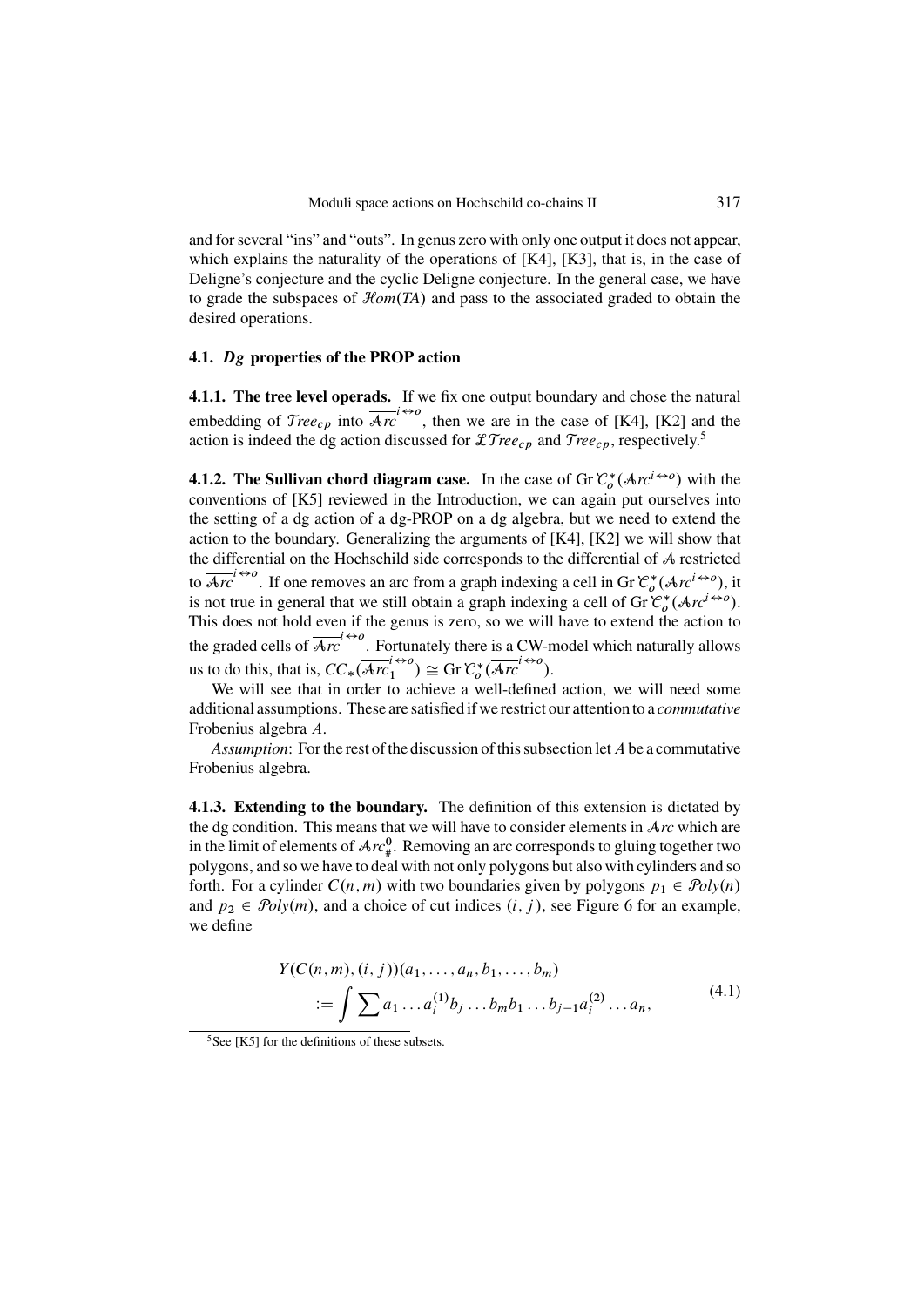and for several "ins" and "outs". In genus zero with only one output it does not appear, which explains the naturality of the operations of [K4], [K3], that is, in the case of Deligne's conjecture and the cyclic Deligne conjecture. In the general case, we have to grade the subspaces of $\mathcal{H}om(TA)$ and pass to the associated graded to obtain the desired operations.

### 4.1. *Dg* properties of the PROP action

**4.1.1. The tree level operads.** If we fix one output boundary and chose the natural embedding of $\mathcal{T}ree_{cp}$ into $\overline{\mathcal{A}rc}^{i\leftrightarrow o}$, then we are in the case of [K4], [K2] and the action is indeed the dg action discussed for $\mathcal{LT}ree_{cp}$ and $\mathcal{T}ree_{cp}$, respectively.[5]

**4.1.2. The Sullivan chord diagram case.** In the case of $\mathrm{Gr}\,\mathcal{C}^*_o(\mathcal{A}rc^{i\leftrightarrow o})$ with the conventions of [K5] reviewed in the Introduction, we can again put ourselves into the setting of a dg action of a dg-PROP on a dg algebra, but we need to extend the action to the boundary. Generalizing the arguments of [K4], [K2] we will show that the differential on the Hochschild side corresponds to the differential of $\mathcal{A}$ restricted to $\overline{\mathcal{A}rc}^{i\leftrightarrow o}$. If one removes an arc from a graph indexing a cell in $\mathrm{Gr}\,\mathcal{C}^*_o(\mathcal{A}rc^{i\leftrightarrow o})$, it is not true in general that we still obtain a graph indexing a cell of $\mathrm{Gr}\,\mathcal{C}^*_o(\mathcal{A}rc^{i\leftrightarrow o})$. This does not hold even if the genus is zero, so we will have to extend the action to the graded cells of $\overline{\mathcal{A}rc}^{i\leftrightarrow o}$. Fortunately there is a CW-model which naturally allows us to do this, that is, $CC_*(\overline{\mathcal{A}rc}_1^{i\leftrightarrow o}) \cong \mathrm{Gr}\,\mathcal{C}^*_o(\overline{\mathcal{A}rc}^{i\leftrightarrow o})$.

We will see that in order to achieve a well-defined action, we will need some additional assumptions. These are satisfied if we restrict our attention to a *commutative* Frobenius algebra $A$.

*Assumption*: For the rest of the discussion of this subsection let $A$ be a commutative Frobenius algebra.

**4.1.3. Extending to the boundary.** The definition of this extension is dictated by the dg condition. This means that we will have to consider elements in $\mathcal{A}rc$ which are in the limit of elements of $\mathcal{A}rc^0_\#$. Removing an arc corresponds to gluing together two polygons, and so we have to deal with not only polygons but also with cylinders and so forth. For a cylinder $C(n,m)$ with two boundaries given by polygons $p_1 \in \mathcal{P}oly(n)$ and $p_2 \in \mathcal{P}oly(m)$, and a choice of cut indices $(i,j)$, see Figure 6 for an example, we define

$$
\begin{aligned}
Y(&C(n,m),(i,j))(a_1,\dots,a_n,b_1,\dots,b_m) \\
&:= \int \sum a_1 \dots a_i^{(1)} b_j \dots b_m b_1 \dots b_{j-1} a_i^{(2)} \dots a_n,
\end{aligned}
\tag{4.1}
$$

[5] See [K5] for the definitions of these subsets.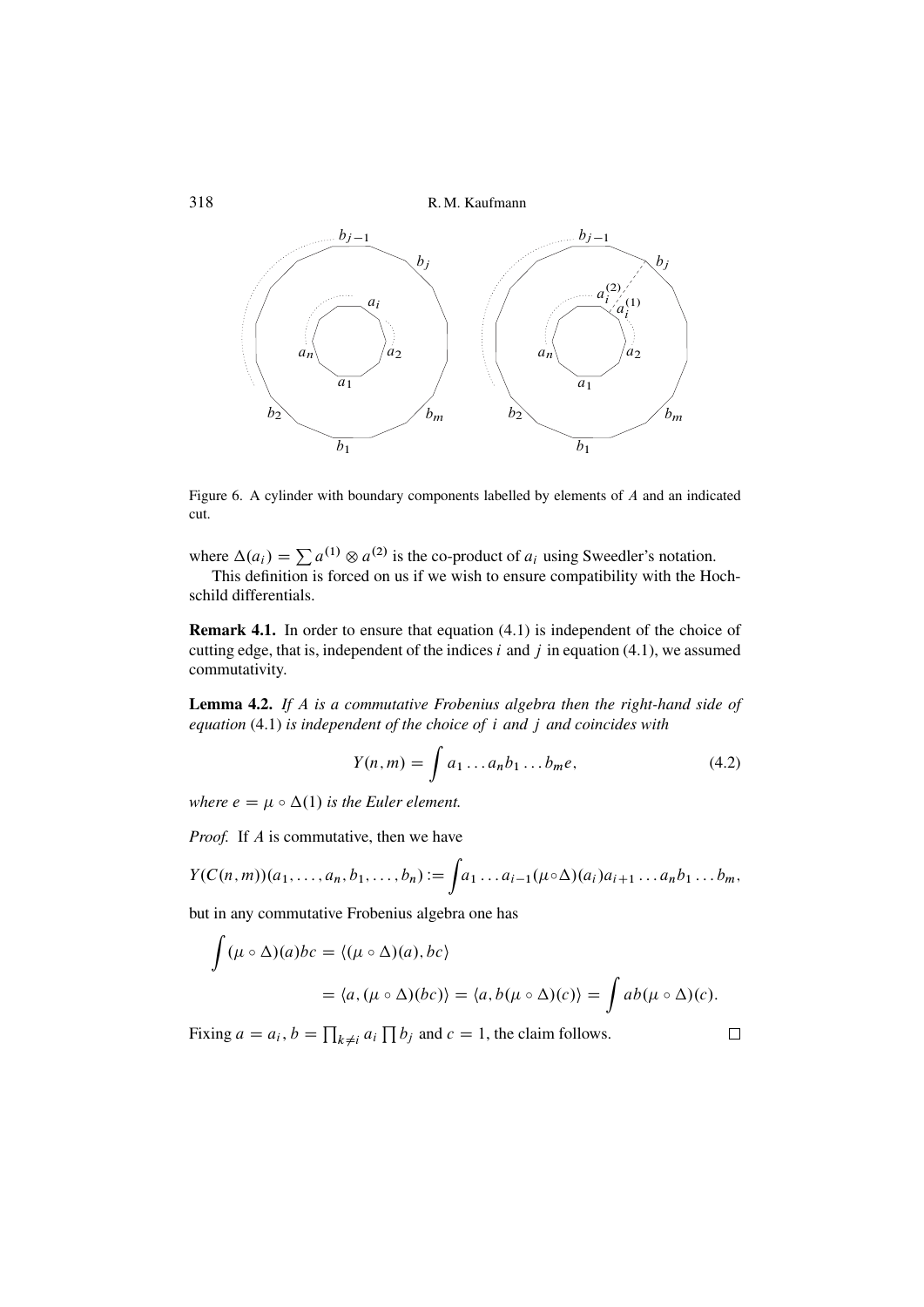Figure 6. A cylinder with boundary components labelled by elements of $A$ and an indicated cut.

where $\Delta(a_i) = \sum a^{(1)} \otimes a^{(2)}$ is the co-product of $a_i$ using Sweedler's notation.

This definition is forced on us if we wish to ensure compatibility with the Hochschild differentials.

**Remark 4.1.** In order to ensure that equation (4.1) is independent of the choice of cutting edge, that is, independent of the indices $i$ and $j$ in equation (4.1), we assumed commutativity.

**Lemma 4.2.** *If $A$ is a commutative Frobenius algebra then the right-hand side of equation* (4.1) *is independent of the choice of $i$ and $j$ and coincides with*

$$Y(n,m) = \int a_1 \dots a_n b_1 \dots b_m e, \tag{4.2}$$

*where $e = \mu \circ \Delta(1)$ is the Euler element.*

*Proof.* If $A$ is commutative, then we have

$$Y(C(n,m))(a_1,\dots,a_n,b_1,\dots,b_n) := \int a_1 \dots a_{i-1} (\mu \circ \Delta)(a_i) a_{i+1} \dots a_n b_1 \dots b_m,$$

but in any commutative Frobenius algebra one has

$$\begin{aligned}
\int (\mu \circ \Delta)(a) bc &= \langle (\mu \circ \Delta)(a), bc \rangle \\
&= \langle a, (\mu \circ \Delta)(bc) \rangle = \langle a, b(\mu \circ \Delta)(c) \rangle = \int ab(\mu \circ \Delta)(c).
\end{aligned}$$

Fixing $a = a_i$, $b = \prod_{k \neq i} a_i \prod b_j$ and $c = 1$, the claim follows. $\square$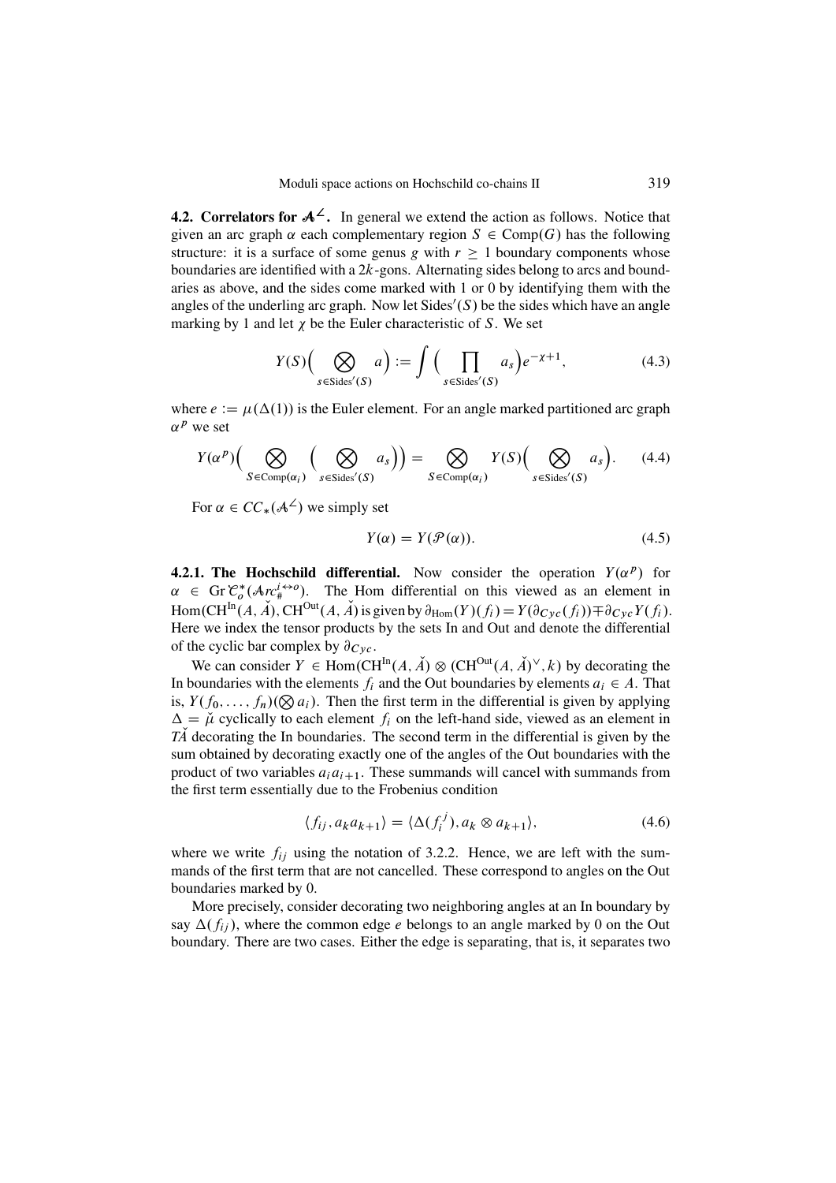**4.2. Correlators for $\mathcal{A}^{\angle}$.** In general we extend the action as follows. Notice that given an arc graph $\alpha$ each complementary region $S \in \text{Comp}(G)$ has the following structure: it is a surface of some genus $g$ with $r \geq 1$ boundary components whose boundaries are identified with a $2k$-gons. Alternating sides belong to arcs and boundaries as above, and the sides come marked with 1 or 0 by identifying them with the angles of the underling arc graph. Now let $\text{Sides}'(S)$ be the sides which have an angle marking by 1 and let $\chi$ be the Euler characteristic of $S$. We set

$$Y(S)\Big(\bigotimes_{s \in \text{Sides}'(S)} a\Big) := \int \Big(\prod_{s \in \text{Sides}'(S)} a_s\Big) e^{-\chi+1}, \tag{4.3}$$

where $e := \mu(\Delta(1))$ is the Euler element. For an angle marked partitioned arc graph $\alpha^p$ we set

$$Y(\alpha^p)\Big(\bigotimes_{S \in \text{Comp}(\alpha_i)} \Big(\bigotimes_{s \in \text{Sides}'(S)} a_s\Big)\Big) = \bigotimes_{S \in \text{Comp}(\alpha_i)} Y(S)\Big(\bigotimes_{s \in \text{Sides}'(S)} a_s\Big). \tag{4.4}$$

For $\alpha \in CC_*(\mathcal{A}^{\angle})$ we simply set

$$Y(\alpha) = Y(\mathcal{P}(\alpha)). \tag{4.5}$$

**4.2.1. The Hochschild differential.** Now consider the operation $Y(\alpha^p)$ for $\alpha \in \text{Gr}\,\mathcal{C}_o^*(\mathcal{A}rc_{\#}^{i\leftrightarrow o})$. The Hom differential on this viewed as an element in $\text{Hom}(\text{CH}^{\text{In}}(A, \check{A}), \text{CH}^{\text{Out}}(A, \check{A})$ is given by $\partial_{\text{Hom}}(Y)(f_i) = Y(\partial_{Cyc}(f_i)) \mp \partial_{Cyc} Y(f_i)$. Here we index the tensor products by the sets In and Out and denote the differential of the cyclic bar complex by $\partial_{Cyc}$.

We can consider $Y \in \text{Hom}(\text{CH}^{\text{In}}(A, \check{A}) \otimes (\text{CH}^{\text{Out}}(A, \check{A})^{\vee}, k)$ by decorating the In boundaries with the elements $f_i$ and the Out boundaries by elements $a_i \in A$. That is, $Y(f_0, \ldots, f_n)(\bigotimes a_i)$. Then the first term in the differential is given by applying $\Delta = \check{\mu}$ cyclically to each element $f_i$ on the left-hand side, viewed as an element in $T\check{A}$ decorating the In boundaries. The second term in the differential is given by the sum obtained by decorating exactly one of the angles of the Out boundaries with the product of two variables $a_i a_{i+1}$. These summands will cancel with summands from the first term essentially due to the Frobenius condition

$$\langle f_{ij}, a_k a_{k+1} \rangle = \langle \Delta(f_i^j), a_k \otimes a_{k+1} \rangle, \tag{4.6}$$

where we write $f_{ij}$ using the notation of 3.2.2. Hence, we are left with the summands of the first term that are not cancelled. These correspond to angles on the Out boundaries marked by 0.

More precisely, consider decorating two neighboring angles at an In boundary by say $\Delta(f_{ij})$, where the common edge $e$ belongs to an angle marked by 0 on the Out boundary. There are two cases. Either the edge is separating, that is, it separates two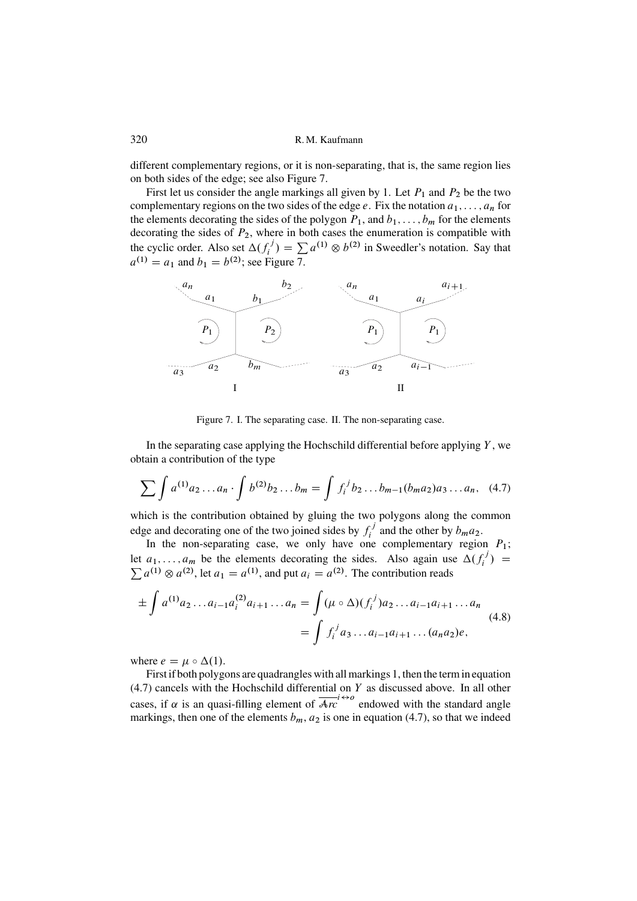different complementary regions, or it is non-separating, that is, the same region lies on both sides of the edge; see also Figure 7.

First let us consider the angle markings all given by 1. Let $P_1$ and $P_2$ be the two complementary regions on the two sides of the edge $e$. Fix the notation $a_1, \dots, a_n$ for the elements decorating the sides of the polygon $P_1$, and $b_1, \dots, b_m$ for the elements decorating the sides of $P_2$, where in both cases the enumeration is compatible with the cyclic order. Also set $\Delta(f_i^j) = \sum a^{(1)} \otimes b^{(2)}$ in Sweedler's notation. Say that $a^{(1)} = a_1$ and $b_1 = b^{(2)}$; see Figure 7.

Figure 7. I. The separating case. II. The non-separating case.

In the separating case applying the Hochschild differential before applying $Y$, we obtain a contribution of the type

$$\sum \int a^{(1)} a_2 \dots a_n \cdot \int b^{(2)} b_2 \dots b_m = \int f_i^j b_2 \dots b_{m-1}(b_m a_2) a_3 \dots a_n, \quad (4.7)$$

which is the contribution obtained by gluing the two polygons along the common edge and decorating one of the two joined sides by $f_i^j$ and the other by $b_m a_2$.

In the non-separating case, we only have one complementary region $P_1$; let $a_1, \dots, a_m$ be the elements decorating the sides. Also again use $\Delta(f_i^j) = \sum a^{(1)} \otimes a^{(2)}$, let $a_1 = a^{(1)}$, and put $a_i = a^{(2)}$. The contribution reads

$$\begin{aligned} \pm \int a^{(1)} a_2 \dots a_{i-1} a_i^{(2)} a_{i+1} \dots a_n &= \int (\mu \circ \Delta)(f_i^j) a_2 \dots a_{i-1} a_{i+1} \dots a_n \\ &= \int f_i^j a_3 \dots a_{i-1} a_{i+1} \dots (a_n a_2) e, \end{aligned} \quad (4.8)$$

where $e = \mu \circ \Delta(1)$.

First if both polygons are quadrangles with all markings 1, then the term in equation (4.7) cancels with the Hochschild differential on $Y$ as discussed above. In all other cases, if $\alpha$ is an quasi-filling element of $\overline{\mathcal{A}rc}^{i \leftrightarrow o}$ endowed with the standard angle markings, then one of the elements $b_m, a_2$ is one in equation (4.7), so that we indeed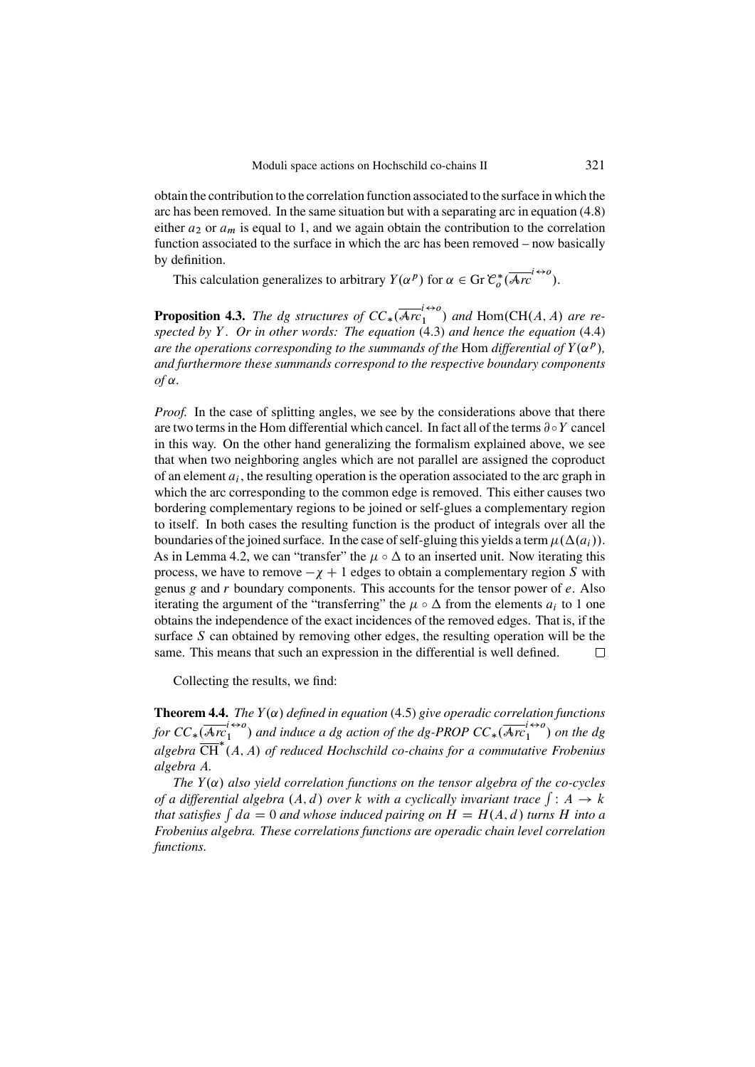obtain the contribution to the correlation function associated to the surface in which the arc has been removed. In the same situation but with a separating arc in equation (4.8) either $a_2$ or $a_m$ is equal to 1, and we again obtain the contribution to the correlation function associated to the surface in which the arc has been removed – now basically by definition.

This calculation generalizes to arbitrary $Y(\alpha^p)$ for $\alpha \in \operatorname{Gr} \mathcal{C}_o^*(\overline{\mathcal{A}rc}^{i\leftrightarrow o})$.

**Proposition 4.3.** *The dg structures of $CC_*(\overline{\mathcal{A}rc}_1^{i\leftrightarrow o})$ and $\operatorname{Hom}(\operatorname{CH}(A, A)$ are respected by $Y$. Or in other words: The equation (4.3) and hence the equation (4.4) are the operations corresponding to the summands of the* Hom *differential of $Y(\alpha^p)$, and furthermore these summands correspond to the respective boundary components of $\alpha$.*

*Proof.* In the case of splitting angles, we see by the considerations above that there are two terms in the Hom differential which cancel. In fact all of the terms $\partial \circ Y$ cancel in this way. On the other hand generalizing the formalism explained above, we see that when two neighboring angles which are not parallel are assigned the coproduct of an element $a_i$, the resulting operation is the operation associated to the arc graph in which the arc corresponding to the common edge is removed. This either causes two bordering complementary regions to be joined or self-glues a complementary region to itself. In both cases the resulting function is the product of integrals over all the boundaries of the joined surface. In the case of self-gluing this yields a term $\mu(\Delta(a_i))$. As in Lemma 4.2, we can "transfer" the $\mu \circ \Delta$ to an inserted unit. Now iterating this process, we have to remove $-\chi + 1$ edges to obtain a complementary region $S$ with genus $g$ and $r$ boundary components. This accounts for the tensor power of $e$. Also iterating the argument of the "transferring" the $\mu \circ \Delta$ from the elements $a_i$ to 1 one obtains the independence of the exact incidences of the removed edges. That is, if the surface $S$ can obtained by removing other edges, the resulting operation will be the same. This means that such an expression in the differential is well defined. $\square$

Collecting the results, we find:

**Theorem 4.4.** *The $Y(\alpha)$ defined in equation (4.5) give operadic correlation functions for $CC_*(\overline{\mathcal{A}rc}_1^{i\leftrightarrow o})$ and induce a dg action of the dg-PROP $CC_*(\overline{\mathcal{A}rc}_1^{i\leftrightarrow o})$ on the dg algebra $\overline{\operatorname{CH}}^*(A, A)$ of reduced Hochschild co-chains for a commutative Frobenius algebra $A$.*

*The $Y(\alpha)$ also yield correlation functions on the tensor algebra of the co-cycles of a differential algebra $(A, d)$ over $k$ with a cyclically invariant trace $\int : A \to k$ that satisfies $\int da = 0$ and whose induced pairing on $H = H(A, d)$ turns $H$ into a Frobenius algebra. These correlations functions are operadic chain level correlation functions.*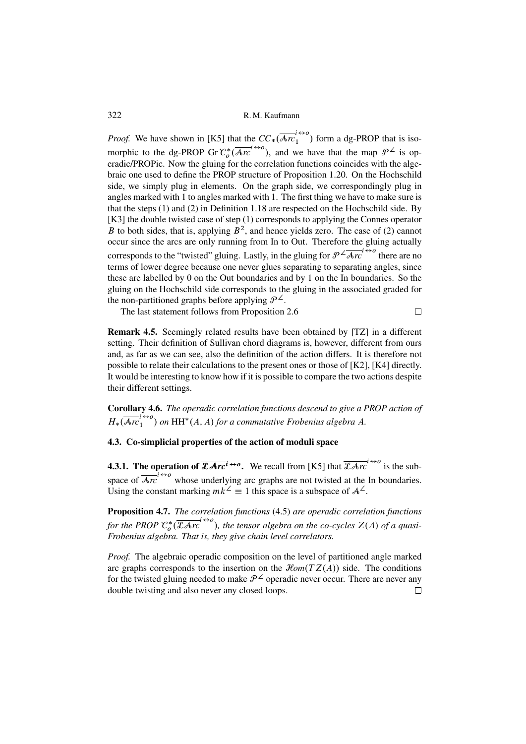*Proof.* We have shown in [K5] that the $CC_*(\overline{\mathcal{A}rc}_1^{i\leftrightarrow o})$ form a dg-PROP that is isomorphic to the dg-PROP $\mathrm{Gr}\,\mathcal{C}_o^*(\overline{\mathcal{A}rc}^{i\leftrightarrow o})$, and we have that the map $\mathcal{P}^\angle$ is operadic/PROPic. Now the gluing for the correlation functions coincides with the algebraic one used to define the PROP structure of Proposition 1.20. On the Hochschild side, we simply plug in elements. On the graph side, we correspondingly plug in angles marked with 1 to angles marked with 1. The first thing we have to make sure is that the steps (1) and (2) in Definition 1.18 are respected on the Hochschild side. By [K3] the double twisted case of step (1) corresponds to applying the Connes operator $B$ to both sides, that is, applying $B^2$, and hence yields zero. The case of (2) cannot occur since the arcs are only running from In to Out. Therefore the gluing actually corresponds to the "twisted" gluing. Lastly, in the gluing for $\mathcal{P}^\angle\overline{\mathcal{A}rc}^{i\leftrightarrow o}$ there are no terms of lower degree because one never glues separating to separating angles, since these are labelled by 0 on the Out boundaries and by 1 on the In boundaries. So the gluing on the Hochschild side corresponds to the gluing in the associated graded for the non-partitioned graphs before applying $\mathcal{P}^\angle$.

The last statement follows from Proposition 2.6 □

**Remark 4.5.** Seemingly related results have been obtained by [TZ] in a different setting. Their definition of Sullivan chord diagrams is, however, different from ours and, as far as we can see, also the definition of the action differs. It is therefore not possible to relate their calculations to the present ones or those of [K2], [K4] directly. It would be interesting to know how if it is possible to compare the two actions despite their different settings.

**Corollary 4.6.** *The operadic correlation functions descend to give a PROP action of* $H_*(\overline{\mathcal{A}rc}_1^{i\leftrightarrow o})$ *on* $\mathrm{HH}^*(A, A)$ *for a commutative Frobenius algebra* $A$.

### 4.3. Co-simplicial properties of the action of moduli space

**4.3.1. The operation of $\overline{\mathcal{L}\mathcal{A}rc}^{i\leftrightarrow o}$.** We recall from [K5] that $\overline{\mathcal{L}\mathcal{A}rc}^{i\leftrightarrow o}$ is the subspace of $\overline{\mathcal{A}rc}^{i\leftrightarrow o}$ whose underlying arc graphs are not twisted at the In boundaries. Using the constant marking $mk^\angle \equiv 1$ this space is a subspace of $\mathcal{A}^\angle$.

**Proposition 4.7.** *The correlation functions* (4.5) *are operadic correlation functions for the PROP* $\mathcal{C}_o^*(\overline{\mathcal{L}\mathcal{A}rc}^{i\leftrightarrow o})$*, the tensor algebra on the co-cycles* $Z(A)$ *of a quasi-Frobenius algebra. That is, they give chain level correlators.*

*Proof.* The algebraic operadic composition on the level of partitioned angle marked arc graphs corresponds to the insertion on the $\mathcal{H}om(TZ(A))$ side. The conditions for the twisted gluing needed to make $\mathcal{P}^\angle$ operadic never occur. There are never any double twisting and also never any closed loops. □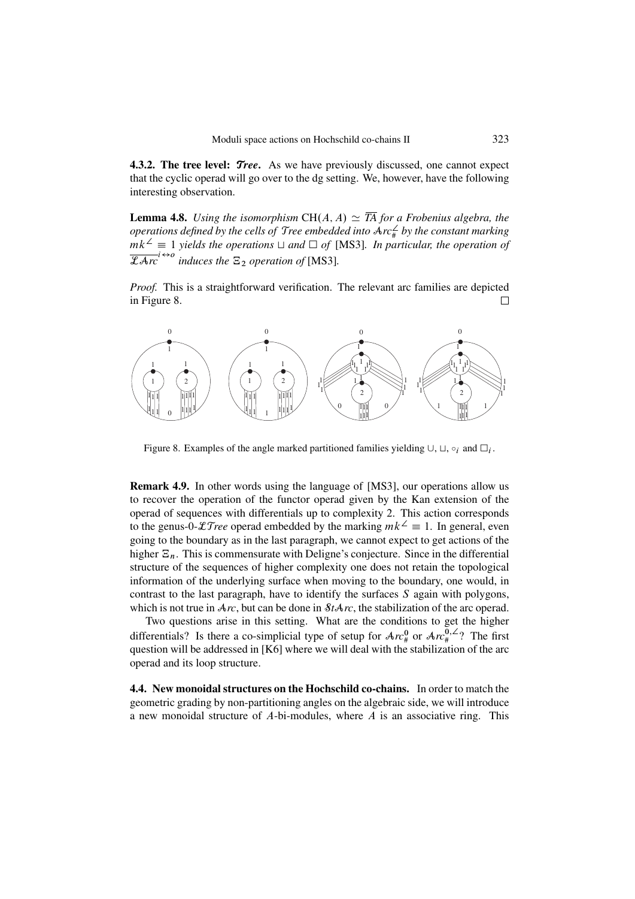**4.3.2. The tree level: $\mathcal{T}ree$.** As we have previously discussed, one cannot expect that the cyclic operad will go over to the dg setting. We, however, have the following interesting observation.

**Lemma 4.8.** *Using the isomorphism $\mathrm{CH}(A, A) \simeq \overline{TA}$ for a Frobenius algebra, the operations defined by the cells of $\mathcal{T}ree$ embedded into $\mathcal{A}rc_{\#}^{\angle}$ by the constant marking $mk^{\angle} \equiv 1$ yields the operations $\sqcup$ and $\square$ of* [MS3]*. In particular, the operation of $\overline{\mathcal{LA}rc}^{i \leftrightarrow o}$ induces the $\Xi_2$ operation of* [MS3]*.*

*Proof.* This is a straightforward verification. The relevant arc families are depicted in Figure 8. $\square$

Figure 8. Examples of the angle marked partitioned families yielding $\cup$, $\sqcup$, $\circ_i$ and $\square_i$.

**Remark 4.9.** In other words using the language of [MS3], our operations allow us to recover the operation of the functor operad given by the Kan extension of the operad of sequences with differentials up to complexity 2. This action corresponds to the genus-0-$\mathcal{LT}ree$ operad embedded by the marking $mk^{\angle} \equiv 1$. In general, even going to the boundary as in the last paragraph, we cannot expect to get actions of the higher $\Xi_n$. This is commensurate with Deligne's conjecture. Since in the differential structure of the sequences of higher complexity one does not retain the topological information of the underlying surface when moving to the boundary, one would, in contrast to the last paragraph, have to identify the surfaces $S$ again with polygons, which is not true in $\mathcal{A}rc$, but can be done in $\mathcal{S}t\mathcal{A}rc$, the stabilization of the arc operad.

Two questions arise in this setting. What are the conditions to get the higher differentials? Is there a co-simplicial type of setup for $\mathcal{A}rc_{\#}^{0}$ or $\mathcal{A}rc_{\#}^{0,\angle}$? The first question will be addressed in [K6] where we will deal with the stabilization of the arc operad and its loop structure.

**4.4. New monoidal structures on the Hochschild co-chains.** In order to match the geometric grading by non-partitioning angles on the algebraic side, we will introduce a new monoidal structure of $A$-bi-modules, where $A$ is an associative ring. This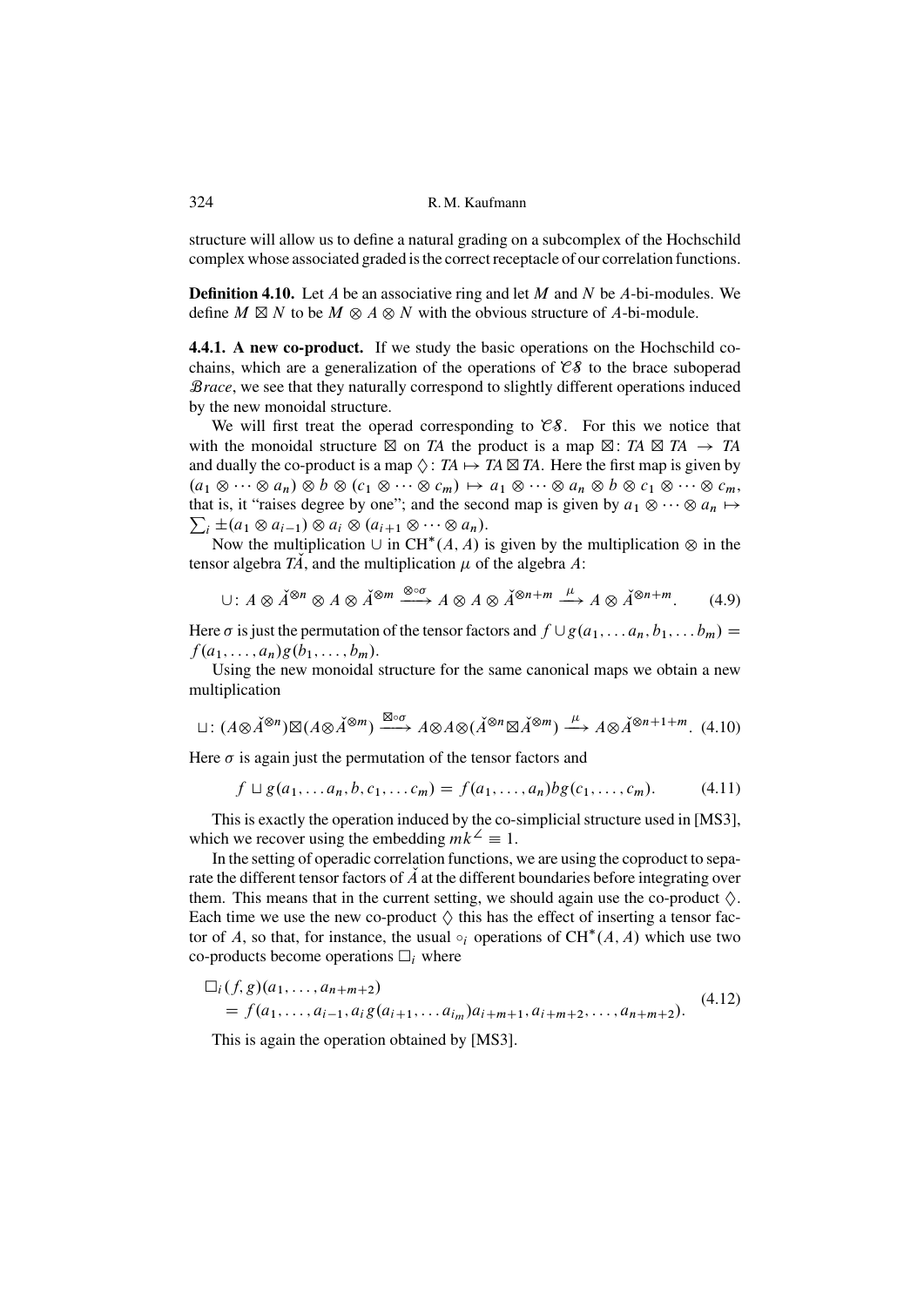structure will allow us to define a natural grading on a subcomplex of the Hochschild complex whose associated graded is the correct receptacle of our correlation functions.

**Definition 4.10.** Let $A$ be an associative ring and let $M$ and $N$ be $A$-bi-modules. We define $M \boxtimes N$ to be $M \otimes A \otimes N$ with the obvious structure of $A$-bi-module.

**4.4.1. A new co-product.** If we study the basic operations on the Hochschild co-chains, which are a generalization of the operations of $\mathcal{CS}$ to the brace suboperad $\mathcal{B}race$, we see that they naturally correspond to slightly different operations induced by the new monoidal structure.

We will first treat the operad corresponding to $\mathcal{CS}$. For this we notice that with the monoidal structure $\boxtimes$ on $TA$ the product is a map $\boxtimes\colon TA \boxtimes TA \to TA$ and dually the co-product is a map $\Diamond\colon TA \mapsto TA \boxtimes TA$. Here the first map is given by $(a_1 \otimes \cdots \otimes a_n) \otimes b \otimes (c_1 \otimes \cdots \otimes c_m) \mapsto a_1 \otimes \cdots \otimes a_n \otimes b \otimes c_1 \otimes \cdots \otimes c_m$, that is, it "raises degree by one"; and the second map is given by $a_1 \otimes \cdots \otimes a_n \mapsto \sum_i \pm(a_1 \otimes a_{i-1}) \otimes a_i \otimes (a_{i+1} \otimes \cdots \otimes a_n)$.

Now the multiplication $\cup$ in $\mathrm{CH}^*(A, A)$ is given by the multiplication $\otimes$ in the tensor algebra $T\check{A}$, and the multiplication $\mu$ of the algebra $A$:

$$\cup\colon A \otimes \check{A}^{\otimes n} \otimes A \otimes \check{A}^{\otimes m} \xrightarrow{\otimes \circ \sigma} A \otimes A \otimes \check{A}^{\otimes n+m} \xrightarrow{\mu} A \otimes \check{A}^{\otimes n+m}. \tag{4.9}$$

Here $\sigma$ is just the permutation of the tensor factors and $f \cup g(a_1, \dots a_n, b_1, \dots b_m) = f(a_1, \dots, a_n)g(b_1, \dots, b_m)$.

Using the new monoidal structure for the same canonical maps we obtain a new multiplication

$$\sqcup\colon (A \otimes \check{A}^{\otimes n}) \boxtimes (A \otimes \check{A}^{\otimes m}) \xrightarrow{\boxtimes \circ \sigma} A \otimes A \otimes (\check{A}^{\otimes n} \boxtimes \check{A}^{\otimes m}) \xrightarrow{\mu} A \otimes \check{A}^{\otimes n+1+m}. \tag{4.10}$$

Here $\sigma$ is again just the permutation of the tensor factors and

$$f \sqcup g(a_1, \dots a_n, b, c_1, \dots c_m) = f(a_1, \dots, a_n) b g(c_1, \dots, c_m). \tag{4.11}$$

This is exactly the operation induced by the co-simplicial structure used in [MS3], which we recover using the embedding $mk^{\angle} \equiv 1$.

In the setting of operadic correlation functions, we are using the coproduct to separate the different tensor factors of $\check{A}$ at the different boundaries before integrating over them. This means that in the current setting, we should again use the co-product $\Diamond$. Each time we use the new co-product $\Diamond$ this has the effect of inserting a tensor factor of $A$, so that, for instance, the usual $\circ_i$ operations of $\mathrm{CH}^*(A, A)$ which use two co-products become operations $\square_i$ where

$$\begin{aligned}
&\square_i(f, g)(a_1, \dots, a_{n+m+2}) \\
&\quad = f(a_1, \dots, a_{i-1}, a_i g(a_{i+1}, \dots a_{i_m}) a_{i+m+1}, a_{i+m+2}, \dots, a_{n+m+2}).
\end{aligned} \tag{4.12}$$

This is again the operation obtained by [MS3].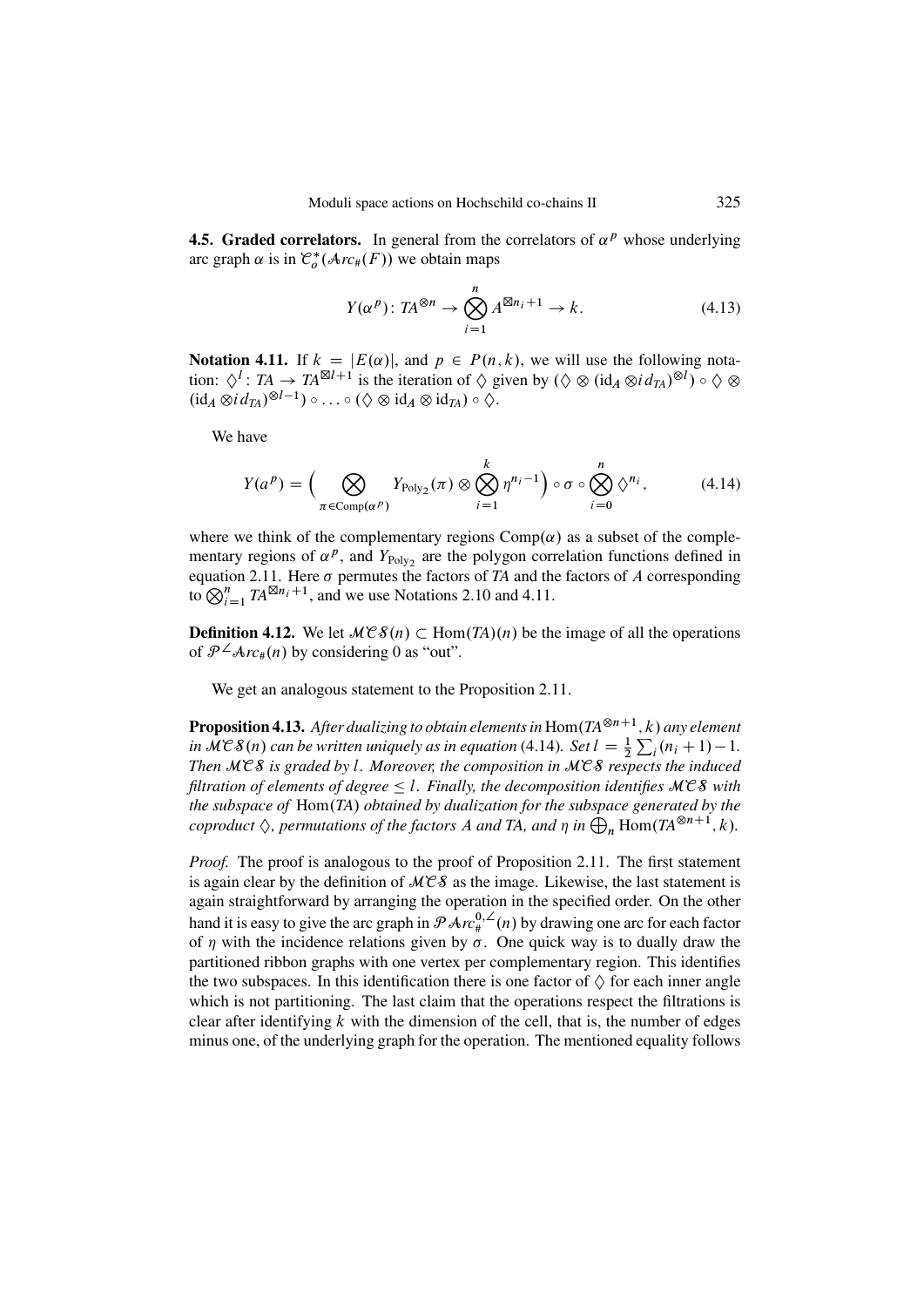**4.5. Graded correlators.** In general from the correlators of $\alpha^p$ whose underlying arc graph $\alpha$ is in $\mathcal{C}_o^*(\mathcal{A}rc_\#(F))$ we obtain maps

$$Y(\alpha^p)\colon TA^{\otimes n} \to \bigotimes_{i=1}^{n} A^{\boxtimes n_i+1} \to k. \tag{4.13}$$

**Notation 4.11.** If $k = |E(\alpha)|$, and $p \in P(n,k)$, we will use the following notation: $\lozenge^l\colon TA \to TA^{\boxtimes l+1}$ is the iteration of $\lozenge$ given by $(\lozenge \otimes (\mathrm{id}_A \otimes id_{TA})^{\otimes l}) \circ \lozenge \otimes (\mathrm{id}_A \otimes id_{TA})^{\otimes l-1}) \circ \ldots \circ (\lozenge \otimes \mathrm{id}_A \otimes \mathrm{id}_{TA}) \circ \lozenge$.

We have

$$Y(a^p) = \Big( \bigotimes_{\pi \in \mathrm{Comp}(\alpha^p)} Y_{\mathrm{Poly}_2}(\pi) \otimes \bigotimes_{i=1}^{k} \eta^{n_i-1} \Big) \circ \sigma \circ \bigotimes_{i=0}^{n} \lozenge^{n_i}, \tag{4.14}$$

where we think of the complementary regions $\mathrm{Comp}(\alpha)$ as a subset of the complementary regions of $\alpha^p$, and $Y_{\mathrm{Poly}_2}$ are the polygon correlation functions defined in equation 2.11. Here $\sigma$ permutes the factors of $TA$ and the factors of $A$ corresponding to $\bigotimes_{i=1}^{n} TA^{\boxtimes n_i+1}$, and we use Notations 2.10 and 4.11.

**Definition 4.12.** We let $\mathcal{MCS}(n) \subset \mathrm{Hom}(TA)(n)$ be the image of all the operations of $\mathcal{P}^{\angle}\mathcal{A}rc_\#(n)$ by considering 0 as "out".

We get an analogous statement to the Proposition 2.11.

**Proposition 4.13.** *After dualizing to obtain elements in* $\mathrm{Hom}(TA^{\otimes n+1}, k)$ *any element in* $\mathcal{MCS}(n)$ *can be written uniquely as in equation* (4.14)*. Set* $l = \frac{1}{2}\sum_i (n_i+1) - 1$*. Then* $\mathcal{MCS}$ *is graded by* $l$*. Moreover, the composition in* $\mathcal{MCS}$ *respects the induced filtration of elements of degree* $\leq l$*. Finally, the decomposition identifies* $\mathcal{MCS}$ *with the subspace of* $\mathrm{Hom}(TA)$ *obtained by dualization for the subspace generated by the coproduct* $\lozenge$*, permutations of the factors A and TA, and* $\eta$ *in* $\bigoplus_n \mathrm{Hom}(TA^{\otimes n+1}, k)$*.*

*Proof.* The proof is analogous to the proof of Proposition 2.11. The first statement is again clear by the definition of $\mathcal{MCS}$ as the image. Likewise, the last statement is again straightforward by arranging the operation in the specified order. On the other hand it is easy to give the arc graph in $\mathcal{P}\mathcal{A}rc_\#^{0,\angle}(n)$ by drawing one arc for each factor of $\eta$ with the incidence relations given by $\sigma$. One quick way is to dually draw the partitioned ribbon graphs with one vertex per complementary region. This identifies the two subspaces. In this identification there is one factor of $\lozenge$ for each inner angle which is not partitioning. The last claim that the operations respect the filtrations is clear after identifying $k$ with the dimension of the cell, that is, the number of edges minus one, of the underlying graph for the operation. The mentioned equality follows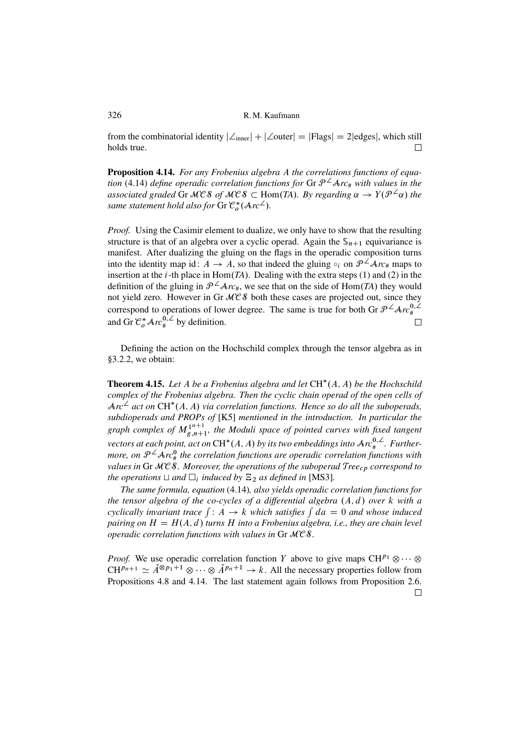from the combinatorial identity $|\angle_{\text{inner}}| + |\angle\text{outer}| = |\text{Flags}| = 2|\text{edges}|$, which still holds true. $\square$

**Proposition 4.14.** *For any Frobenius algebra $A$ the correlations functions of equation* (4.14) *define operadic correlation functions for* $\mathrm{Gr}\,\mathcal{P}^{\angle}\mathcal{A}rc_{\#}$ *with values in the associated graded* $\mathrm{Gr}\,\mathcal{MCS}$ *of* $\mathcal{MCS} \subset \mathrm{Hom}(TA)$*. By regarding* $\alpha \to Y(\mathcal{P}^{\angle}\alpha)$ *the same statement hold also for* $\mathrm{Gr}\,\mathcal{C}_o^*(\mathcal{A}rc^{\angle})$.

*Proof.* Using the Casimir element to dualize, we only have to show that the resulting structure is that of an algebra over a cyclic operad. Again the $\mathbb{S}_{n+1}$ equivariance is manifest. After dualizing the gluing on the flags in the operadic composition turns into the identity map $\mathrm{id}\colon A \to A$, so that indeed the gluing $\circ_i$ on $\mathcal{P}^{\angle}\mathcal{A}rc_{\#}$ maps to insertion at the $i$-th place in $\mathrm{Hom}(TA)$. Dealing with the extra steps (1) and (2) in the definition of the gluing in $\mathcal{P}^{\angle}\mathcal{A}rc_{\#}$, we see that on the side of $\mathrm{Hom}(TA)$ they would not yield zero. However in $\mathrm{Gr}\,\mathcal{MCS}$ both these cases are projected out, since they correspond to operations of lower degree. The same is true for both $\mathrm{Gr}\,\mathcal{P}^{\angle}\mathcal{A}rc_{\#}^{0,\angle}$ and $\mathrm{Gr}\,\mathcal{C}_o^*\mathcal{A}rc_{\#}^{0,\angle}$ by definition. $\square$

Defining the action on the Hochschild complex through the tensor algebra as in §3.2.2, we obtain:

**Theorem 4.15.** *Let $A$ be a Frobenius algebra and let* $\mathrm{CH}^*(A, A)$ *be the Hochschild complex of the Frobenius algebra. Then the cyclic chain operad of the open cells of* $\mathcal{A}rc^{\angle}$ *act on* $\mathrm{CH}^*(A, A)$ *via correlation functions. Hence so do all the suboperads, subdioperads and PROPs of* [K5] *mentioned in the introduction. In particular the graph complex of* $M_{g,n+1}^{1^{n+1}}$*, the Moduli space of pointed curves with fixed tangent vectors at each point, act on* $\mathrm{CH}^*(A, A)$ *by its two embeddings into* $\mathcal{A}rc_{\#}^{0,\angle}$*. Furthermore, on* $\mathcal{P}^{\angle}\mathcal{A}rc_{\#}^{0}$ *the correlation functions are operadic correlation functions with values in* $\mathrm{Gr}\,\mathcal{MCS}$*. Moreover, the operations of the suboperad* $\mathcal{T}ree_{cp}$ *correspond to the operations* $\sqcup$ *and* $\square_i$ *induced by* $\Xi_2$ *as defined in* [MS3].

*The same formula, equation* (4.14)*, also yields operadic correlation functions for the tensor algebra of the co-cycles of a differential algebra* $(A, d)$ *over* $k$ *with a cyclically invariant trace* $\int\colon A \to k$ *which satisfies* $\int da = 0$ *and whose induced pairing on* $H = H(A, d)$ *turns* $H$ *into a Frobenius algebra, i.e., they are chain level operadic correlation functions with values in* $\mathrm{Gr}\,\mathcal{MCS}$.

*Proof.* We use operadic correlation function $Y$ above to give maps $\mathrm{CH}^{p_1} \otimes \cdots \otimes \mathrm{CH}^{p_{n+1}} \simeq \check{A}^{\otimes p_1+1} \otimes \cdots \otimes \check{A}^{p_n+1} \to k$. All the necessary properties follow from Propositions 4.8 and 4.14. The last statement again follows from Proposition 2.6. $\square$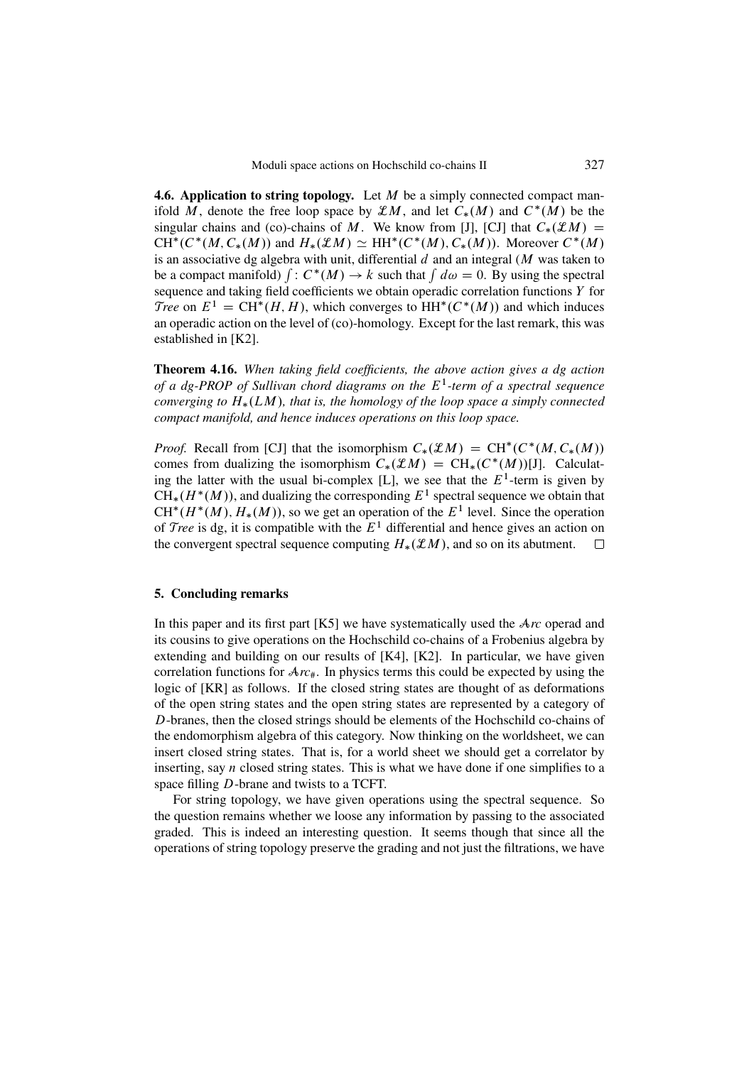**4.6. Application to string topology.** Let $M$ be a simply connected compact manifold $M$, denote the free loop space by $\mathcal{L}M$, and let $C_*(M)$ and $C^*(M)$ be the singular chains and (co)-chains of $M$. We know from [J], [CJ] that $C_*(\mathcal{L}M) = \mathrm{CH}^*(C^*(M, C_*(M))$ and $H_*(\mathcal{L}M) \simeq \mathrm{HH}^*(C^*(M), C_*(M))$. Moreover $C^*(M)$ is an associative dg algebra with unit, differential $d$ and an integral ($M$ was taken to be a compact manifold) $\int : C^*(M) \to k$ such that $\int d\omega = 0$. By using the spectral sequence and taking field coefficients we obtain operadic correlation functions $Y$ for $\mathcal{T}ree$ on $E^1 = \mathrm{CH}^*(H, H)$, which converges to $\mathrm{HH}^*(C^*(M))$ and which induces an operadic action on the level of (co)-homology. Except for the last remark, this was established in [K2].

**Theorem 4.16.** *When taking field coefficients, the above action gives a dg action of a dg-PROP of Sullivan chord diagrams on the $E^1$-term of a spectral sequence converging to $H_*(LM)$, that is, the homology of the loop space a simply connected compact manifold, and hence induces operations on this loop space.*

*Proof.* Recall from [CJ] that the isomorphism $C_*(\mathcal{L}M) = \mathrm{CH}^*(C^*(M, C_*(M))$ comes from dualizing the isomorphism $C_*(\mathcal{L}M) = \mathrm{CH}_*(C^*(M))$[J]. Calculating the latter with the usual bi-complex [L], we see that the $E^1$-term is given by $\mathrm{CH}_*(H^*(M))$, and dualizing the corresponding $E^1$ spectral sequence we obtain that $\mathrm{CH}^*(H^*(M), H_*(M))$, so we get an operation of the $E^1$ level. Since the operation of $\mathcal{T}ree$ is dg, it is compatible with the $E^1$ differential and hence gives an action on the convergent spectral sequence computing $H_*(\mathcal{L}M)$, and so on its abutment. □

## 5. Concluding remarks

In this paper and its first part [K5] we have systematically used the $\mathcal{A}rc$ operad and its cousins to give operations on the Hochschild co-chains of a Frobenius algebra by extending and building on our results of [K4], [K2]. In particular, we have given correlation functions for $\mathcal{A}rc_\#$. In physics terms this could be expected by using the logic of [KR] as follows. If the closed string states are thought of as deformations of the open string states and the open string states are represented by a category of $D$-branes, then the closed strings should be elements of the Hochschild co-chains of the endomorphism algebra of this category. Now thinking on the worldsheet, we can insert closed string states. That is, for a world sheet we should get a correlator by inserting, say $n$ closed string states. This is what we have done if one simplifies to a space filling $D$-brane and twists to a TCFT.

For string topology, we have given operations using the spectral sequence. So the question remains whether we loose any information by passing to the associated graded. This is indeed an interesting question. It seems though that since all the operations of string topology preserve the grading and not just the filtrations, we have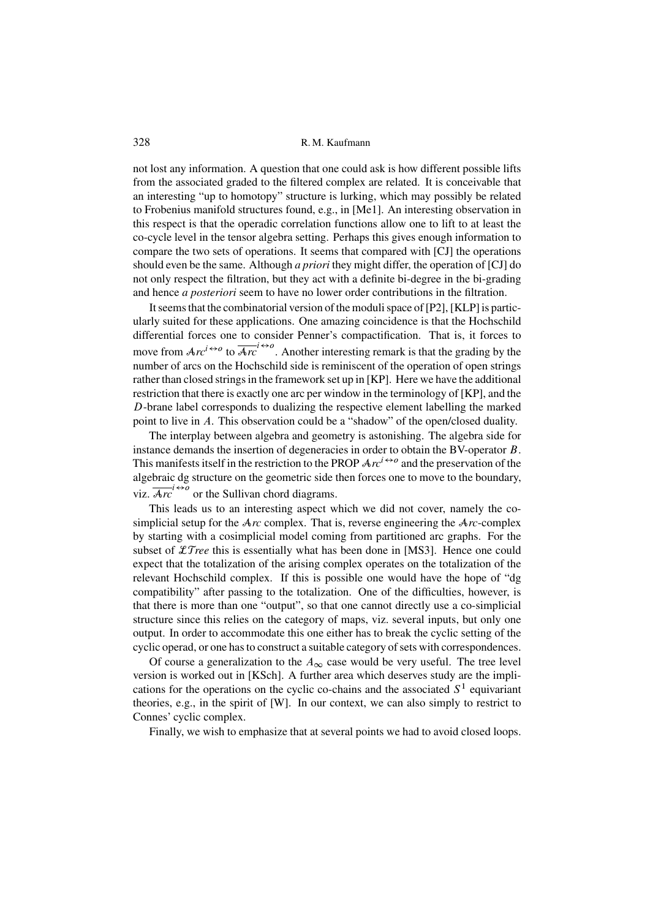not lost any information. A question that one could ask is how different possible lifts from the associated graded to the filtered complex are related. It is conceivable that an interesting "up to homotopy" structure is lurking, which may possibly be related to Frobenius manifold structures found, e.g., in [Me1]. An interesting observation in this respect is that the operadic correlation functions allow one to lift to at least the co-cycle level in the tensor algebra setting. Perhaps this gives enough information to compare the two sets of operations. It seems that compared with [CJ] the operations should even be the same. Although *a priori* they might differ, the operation of [CJ] do not only respect the filtration, but they act with a definite bi-degree in the bi-grading and hence *a posteriori* seem to have no lower order contributions in the filtration.

It seems that the combinatorial version of the moduli space of [P2], [KLP] is particularly suited for these applications. One amazing coincidence is that the Hochschild differential forces one to consider Penner's compactification. That is, it forces to move from $\mathcal{A}rc^{i\leftrightarrow o}$ to $\overline{\mathcal{A}rc}^{i\leftrightarrow o}$. Another interesting remark is that the grading by the number of arcs on the Hochschild side is reminiscent of the operation of open strings rather than closed strings in the framework set up in [KP]. Here we have the additional restriction that there is exactly one arc per window in the terminology of [KP], and the $D$-brane label corresponds to dualizing the respective element labelling the marked point to live in $A$. This observation could be a "shadow" of the open/closed duality.

The interplay between algebra and geometry is astonishing. The algebra side for instance demands the insertion of degeneracies in order to obtain the BV-operator $B$. This manifests itself in the restriction to the PROP $\mathcal{A}rc^{i\leftrightarrow o}$ and the preservation of the algebraic dg structure on the geometric side then forces one to move to the boundary, viz. $\overline{\mathcal{A}rc}^{i\leftrightarrow o}$ or the Sullivan chord diagrams.

This leads us to an interesting aspect which we did not cover, namely the cosimplicial setup for the $\mathcal{A}rc$ complex. That is, reverse engineering the $\mathcal{A}rc$-complex by starting with a cosimplicial model coming from partitioned arc graphs. For the subset of $\mathcal{LT}ree$ this is essentially what has been done in [MS3]. Hence one could expect that the totalization of the arising complex operates on the totalization of the relevant Hochschild complex. If this is possible one would have the hope of "dg compatibility" after passing to the totalization. One of the difficulties, however, is that there is more than one "output", so that one cannot directly use a co-simplicial structure since this relies on the category of maps, viz. several inputs, but only one output. In order to accommodate this one either has to break the cyclic setting of the cyclic operad, or one has to construct a suitable category of sets with correspondences.

Of course a generalization to the $A_\infty$ case would be very useful. The tree level version is worked out in [KSch]. A further area which deserves study are the implications for the operations on the cyclic co-chains and the associated $S^1$ equivariant theories, e.g., in the spirit of [W]. In our context, we can also simply to restrict to Connes' cyclic complex.

Finally, we wish to emphasize that at several points we had to avoid closed loops.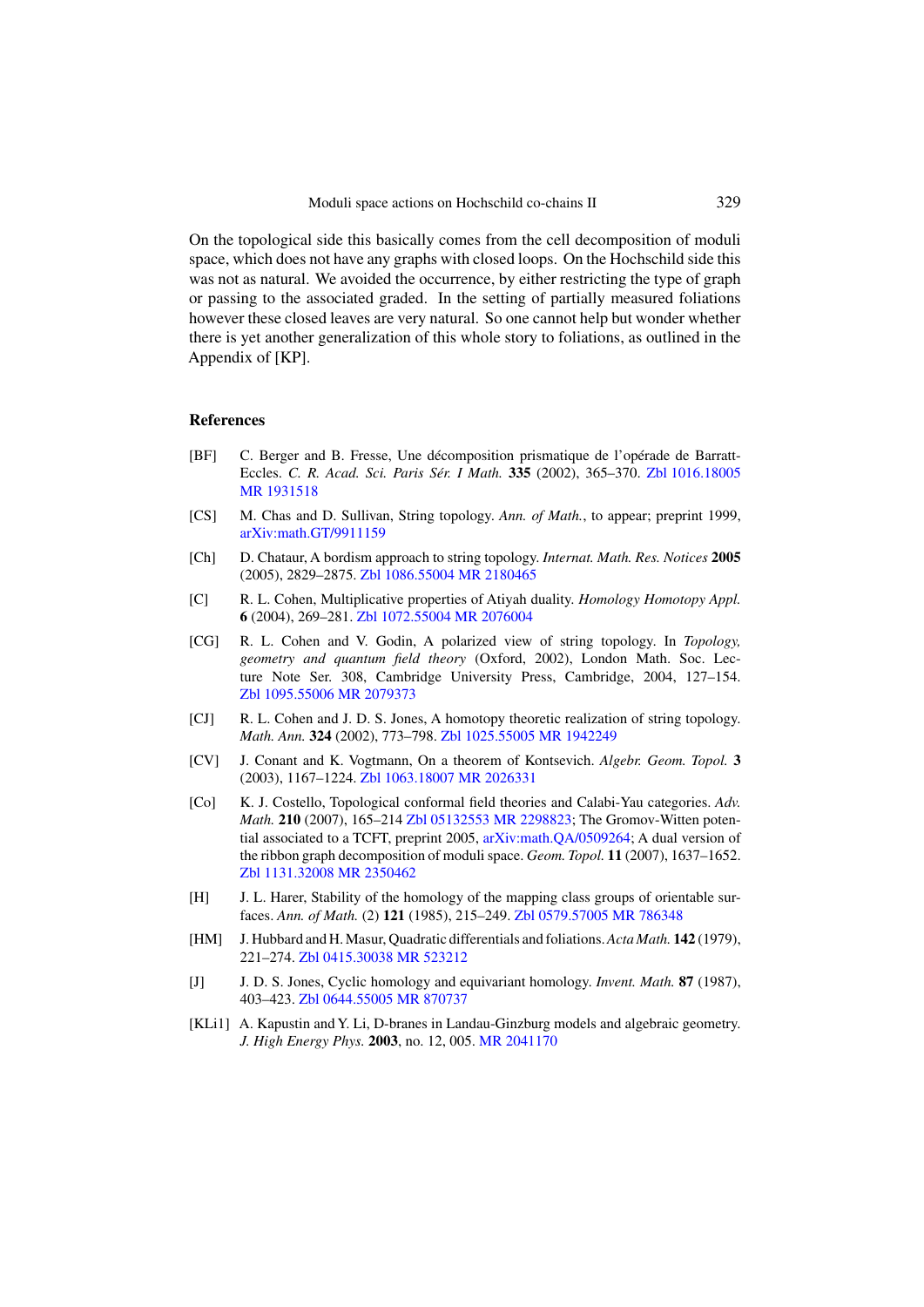On the topological side this basically comes from the cell decomposition of moduli space, which does not have any graphs with closed loops. On the Hochschild side this was not as natural. We avoided the occurrence, by either restricting the type of graph or passing to the associated graded. In the setting of partially measured foliations however these closed leaves are very natural. So one cannot help but wonder whether there is yet another generalization of this whole story to foliations, as outlined in the Appendix of [KP].

## References

- [BF] C. Berger and B. Fresse, Une décomposition prismatique de l'opérade de Barratt-Eccles. *C. R. Acad. Sci. Paris Sér. I Math.* **335** (2002), 365–370. Zbl 1016.18005 MR 1931518
- [CS] M. Chas and D. Sullivan, String topology. *Ann. of Math.*, to appear; preprint 1999, arXiv:math.GT/9911159
- [Ch] D. Chataur, A bordism approach to string topology. *Internat. Math. Res. Notices* **2005** (2005), 2829–2875. Zbl 1086.55004 MR 2180465
- [C] R. L. Cohen, Multiplicative properties of Atiyah duality. *Homology Homotopy Appl.* **6** (2004), 269–281. Zbl 1072.55004 MR 2076004
- [CG] R. L. Cohen and V. Godin, A polarized view of string topology. In *Topology, geometry and quantum field theory* (Oxford, 2002), London Math. Soc. Lecture Note Ser. 308, Cambridge University Press, Cambridge, 2004, 127–154. Zbl 1095.55006 MR 2079373
- [CJ] R. L. Cohen and J. D. S. Jones, A homotopy theoretic realization of string topology. *Math. Ann.* **324** (2002), 773–798. Zbl 1025.55005 MR 1942249
- [CV] J. Conant and K. Vogtmann, On a theorem of Kontsevich. *Algebr. Geom. Topol.* **3** (2003), 1167–1224. Zbl 1063.18007 MR 2026331
- [Co] K. J. Costello, Topological conformal field theories and Calabi-Yau categories. *Adv. Math.* **210** (2007), 165–214 Zbl 05132553 MR 2298823; The Gromov-Witten potential associated to a TCFT, preprint 2005, arXiv:math.QA/0509264; A dual version of the ribbon graph decomposition of moduli space. *Geom. Topol.* **11** (2007), 1637–1652. Zbl 1131.32008 MR 2350462
- [H] J. L. Harer, Stability of the homology of the mapping class groups of orientable surfaces. *Ann. of Math.* (2) **121** (1985), 215–249. Zbl 0579.57005 MR 786348
- [HM] J. Hubbard and H. Masur, Quadratic differentials and foliations. *Acta Math.* **142** (1979), 221–274. Zbl 0415.30038 MR 523212
- [J] J. D. S. Jones, Cyclic homology and equivariant homology. *Invent. Math.* **87** (1987), 403–423. Zbl 0644.55005 MR 870737
- [KLi1] A. Kapustin and Y. Li, D-branes in Landau-Ginzburg models and algebraic geometry. *J. High Energy Phys.* **2003**, no. 12, 005. MR 2041170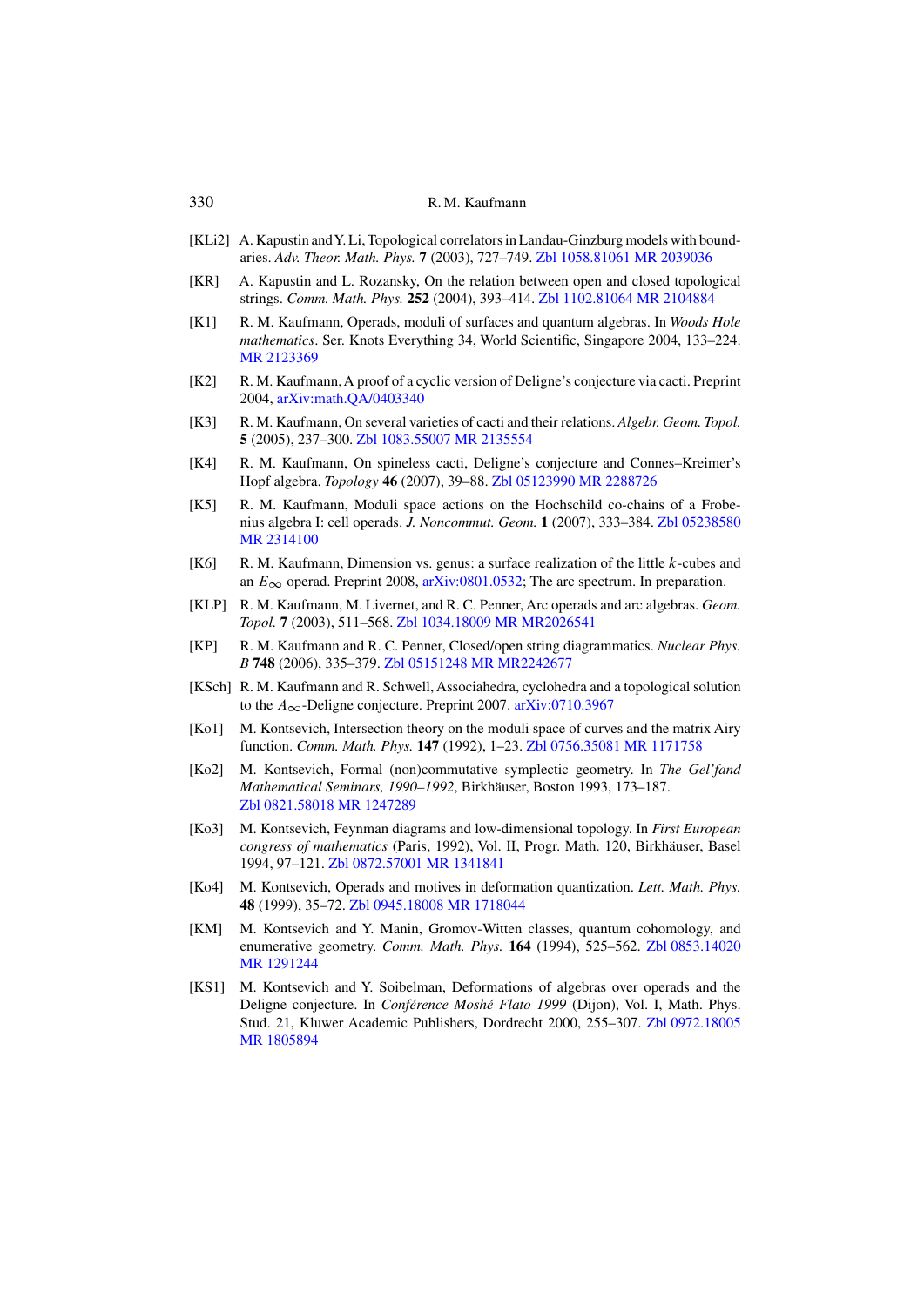[KLi2] A. Kapustin and Y. Li, Topological correlators in Landau-Ginzburg models with boundaries. *Adv. Theor. Math. Phys.* **7** (2003), 727–749. Zbl 1058.81061 MR 2039036

[KR] A. Kapustin and L. Rozansky, On the relation between open and closed topological strings. *Comm. Math. Phys.* **252** (2004), 393–414. Zbl 1102.81064 MR 2104884

[K1] R. M. Kaufmann, Operads, moduli of surfaces and quantum algebras. In *Woods Hole mathematics*. Ser. Knots Everything 34, World Scientific, Singapore 2004, 133–224. MR 2123369

[K2] R. M. Kaufmann, A proof of a cyclic version of Deligne's conjecture via cacti. Preprint 2004, arXiv:math.QA/0403340

[K3] R. M. Kaufmann, On several varieties of cacti and their relations. *Algebr. Geom. Topol.* **5** (2005), 237–300. Zbl 1083.55007 MR 2135554

[K4] R. M. Kaufmann, On spineless cacti, Deligne's conjecture and Connes–Kreimer's Hopf algebra. *Topology* **46** (2007), 39–88. Zbl 05123990 MR 2288726

[K5] R. M. Kaufmann, Moduli space actions on the Hochschild co-chains of a Frobenius algebra I: cell operads. *J. Noncommut. Geom.* **1** (2007), 333–384. Zbl 05238580 MR 2314100

[K6] R. M. Kaufmann, Dimension vs. genus: a surface realization of the little $k$-cubes and an $E_\infty$ operad. Preprint 2008, arXiv:0801.0532; The arc spectrum. In preparation.

[KLP] R. M. Kaufmann, M. Livernet, and R. C. Penner, Arc operads and arc algebras. *Geom. Topol.* **7** (2003), 511–568. Zbl 1034.18009 MR MR2026541

[KP] R. M. Kaufmann and R. C. Penner, Closed/open string diagrammatics. *Nuclear Phys. B* **748** (2006), 335–379. Zbl 05151248 MR MR2242677

[KSch] R. M. Kaufmann and R. Schwell, Associahedra, cyclohedra and a topological solution to the $A_\infty$-Deligne conjecture. Preprint 2007. arXiv:0710.3967

[Ko1] M. Kontsevich, Intersection theory on the moduli space of curves and the matrix Airy function. *Comm. Math. Phys.* **147** (1992), 1–23. Zbl 0756.35081 MR 1171758

[Ko2] M. Kontsevich, Formal (non)commutative symplectic geometry. In *The Gel'fand Mathematical Seminars, 1990–1992*, Birkhäuser, Boston 1993, 173–187. Zbl 0821.58018 MR 1247289

[Ko3] M. Kontsevich, Feynman diagrams and low-dimensional topology. In *First European congress of mathematics* (Paris, 1992), Vol. II, Progr. Math. 120, Birkhäuser, Basel 1994, 97–121. Zbl 0872.57001 MR 1341841

[Ko4] M. Kontsevich, Operads and motives in deformation quantization. *Lett. Math. Phys.* **48** (1999), 35–72. Zbl 0945.18008 MR 1718044

[KM] M. Kontsevich and Y. Manin, Gromov-Witten classes, quantum cohomology, and enumerative geometry. *Comm. Math. Phys.* **164** (1994), 525–562. Zbl 0853.14020 MR 1291244

[KS1] M. Kontsevich and Y. Soibelman, Deformations of algebras over operads and the Deligne conjecture. In *Conférence Moshé Flato 1999* (Dijon), Vol. I, Math. Phys. Stud. 21, Kluwer Academic Publishers, Dordrecht 2000, 255–307. Zbl 0972.18005 MR 1805894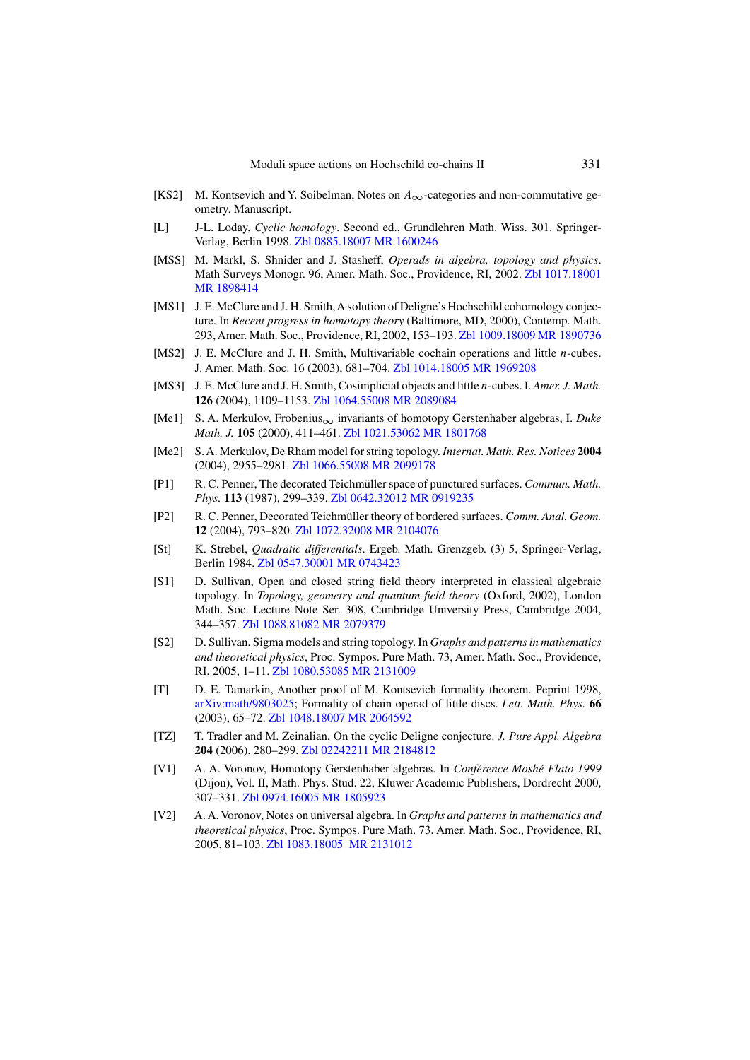[KS2] M. Kontsevich and Y. Soibelman, Notes on $A_\infty$-categories and non-commutative geometry. Manuscript.

[L] J-L. Loday, *Cyclic homology*. Second ed., Grundlehren Math. Wiss. 301. Springer-Verlag, Berlin 1998. Zbl 0885.18007 MR 1600246

[MSS] M. Markl, S. Shnider and J. Stasheff, *Operads in algebra, topology and physics*. Math Surveys Monogr. 96, Amer. Math. Soc., Providence, RI, 2002. Zbl 1017.18001 MR 1898414

[MS1] J. E. McClure and J. H. Smith, A solution of Deligne's Hochschild cohomology conjecture. In *Recent progress in homotopy theory* (Baltimore, MD, 2000), Contemp. Math. 293, Amer. Math. Soc., Providence, RI, 2002, 153–193. Zbl 1009.18009 MR 1890736

[MS2] J. E. McClure and J. H. Smith, Multivariable cochain operations and little $n$-cubes. J. Amer. Math. Soc. 16 (2003), 681–704. Zbl 1014.18005 MR 1969208

[MS3] J. E. McClure and J. H. Smith, Cosimplicial objects and little $n$-cubes. I. *Amer. J. Math.* **126** (2004), 1109–1153. Zbl 1064.55008 MR 2089084

[Me1] S. A. Merkulov, Frobenius$_\infty$ invariants of homotopy Gerstenhaber algebras, I. *Duke Math. J.* **105** (2000), 411–461. Zbl 1021.53062 MR 1801768

[Me2] S. A. Merkulov, De Rham model for string topology. *Internat. Math. Res. Notices* **2004** (2004), 2955–2981. Zbl 1066.55008 MR 2099178

[P1] R. C. Penner, The decorated Teichmüller space of punctured surfaces. *Commun. Math. Phys.* **113** (1987), 299–339. Zbl 0642.32012 MR 0919235

[P2] R. C. Penner, Decorated Teichmüller theory of bordered surfaces. *Comm. Anal. Geom.* **12** (2004), 793–820. Zbl 1072.32008 MR 2104076

[St] K. Strebel, *Quadratic differentials*. Ergeb. Math. Grenzgeb. (3) 5, Springer-Verlag, Berlin 1984. Zbl 0547.30001 MR 0743423

[S1] D. Sullivan, Open and closed string field theory interpreted in classical algebraic topology. In *Topology, geometry and quantum field theory* (Oxford, 2002), London Math. Soc. Lecture Note Ser. 308, Cambridge University Press, Cambridge 2004, 344–357. Zbl 1088.81082 MR 2079379

[S2] D. Sullivan, Sigma models and string topology. In *Graphs and patterns in mathematics and theoretical physics*, Proc. Sympos. Pure Math. 73, Amer. Math. Soc., Providence, RI, 2005, 1–11. Zbl 1080.53085 MR 2131009

[T] D. E. Tamarkin, Another proof of M. Kontsevich formality theorem. Peprint 1998, arXiv:math/9803025; Formality of chain operad of little discs. *Lett. Math. Phys.* **66** (2003), 65–72. Zbl 1048.18007 MR 2064592

[TZ] T. Tradler and M. Zeinalian, On the cyclic Deligne conjecture. *J. Pure Appl. Algebra* **204** (2006), 280–299. Zbl 02242211 MR 2184812

[V1] A. A. Voronov, Homotopy Gerstenhaber algebras. In *Conférence Moshé Flato 1999* (Dijon), Vol. II, Math. Phys. Stud. 22, Kluwer Academic Publishers, Dordrecht 2000, 307–331. Zbl 0974.16005 MR 1805923

[V2] A. A. Voronov, Notes on universal algebra. In *Graphs and patterns in mathematics and theoretical physics*, Proc. Sympos. Pure Math. 73, Amer. Math. Soc., Providence, RI, 2005, 81–103. Zbl 1083.18005 MR 2131012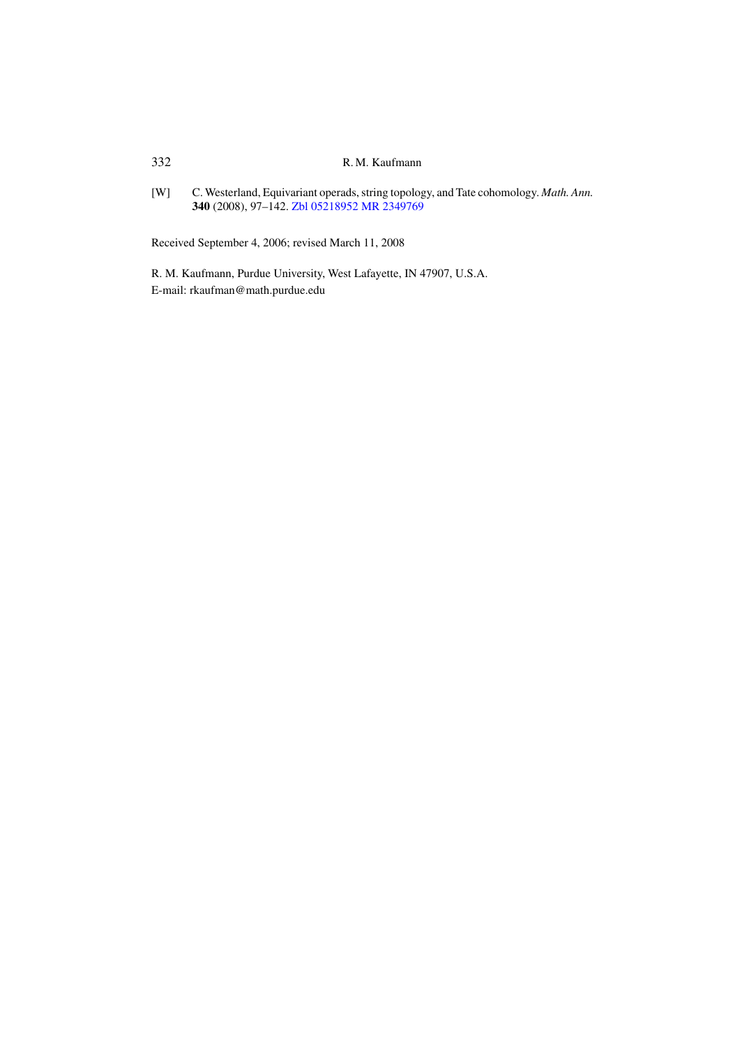[W] C. Westerland, Equivariant operads, string topology, and Tate cohomology. *Math. Ann.* **340** (2008), 97–142. Zbl 05218952 MR 2349769

Received September 4, 2006; revised March 11, 2008

R. M. Kaufmann, Purdue University, West Lafayette, IN 47907, U.S.A.
E-mail: rkaufman@math.purdue.edu